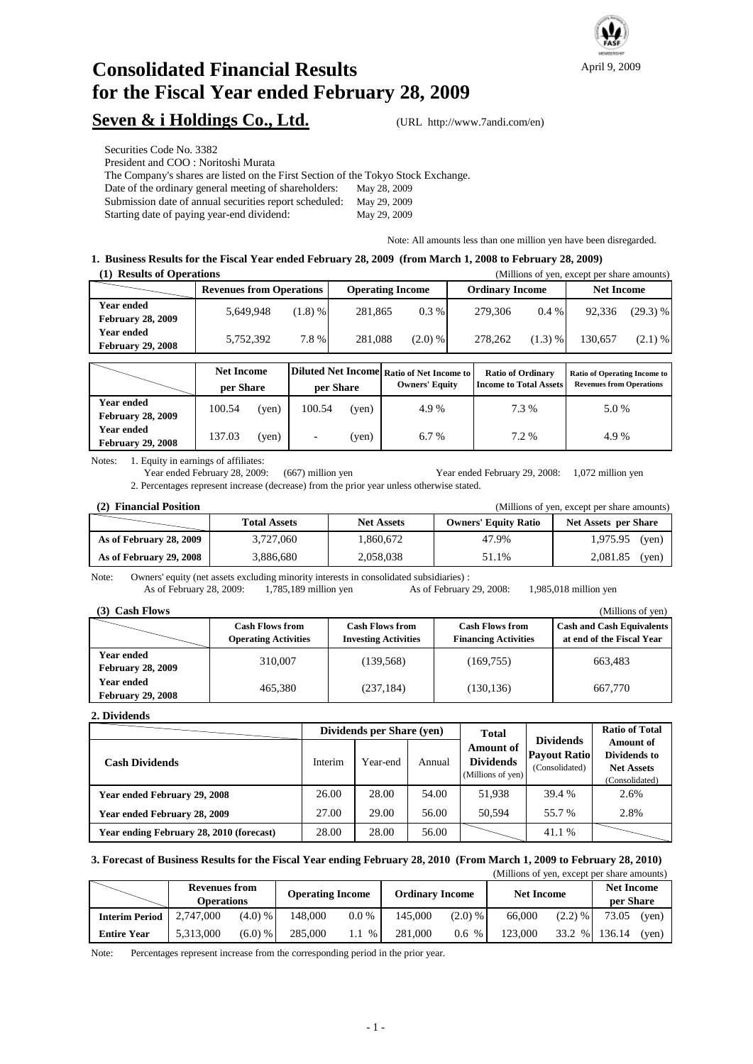April 9, 2009

# Consolidated Financial Results for the Fiscal Year ended February 28, 2009

## Seven & i Holdings Co., Ltd.

(URL http://www.7andi.com/en)

Securities Code No. 3382
President and COO : Noritoshi Murata
The Company's shares are listed on the First Section of the Tokyo Stock Exchange.
Date of the ordinary general meeting of shareholders: May 28, 2009
Submission date of annual securities report scheduled: May 29, 2009
Starting date of paying year-end dividend: May 29, 2009

Note: All amounts less than one million yen have been disregarded.

### 1. Business Results for the Fiscal Year ended February 28, 2009 (from March 1, 2008 to February 28, 2009)

**(1) Results of Operations** (Millions of yen, except per share amounts)

| | Revenues from Operations | | Operating Income | | Ordinary Income | | Net Income | |
|---|---|---|---|---|---|---|---|---|
| Year ended February 28, 2009 | 5,649,948 | (1.8) % | 281,865 | 0.3 % | 279,306 | 0.4 % | 92,336 | (29.3) % |
| Year ended February 29, 2008 | 5,752,392 | 7.8 % | 281,088 | (2.0) % | 278,262 | (1.3) % | 130,657 | (2.1) % |

| | Net Income per Share | Diluted Net Income per Share | Ratio of Net Income to Owners' Equity | Ratio of Ordinary Income to Total Assets | Ratio of Operating Income to Revenues from Operations |
|---|---|---|---|---|---|
| Year ended February 28, 2009 | 100.54 (yen) | 100.54 (yen) | 4.9 % | 7.3 % | 5.0 % |
| Year ended February 29, 2008 | 137.03 (yen) | - (yen) | 6.7 % | 7.2 % | 4.9 % |

Notes: 1. Equity in earnings of affiliates:
Year ended February 28, 2009: (667) million yen Year ended February 29, 2008: 1,072 million yen
2. Percentages represent increase (decrease) from the prior year unless otherwise stated.

**(2) Financial Position** (Millions of yen, except per share amounts)

| | Total Assets | Net Assets | Owners' Equity Ratio | Net Assets per Share |
|---|---|---|---|---|
| As of February 28, 2009 | 3,727,060 | 1,860,672 | 47.9% | 1,975.95 (yen) |
| As of February 29, 2008 | 3,886,680 | 2,058,038 | 51.1% | 2,081.85 (yen) |

Note: Owners' equity (net assets excluding minority interests in consolidated subsidiaries) :
As of February 28, 2009: 1,785,189 million yen As of February 29, 2008: 1,985,018 million yen

**(3) Cash Flows** (Millions of yen)

| | Cash Flows from Operating Activities | Cash Flows from Investing Activities | Cash Flows from Financing Activities | Cash and Cash Equivalents at end of the Fiscal Year |
|---|---|---|---|---|
| Year ended February 28, 2009 | 310,007 | (139,568) | (169,755) | 663,483 |
| Year ended February 29, 2008 | 465,380 | (237,184) | (130,136) | 667,770 |

### 2. Dividends

| Cash Dividends | Dividends per Share (yen) | | | Total Amount of Dividends (Millions of yen) | Dividends Payout Ratio (Consolidated) | Ratio of Total Amount of Dividends to Net Assets (Consolidated) |
|---|---|---|---|---|---|---|
| | Interim | Year-end | Annual | | | |
| Year ended February 29, 2008 | 26.00 | 28.00 | 54.00 | 51,938 | 39.4 % | 2.6% |
| Year ended February 28, 2009 | 27.00 | 29.00 | 56.00 | 50,594 | 55.7 % | 2.8% |
| Year ending February 28, 2010 (forecast) | 28.00 | 28.00 | 56.00 | | 41.1 % | |

### 3. Forecast of Business Results for the Fiscal Year ending February 28, 2010 (From March 1, 2009 to February 28, 2010)

(Millions of yen, except per share amounts)

| | Revenues from Operations | | Operating Income | | Ordinary Income | | Net Income | | Net Income per Share |
|---|---|---|---|---|---|---|---|---|---|
| Interim Period | 2,747,000 | (4.0) % | 148,000 | 0.0 % | 145,000 | (2.0) % | 66,000 | (2.2) % | 73.05 (yen) |
| Entire Year | 5,313,000 | (6.0) % | 285,000 | 1.1 % | 281,000 | 0.6 % | 123,000 | 33.2 % | 136.14 (yen) |

Note: Percentages represent increase from the corresponding period in the prior year.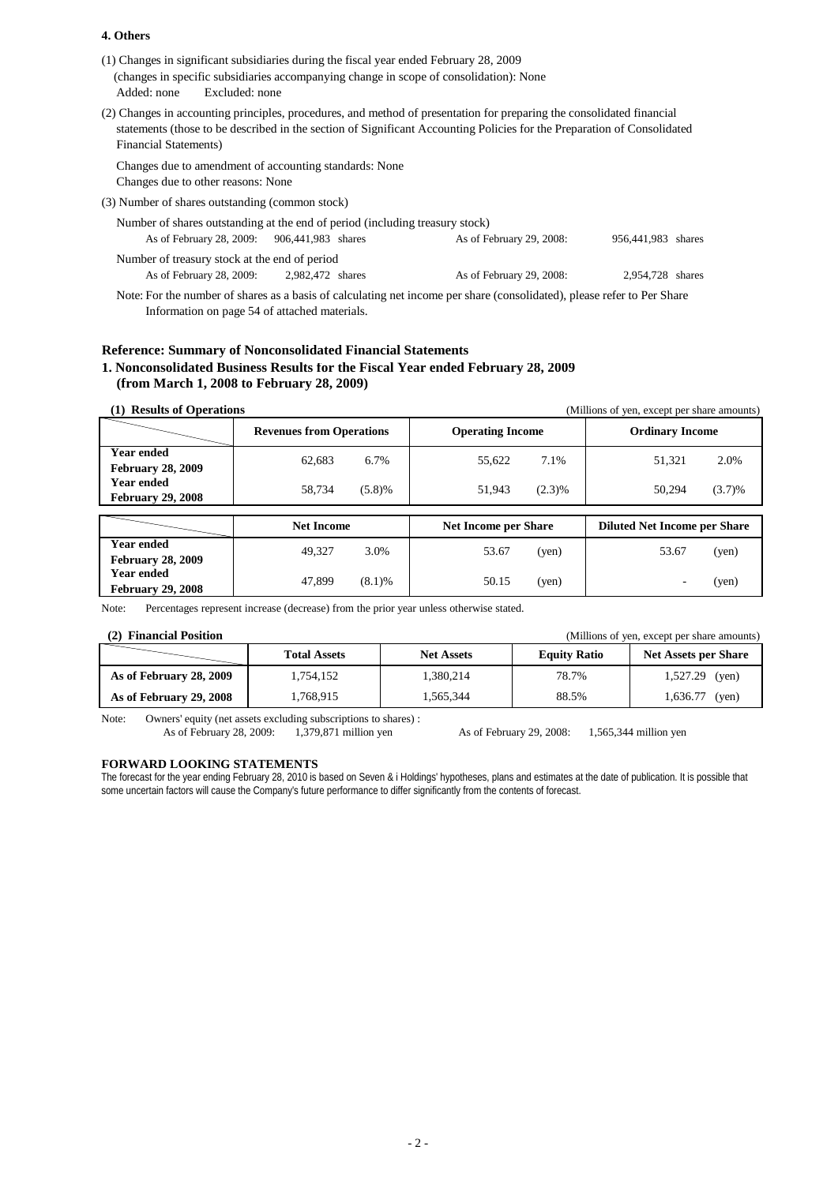#### 4. Others

(1) Changes in significant subsidiaries during the fiscal year ended February 28, 2009
(changes in specific subsidiaries accompanying change in scope of consolidation): None
Added: none Excluded: none

(2) Changes in accounting principles, procedures, and method of presentation for preparing the consolidated financial statements (those to be described in the section of Significant Accounting Policies for the Preparation of Consolidated Financial Statements)

Changes due to amendment of accounting standards: None
Changes due to other reasons: None

(3) Number of shares outstanding (common stock)

Number of shares outstanding at the end of period (including treasury stock)

As of February 28, 2009: 906,441,983 shares As of February 29, 2008: 956,441,983 shares

Number of treasury stock at the end of period

As of February 28, 2009: 2,982,472 shares As of February 29, 2008: 2,954,728 shares

Note: For the number of shares as a basis of calculating net income per share (consolidated), please refer to Per Share Information on page 54 of attached materials.

### Reference: Summary of Nonconsolidated Financial Statements

### 1. Nonconsolidated Business Results for the Fiscal Year ended February 28, 2009 (from March 1, 2008 to February 28, 2009)

**(1) Results of Operations** (Millions of yen, except per share amounts)

| | Revenues from Operations | | Operating Income | | Ordinary Income | |
|---|---|---|---|---|---|---|
| Year ended February 28, 2009 | 62,683 | 6.7% | 55,622 | 7.1% | 51,321 | 2.0% |
| Year ended February 29, 2008 | 58,734 | (5.8)% | 51,943 | (2.3)% | 50,294 | (3.7)% |

| | Net Income | | Net Income per Share | | Diluted Net Income per Share | |
|---|---|---|---|---|---|---|
| Year ended February 28, 2009 | 49,327 | 3.0% | 53.67 | (yen) | 53.67 | (yen) |
| Year ended February 29, 2008 | 47,899 | (8.1)% | 50.15 | (yen) | - | (yen) |

Note: Percentages represent increase (decrease) from the prior year unless otherwise stated.

**(2) Financial Position** (Millions of yen, except per share amounts)

| | Total Assets | Net Assets | Equity Ratio | Net Assets per Share |
|---|---|---|---|---|
| As of February 28, 2009 | 1,754,152 | 1,380,214 | 78.7% | 1,527.29 (yen) |
| As of February 29, 2008 | 1,768,915 | 1,565,344 | 88.5% | 1,636.77 (yen) |

Note: Owners' equity (net assets excluding subscriptions to shares) :
As of February 28, 2009: 1,379,871 million yen As of February 29, 2008: 1,565,344 million yen

#### FORWARD LOOKING STATEMENTS

The forecast for the year ending February 28, 2010 is based on Seven & i Holdings' hypotheses, plans and estimates at the date of publication. It is possible that some uncertain factors will cause the Company's future performance to differ significantly from the contents of forecast.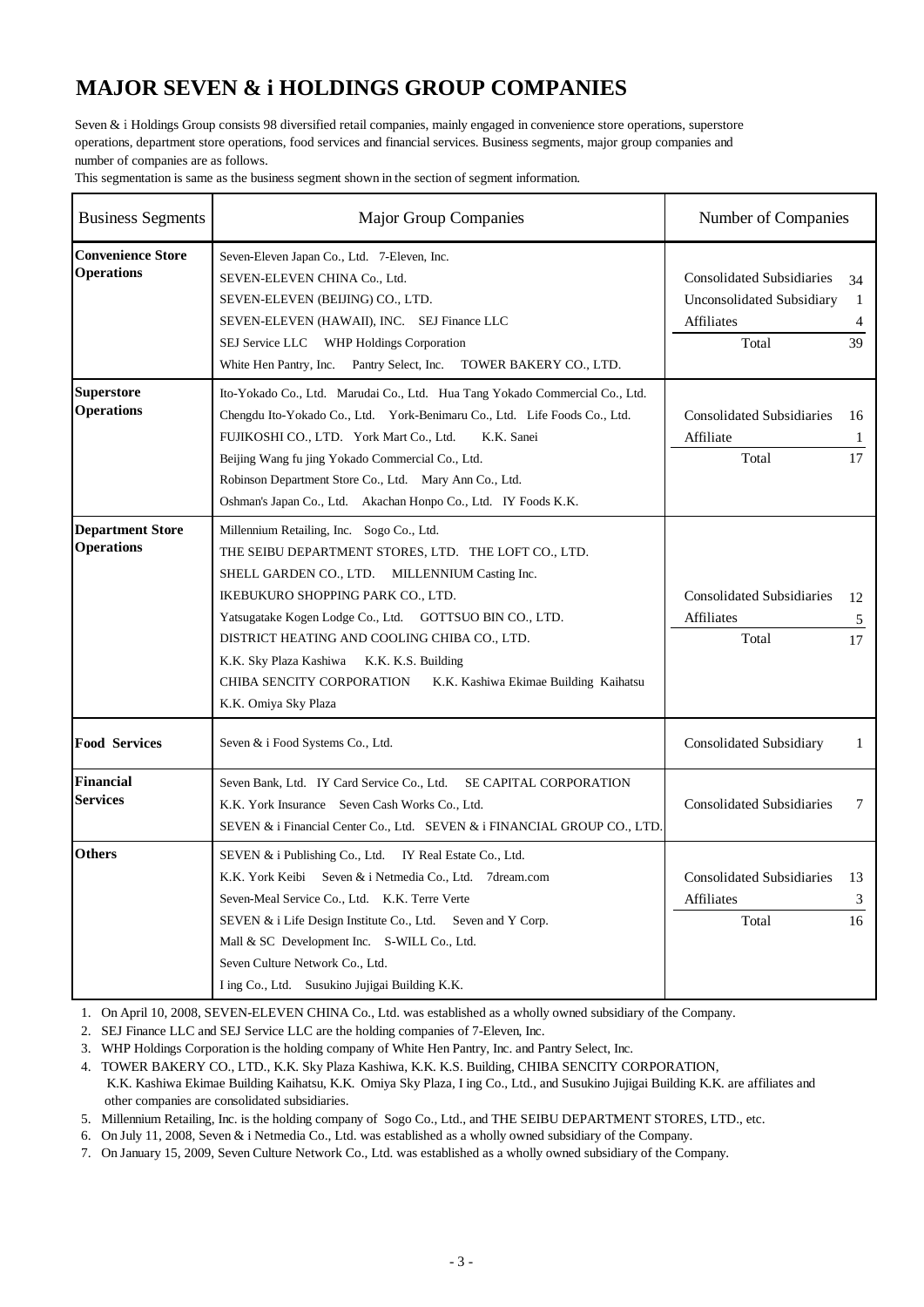# MAJOR SEVEN & i HOLDINGS GROUP COMPANIES

Seven & i Holdings Group consists 98 diversified retail companies, mainly engaged in convenience store operations, superstore operations, department store operations, food services and financial services. Business segments, major group companies and number of companies are as follows.

This segmentation is same as the business segment shown in the section of segment information.

| Business Segments | Major Group Companies | Number of Companies | |
|---|---|---|---|
| **Convenience Store Operations** | Seven-Eleven Japan Co., Ltd. 7-Eleven, Inc.<br>SEVEN-ELEVEN CHINA Co., Ltd.<br>SEVEN-ELEVEN (BEIJING) CO., LTD.<br>SEVEN-ELEVEN (HAWAII), INC. SEJ Finance LLC<br>SEJ Service LLC WHP Holdings Corporation<br>White Hen Pantry, Inc. Pantry Select, Inc. TOWER BAKERY CO., LTD. | Consolidated Subsidiaries<br>Unconsolidated Subsidiary<br>Affiliates<br>Total | 34<br>1<br>4<br>39 |
| **Superstore Operations** | Ito-Yokado Co., Ltd. Marudai Co., Ltd. Hua Tang Yokado Commercial Co., Ltd.<br>Chengdu Ito-Yokado Co., Ltd. York-Benimaru Co., Ltd. Life Foods Co., Ltd.<br>FUJIKOSHI CO., LTD. York Mart Co., Ltd. K.K. Sanei<br>Beijing Wang fu jing Yokado Commercial Co., Ltd.<br>Robinson Department Store Co., Ltd. Mary Ann Co., Ltd.<br>Oshman's Japan Co., Ltd. Akachan Honpo Co., Ltd. IY Foods K.K. | Consolidated Subsidiaries<br>Affiliate<br>Total | 16<br>1<br>17 |
| **Department Store Operations** | Millennium Retailing, Inc. Sogo Co., Ltd.<br>THE SEIBU DEPARTMENT STORES, LTD. THE LOFT CO., LTD.<br>SHELL GARDEN CO., LTD. MILLENNIUM Casting Inc.<br>IKEBUKURO SHOPPING PARK CO., LTD.<br>Yatsugatake Kogen Lodge Co., Ltd. GOTTSUO BIN CO., LTD.<br>DISTRICT HEATING AND COOLING CHIBA CO., LTD.<br>K.K. Sky Plaza Kashiwa K.K. K.S. Building<br>CHIBA SENCITY CORPORATION K.K. Kashiwa Ekimae Building Kaihatsu<br>K.K. Omiya Sky Plaza | Consolidated Subsidiaries<br>Affiliates<br>Total | 12<br>5<br>17 |
| **Food Services** | Seven & i Food Systems Co., Ltd. | Consolidated Subsidiary | 1 |
| **Financial Services** | Seven Bank, Ltd. IY Card Service Co., Ltd. SE CAPITAL CORPORATION<br>K.K. York Insurance Seven Cash Works Co., Ltd.<br>SEVEN & i Financial Center Co., Ltd. SEVEN & i FINANCIAL GROUP CO., LTD. | Consolidated Subsidiaries | 7 |
| **Others** | SEVEN & i Publishing Co., Ltd. IY Real Estate Co., Ltd.<br>K.K. York Keibi Seven & i Netmedia Co., Ltd. 7dream.com<br>Seven-Meal Service Co., Ltd. K.K. Terre Verte<br>SEVEN & i Life Design Institute Co., Ltd. Seven and Y Corp.<br>Mall & SC Development Inc. S-WILL Co., Ltd.<br>Seven Culture Network Co., Ltd.<br>I ing Co., Ltd. Susukino Jujigai Building K.K. | Consolidated Subsidiaries<br>Affiliates<br>Total | 13<br>3<br>16 |

1. On April 10, 2008, SEVEN-ELEVEN CHINA Co., Ltd. was established as a wholly owned subsidiary of the Company.
2. SEJ Finance LLC and SEJ Service LLC are the holding companies of 7-Eleven, Inc.
3. WHP Holdings Corporation is the holding company of White Hen Pantry, Inc. and Pantry Select, Inc.
4. TOWER BAKERY CO., LTD., K.K. Sky Plaza Kashiwa, K.K. K.S. Building, CHIBA SENCITY CORPORATION, K.K. Kashiwa Ekimae Building Kaihatsu, K.K. Omiya Sky Plaza, I ing Co., Ltd., and Susukino Jujigai Building K.K. are affiliates and other companies are consolidated subsidiaries.
5. Millennium Retailing, Inc. is the holding company of Sogo Co., Ltd., and THE SEIBU DEPARTMENT STORES, LTD., etc.
6. On July 11, 2008, Seven & i Netmedia Co., Ltd. was established as a wholly owned subsidiary of the Company.
7. On January 15, 2009, Seven Culture Network Co., Ltd. was established as a wholly owned subsidiary of the Company.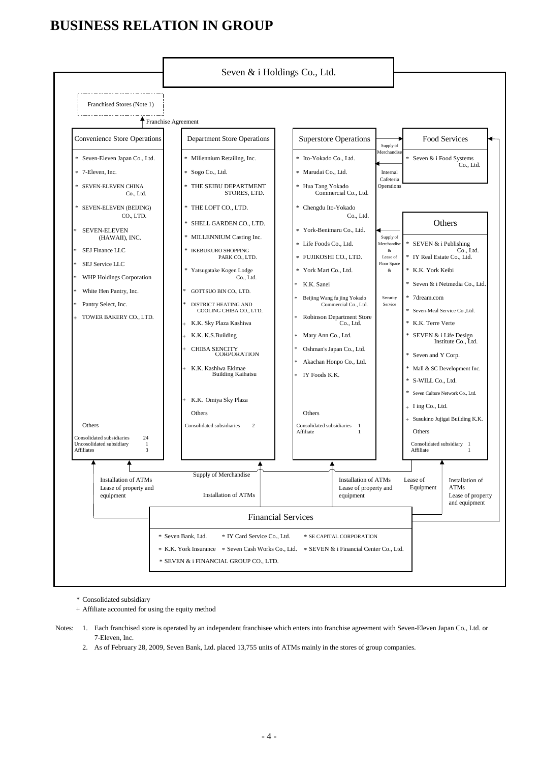# BUSINESS RELATION IN GROUP

## Seven & i Holdings Co., Ltd.

Franchised Stores (Note 1)

↑ Franchise Agreement

### Convenience Store Operations

- \* Seven-Eleven Japan Co., Ltd.
- \* 7-Eleven, Inc.
- \* SEVEN-ELEVEN CHINA Co., Ltd.
- \* SEVEN-ELEVEN (BEIJING) CO., LTD.
- \* SEVEN-ELEVEN (HAWAII), INC.
- \* SEJ Finance LLC
- \* SEJ Service LLC
- \* WHP Holdings Corporation
- \* White Hen Pantry, Inc.
- \* Pantry Select, Inc.
- \+ TOWER BAKERY CO., LTD.

Others

Consolidated subsidiaries 24
Uncosolidated subsidiary 1
Affiliates 3

### Department Store Operations

- \* Millennium Retailing, Inc.
- \* Sogo Co., Ltd.
- \* THE SEIBU DEPARTMENT STORES, LTD.
- \* THE LOFT CO., LTD.
- \* SHELL GARDEN CO., LTD.
- \* MILLENNIUM Casting Inc.
- \* IKEBUKURO SHOPPING PARK CO., LTD.
- \* Yatsugatake Kogen Lodge Co., Ltd.
- \* GOTTSUO BIN CO., LTD.
- \* DISTRICT HEATING AND COOLING CHIBA CO., LTD.
- \+ K.K. Sky Plaza Kashiwa
- \+ K.K. K.S.Building
- \+ CHIBA SENCITY CORPORATION
- \+ K.K. Kashiwa Ekimae Building Kaihatsu
- \+ K.K. Omiya Sky Plaza

Others

Consolidated subsidiaries 2

### Superstore Operations

- \* Ito-Yokado Co., Ltd.
- \* Marudai Co., Ltd.
- \* Hua Tang Yokado Commercial Co., Ltd.
- \* Chengdu Ito-Yokado Co., Ltd.
- \* York-Benimaru Co., Ltd.
- \* Life Foods Co., Ltd.
- \* FUJIKOSHI CO., LTD.
- \* York Mart Co., Ltd.
- \* K.K. Sanei
- \* Beijing Wang fu jing Yokado Commercial Co., Ltd.
- \* Robinson Department Store Co., Ltd.
- \* Mary Ann Co., Ltd.
- \* Oshman's Japan Co., Ltd.
- \* Akachan Honpo Co., Ltd.
- \* IY Foods K.K.

Others

Consolidated subsidiaries 1
Affiliate 1

### Food Services

- \* Seven & i Food Systems Co., Ltd.

(Superstore Operations → Food Services: Supply of Merchandise; Food Services → Superstore Operations: Internal Cafeteria Operations)

### Others

- \* SEVEN & i Publishing Co., Ltd.
- \* IY Real Estate Co., Ltd.
- \* K.K. York Keibi
- \* Seven & i Netmedia Co., Ltd.
- \* 7dream.com
- \* Seven-Meal Service Co.,Ltd.
- \* K.K. Terre Verte
- \* SEVEN & i Life Design Institute Co., Ltd.
- \* Seven and Y Corp.
- \* Mall & SC Development Inc.
- \* S-WILL Co., Ltd.
- \* Seven Culture Network Co., Ltd.
- \+ I ing Co., Ltd.
- \+ Susukino Jujigai Building K.K.

Others

Consolidated subsidiary 1
Affiliate 1

(Others → Superstore Operations: Supply of Merchandise & Lease of Floor Space & Security Service)

### Financial Services

- \* Seven Bank, Ltd.
- \* IY Card Service Co., Ltd.
- \* SE CAPITAL CORPORATION
- \* K.K. York Insurance
- \* Seven Cash Works Co., Ltd.
- \* SEVEN & i Financial Center Co., Ltd.
- \* SEVEN & i FINANCIAL GROUP CO., LTD.

(Financial Services → Convenience Store Operations: Installation of ATMs, Lease of property and equipment; → Department Store Operations: Supply of Merchandise, Installation of ATMs; → Superstore Operations: Installation of ATMs, Lease of property and equipment; → Others: Lease of Equipment; Installation of ATMs, Lease of property and equipment)

\* Consolidated subsidiary
\+ Affiliate accounted for using the equity method

Notes:
1. Each franchised store is operated by an independent franchisee which enters into franchise agreement with Seven-Eleven Japan Co., Ltd. or 7-Eleven, Inc.
2. As of February 28, 2009, Seven Bank, Ltd. placed 13,755 units of ATMs mainly in the stores of group companies.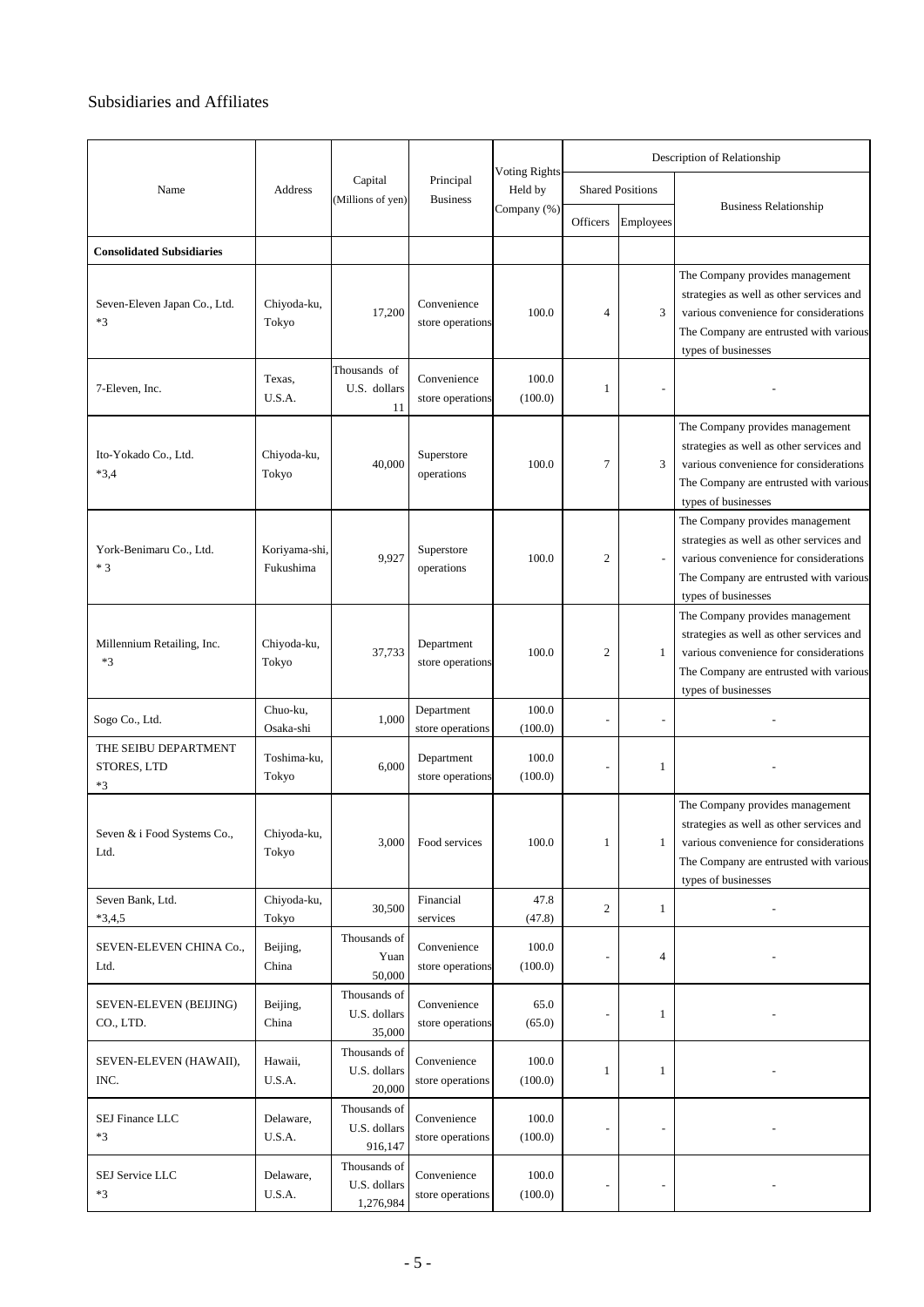# Subsidiaries and Affiliates

| Name | Address | Capital (Millions of yen) | Principal Business | Voting Rights Held by Company (%) | Description of Relationship | | |
|---|---|---|---|---|---|---|---|
| | | | | | Shared Positions | | Business Relationship |
| | | | | | Officers | Employees | |
| **Consolidated Subsidiaries** | | | | | | | |
| Seven-Eleven Japan Co., Ltd. *3 | Chiyoda-ku, Tokyo | 17,200 | Convenience store operations | 100.0 | 4 | 3 | The Company provides management strategies as well as other services and various convenience for considerations The Company are entrusted with various types of businesses |
| 7-Eleven, Inc. | Texas, U.S.A. | Thousands of U.S. dollars 11 | Convenience store operations | 100.0 (100.0) | 1 | - | - |
| Ito-Yokado Co., Ltd. *3,4 | Chiyoda-ku, Tokyo | 40,000 | Superstore operations | 100.0 | 7 | 3 | The Company provides management strategies as well as other services and various convenience for considerations The Company are entrusted with various types of businesses |
| York-Benimaru Co., Ltd. * 3 | Koriyama-shi, Fukushima | 9,927 | Superstore operations | 100.0 | 2 | - | The Company provides management strategies as well as other services and various convenience for considerations The Company are entrusted with various types of businesses |
| Millennium Retailing, Inc. *3 | Chiyoda-ku, Tokyo | 37,733 | Department store operations | 100.0 | 2 | 1 | The Company provides management strategies as well as other services and various convenience for considerations The Company are entrusted with various types of businesses |
| Sogo Co., Ltd. | Chuo-ku, Osaka-shi | 1,000 | Department store operations | 100.0 (100.0) | - | - | - |
| THE SEIBU DEPARTMENT STORES, LTD *3 | Toshima-ku, Tokyo | 6,000 | Department store operations | 100.0 (100.0) | - | 1 | - |
| Seven & i Food Systems Co., Ltd. | Chiyoda-ku, Tokyo | 3,000 | Food services | 100.0 | 1 | 1 | The Company provides management strategies as well as other services and various convenience for considerations The Company are entrusted with various types of businesses |
| Seven Bank, Ltd. *3,4,5 | Chiyoda-ku, Tokyo | 30,500 | Financial services | 47.8 (47.8) | 2 | 1 | - |
| SEVEN-ELEVEN CHINA Co., Ltd. | Beijing, China | Thousands of Yuan 50,000 | Convenience store operations | 100.0 (100.0) | - | 4 | - |
| SEVEN-ELEVEN (BEIJING) CO., LTD. | Beijing, China | Thousands of U.S. dollars 35,000 | Convenience store operations | 65.0 (65.0) | - | 1 | - |
| SEVEN-ELEVEN (HAWAII), INC. | Hawaii, U.S.A. | Thousands of U.S. dollars 20,000 | Convenience store operations | 100.0 (100.0) | 1 | 1 | - |
| SEJ Finance LLC *3 | Delaware, U.S.A. | Thousands of U.S. dollars 916,147 | Convenience store operations | 100.0 (100.0) | - | - | - |
| SEJ Service LLC *3 | Delaware, U.S.A. | Thousands of U.S. dollars 1,276,984 | Convenience store operations | 100.0 (100.0) | - | - | - |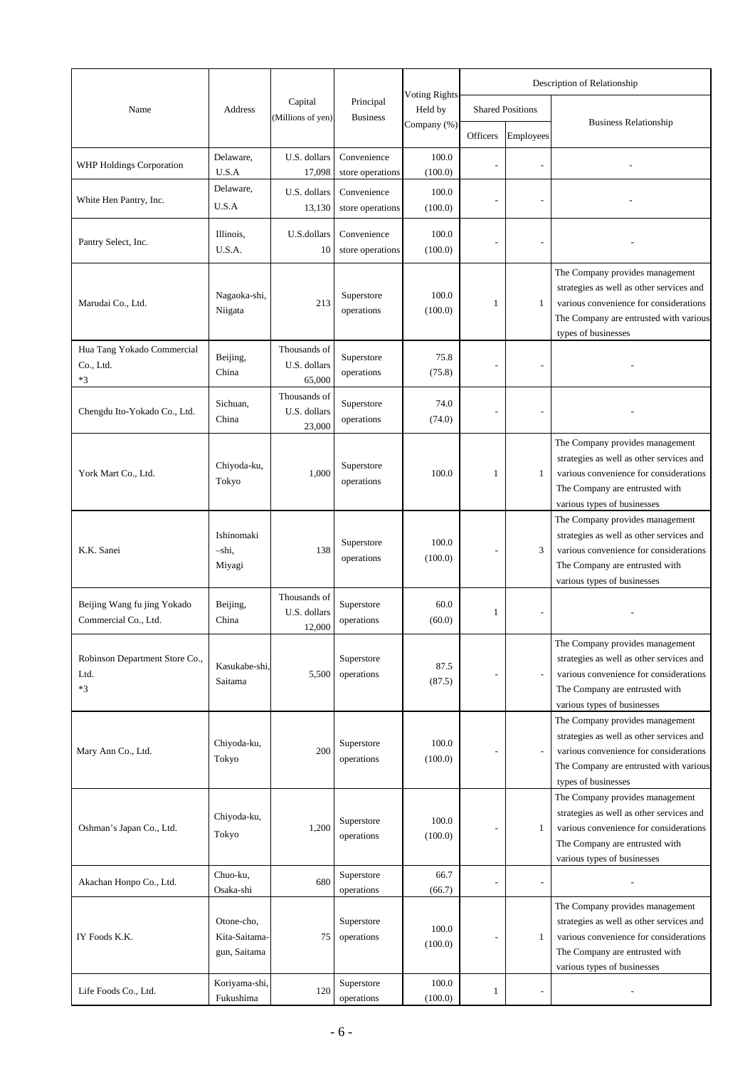| Name | Address | Capital (Millions of yen) | Principal Business | Voting Rights Held by Company (%) | Description of Relationship | | |
|---|---|---|---|---|---|---|---|
| | | | | | Shared Positions | | Business Relationship |
| | | | | | Officers | Employees | |
| WHP Holdings Corporation | Delaware, U.S.A | U.S. dollars 17,098 | Convenience store operations | 100.0 (100.0) | - | - | - |
| White Hen Pantry, Inc. | Delaware, U.S.A | U.S. dollars 13,130 | Convenience store operations | 100.0 (100.0) | - | - | - |
| Pantry Select, Inc. | Illinois, U.S.A. | U.S.dollars 10 | Convenience store operations | 100.0 (100.0) | - | - | - |
| Marudai Co., Ltd. | Nagaoka-shi, Niigata | 213 | Superstore operations | 100.0 (100.0) | 1 | 1 | The Company provides management strategies as well as other services and various convenience for considerations The Company are entrusted with various types of businesses |
| Hua Tang Yokado Commercial Co., Ltd. *3 | Beijing, China | Thousands of U.S. dollars 65,000 | Superstore operations | 75.8 (75.8) | - | - | - |
| Chengdu Ito-Yokado Co., Ltd. | Sichuan, China | Thousands of U.S. dollars 23,000 | Superstore operations | 74.0 (74.0) | - | - | - |
| York Mart Co., Ltd. | Chiyoda-ku, Tokyo | 1,000 | Superstore operations | 100.0 | 1 | 1 | The Company provides management strategies as well as other services and various convenience for considerations The Company are entrusted with various types of businesses |
| K.K. Sanei | Ishinomaki –shi, Miyagi | 138 | Superstore operations | 100.0 (100.0) | - | 3 | The Company provides management strategies as well as other services and various convenience for considerations The Company are entrusted with various types of businesses |
| Beijing Wang fu jing Yokado Commercial Co., Ltd. | Beijing, China | Thousands of U.S. dollars 12,000 | Superstore operations | 60.0 (60.0) | 1 | - | - |
| Robinson Department Store Co., Ltd. *3 | Kasukabe-shi, Saitama | 5,500 | Superstore operations | 87.5 (87.5) | - | - | The Company provides management strategies as well as other services and various convenience for considerations The Company are entrusted with various types of businesses |
| Mary Ann Co., Ltd. | Chiyoda-ku, Tokyo | 200 | Superstore operations | 100.0 (100.0) | - | - | The Company provides management strategies as well as other services and various convenience for considerations The Company are entrusted with various types of businesses |
| Oshman's Japan Co., Ltd. | Chiyoda-ku, Tokyo | 1,200 | Superstore operations | 100.0 (100.0) | - | 1 | The Company provides management strategies as well as other services and various convenience for considerations The Company are entrusted with various types of businesses |
| Akachan Honpo Co., Ltd. | Chuo-ku, Osaka-shi | 680 | Superstore operations | 66.7 (66.7) | - | - | - |
| IY Foods K.K. | Otone-cho, Kita-Saitama-gun, Saitama | 75 | Superstore operations | 100.0 (100.0) | - | 1 | The Company provides management strategies as well as other services and various convenience for considerations The Company are entrusted with various types of businesses |
| Life Foods Co., Ltd. | Koriyama-shi, Fukushima | 120 | Superstore operations | 100.0 (100.0) | 1 | - | - |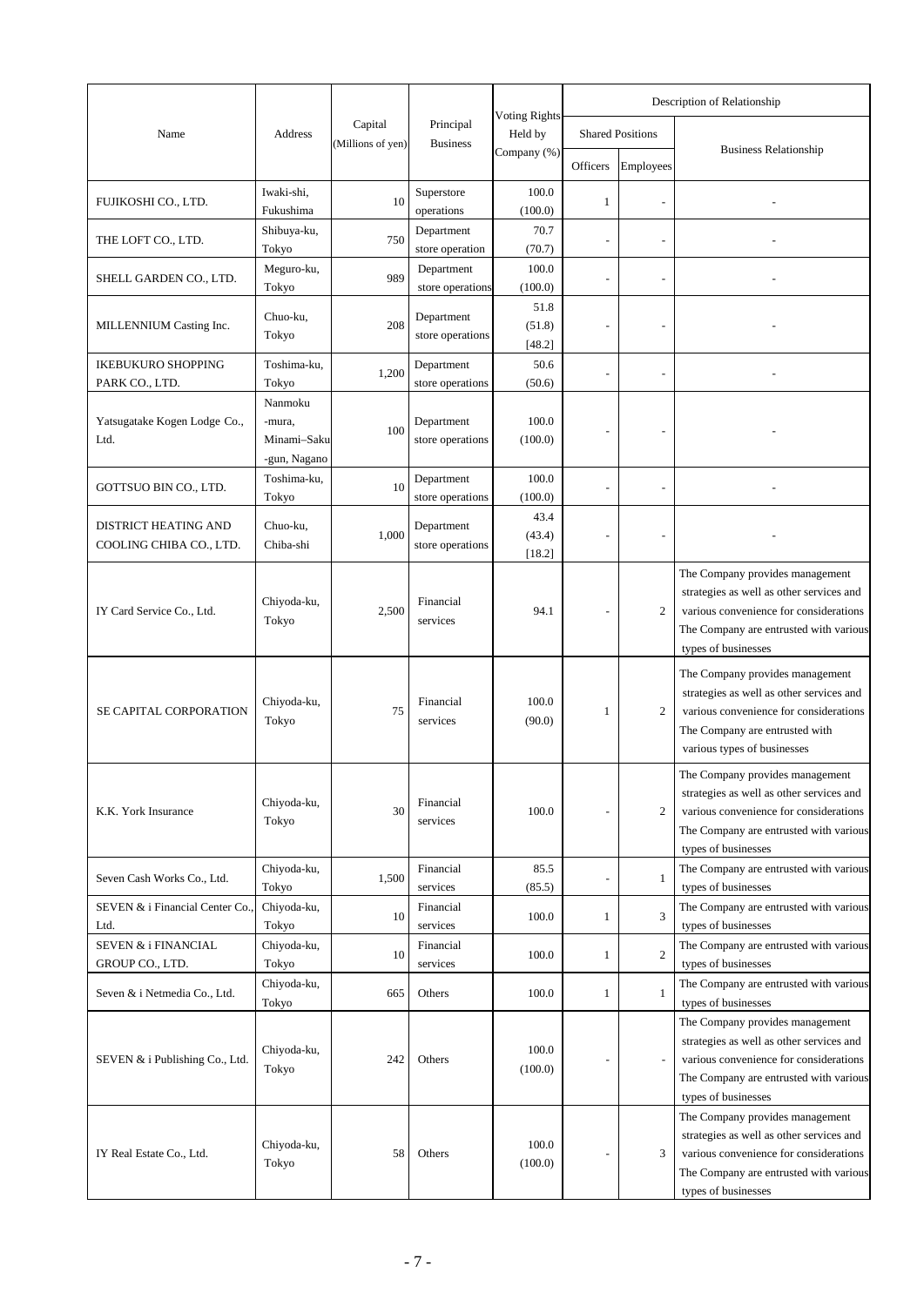| Name | Address | Capital (Millions of yen) | Principal Business | Voting Rights Held by Company (%) | Description of Relationship | | |
|---|---|---|---|---|---|---|---|
| | | | | | Shared Positions | | Business Relationship |
| | | | | | Officers | Employees | |
| FUJIKOSHI CO., LTD. | Iwaki-shi, Fukushima | 10 | Superstore operations | 100.0 (100.0) | 1 | - | - |
| THE LOFT CO., LTD. | Shibuya-ku, Tokyo | 750 | Department store operation | 70.7 (70.7) | - | - | - |
| SHELL GARDEN CO., LTD. | Meguro-ku, Tokyo | 989 | Department store operations | 100.0 (100.0) | - | - | - |
| MILLENNIUM Casting Inc. | Chuo-ku, Tokyo | 208 | Department store operations | 51.8 (51.8) [48.2] | - | - | - |
| IKEBUKURO SHOPPING PARK CO., LTD. | Toshima-ku, Tokyo | 1,200 | Department store operations | 50.6 (50.6) | - | - | - |
| Yatsugatake Kogen Lodge Co., Ltd. | Nanmoku -mura, Minami–Saku -gun, Nagano | 100 | Department store operations | 100.0 (100.0) | - | - | - |
| GOTTSUO BIN CO., LTD. | Toshima-ku, Tokyo | 10 | Department store operations | 100.0 (100.0) | - | - | - |
| DISTRICT HEATING AND COOLING CHIBA CO., LTD. | Chuo-ku, Chiba-shi | 1,000 | Department store operations | 43.4 (43.4) [18.2] | - | - | - |
| IY Card Service Co., Ltd. | Chiyoda-ku, Tokyo | 2,500 | Financial services | 94.1 | - | 2 | The Company provides management strategies as well as other services and various convenience for considerations The Company are entrusted with various types of businesses |
| SE CAPITAL CORPORATION | Chiyoda-ku, Tokyo | 75 | Financial services | 100.0 (90.0) | 1 | 2 | The Company provides management strategies as well as other services and various convenience for considerations The Company are entrusted with various types of businesses |
| K.K. York Insurance | Chiyoda-ku, Tokyo | 30 | Financial services | 100.0 | - | 2 | The Company provides management strategies as well as other services and various convenience for considerations The Company are entrusted with various types of businesses |
| Seven Cash Works Co., Ltd. | Chiyoda-ku, Tokyo | 1,500 | Financial services | 85.5 (85.5) | - | 1 | The Company are entrusted with various types of businesses |
| SEVEN & i Financial Center Co., Ltd. | Chiyoda-ku, Tokyo | 10 | Financial services | 100.0 | 1 | 3 | The Company are entrusted with various types of businesses |
| SEVEN & i FINANCIAL GROUP CO., LTD. | Chiyoda-ku, Tokyo | 10 | Financial services | 100.0 | 1 | 2 | The Company are entrusted with various types of businesses |
| Seven & i Netmedia Co., Ltd. | Chiyoda-ku, Tokyo | 665 | Others | 100.0 | 1 | 1 | The Company are entrusted with various types of businesses |
| SEVEN & i Publishing Co., Ltd. | Chiyoda-ku, Tokyo | 242 | Others | 100.0 (100.0) | - | - | The Company provides management strategies as well as other services and various convenience for considerations The Company are entrusted with various types of businesses |
| IY Real Estate Co., Ltd. | Chiyoda-ku, Tokyo | 58 | Others | 100.0 (100.0) | - | 3 | The Company provides management strategies as well as other services and various convenience for considerations The Company are entrusted with various types of businesses |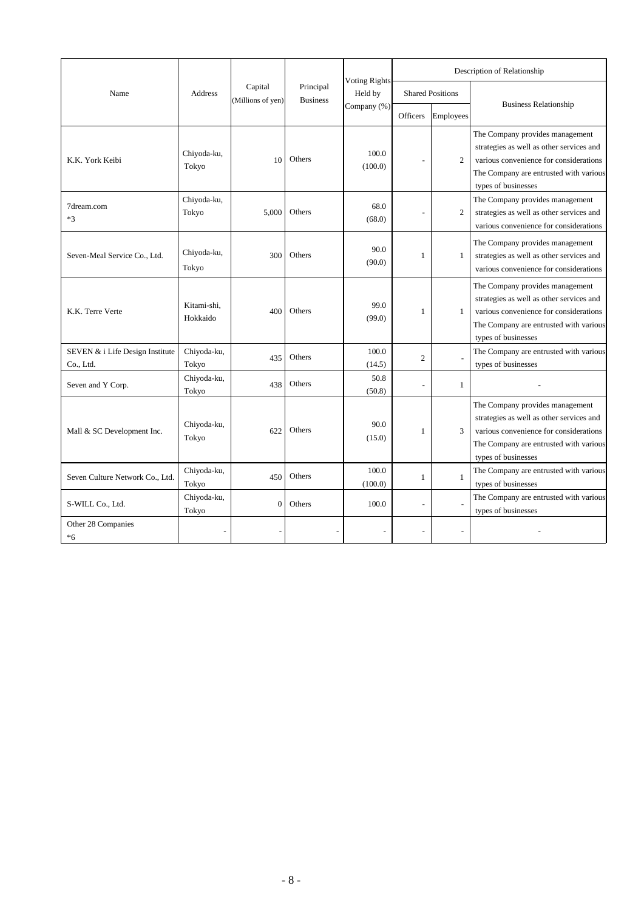| Name | Address | Capital (Millions of yen) | Principal Business | Voting Rights Held by Company (%) | Description of Relationship | | |
|---|---|---|---|---|---|---|---|
| | | | | | Shared Positions | | Business Relationship |
| | | | | | Officers | Employees | |
| K.K. York Keibi | Chiyoda-ku, Tokyo | 10 | Others | 100.0 (100.0) | - | 2 | The Company provides management strategies as well as other services and various convenience for considerations The Company are entrusted with various types of businesses |
| 7dream.com *3 | Chiyoda-ku, Tokyo | 5,000 | Others | 68.0 (68.0) | - | 2 | The Company provides management strategies as well as other services and various convenience for considerations |
| Seven-Meal Service Co., Ltd. | Chiyoda-ku, Tokyo | 300 | Others | 90.0 (90.0) | 1 | 1 | The Company provides management strategies as well as other services and various convenience for considerations |
| K.K. Terre Verte | Kitami-shi, Hokkaido | 400 | Others | 99.0 (99.0) | 1 | 1 | The Company provides management strategies as well as other services and various convenience for considerations The Company are entrusted with various types of businesses |
| SEVEN & i Life Design Institute Co., Ltd. | Chiyoda-ku, Tokyo | 435 | Others | 100.0 (14.5) | 2 | - | The Company are entrusted with various types of businesses |
| Seven and Y Corp. | Chiyoda-ku, Tokyo | 438 | Others | 50.8 (50.8) | - | 1 | - |
| Mall & SC Development Inc. | Chiyoda-ku, Tokyo | 622 | Others | 90.0 (15.0) | 1 | 3 | The Company provides management strategies as well as other services and various convenience for considerations The Company are entrusted with various types of businesses |
| Seven Culture Network Co., Ltd. | Chiyoda-ku, Tokyo | 450 | Others | 100.0 (100.0) | 1 | 1 | The Company are entrusted with various types of businesses |
| S-WILL Co., Ltd. | Chiyoda-ku, Tokyo | 0 | Others | 100.0 | - | - | The Company are entrusted with various types of businesses |
| Other 28 Companies *6 | - | - | - | - | - | - | - |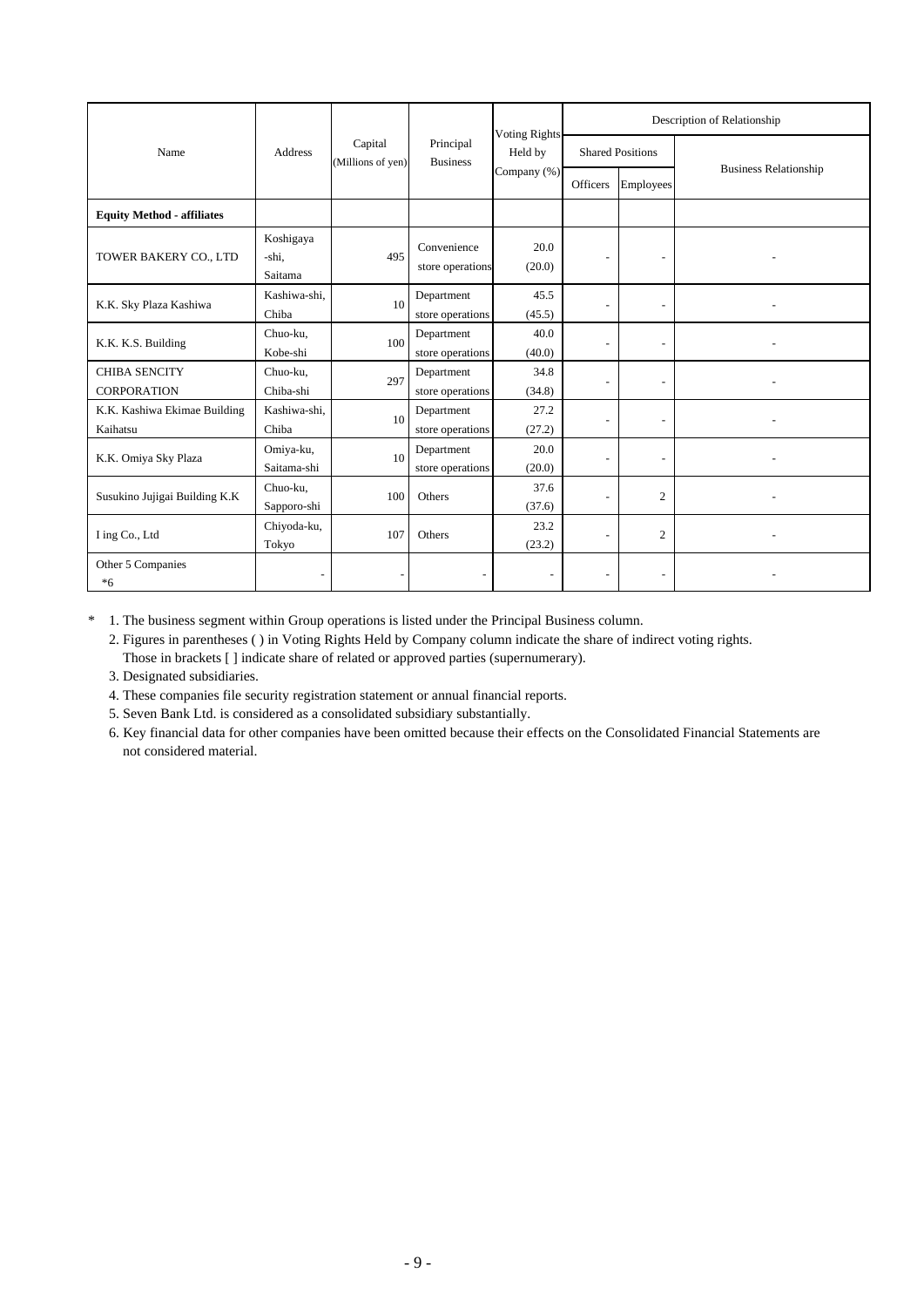| Name | Address | Capital (Millions of yen) | Principal Business | Voting Rights Held by Company (%) | Description of Relationship | | |
|---|---|---|---|---|---|---|---|
| | | | | | Shared Positions | | Business Relationship |
| | | | | | Officers | Employees | |
| **Equity Method - affiliates** | | | | | | | |
| TOWER BAKERY CO., LTD | Koshigaya -shi, Saitama | 495 | Convenience store operations | 20.0 (20.0) | - | - | - |
| K.K. Sky Plaza Kashiwa | Kashiwa-shi, Chiba | 10 | Department store operations | 45.5 (45.5) | - | - | - |
| K.K. K.S. Building | Chuo-ku, Kobe-shi | 100 | Department store operations | 40.0 (40.0) | - | - | - |
| CHIBA SENCITY CORPORATION | Chuo-ku, Chiba-shi | 297 | Department store operations | 34.8 (34.8) | - | - | - |
| K.K. Kashiwa Ekimae Building Kaihatsu | Kashiwa-shi, Chiba | 10 | Department store operations | 27.2 (27.2) | - | - | - |
| K.K. Omiya Sky Plaza | Omiya-ku, Saitama-shi | 10 | Department store operations | 20.0 (20.0) | - | - | - |
| Susukino Jujigai Building K.K | Chuo-ku, Sapporo-shi | 100 | Others | 37.6 (37.6) | - | 2 | - |
| I ing Co., Ltd | Chiyoda-ku, Tokyo | 107 | Others | 23.2 (23.2) | - | 2 | - |
| Other 5 Companies *6 | - | - | - | - | - | - | - |

\* 1. The business segment within Group operations is listed under the Principal Business column.

2. Figures in parentheses ( ) in Voting Rights Held by Company column indicate the share of indirect voting rights. Those in brackets [ ] indicate share of related or approved parties (supernumerary).

3. Designated subsidiaries.

4. These companies file security registration statement or annual financial reports.

5. Seven Bank Ltd. is considered as a consolidated subsidiary substantially.

6. Key financial data for other companies have been omitted because their effects on the Consolidated Financial Statements are not considered material.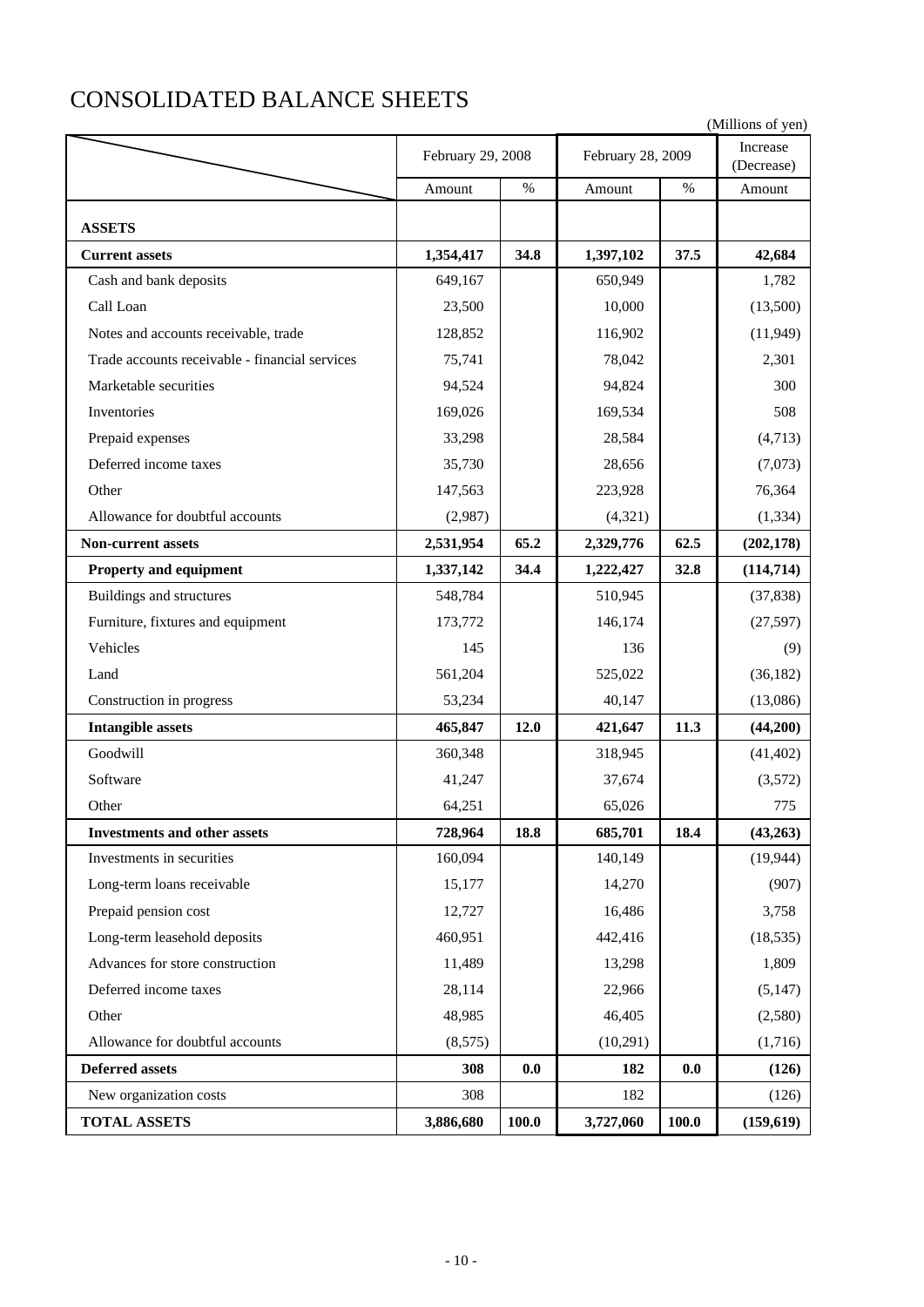# CONSOLIDATED BALANCE SHEETS

(Millions of yen)

| | February 29, 2008 | | February 28, 2009 | | Increase (Decrease) |
|---|---|---|---|---|---|
| | Amount | % | Amount | % | Amount |
| **ASSETS** | | | | | |
| **Current assets** | **1,354,417** | **34.8** | **1,397,102** | **37.5** | **42,684** |
| Cash and bank deposits | 649,167 | | 650,949 | | 1,782 |
| Call Loan | 23,500 | | 10,000 | | (13,500) |
| Notes and accounts receivable, trade | 128,852 | | 116,902 | | (11,949) |
| Trade accounts receivable - financial services | 75,741 | | 78,042 | | 2,301 |
| Marketable securities | 94,524 | | 94,824 | | 300 |
| Inventories | 169,026 | | 169,534 | | 508 |
| Prepaid expenses | 33,298 | | 28,584 | | (4,713) |
| Deferred income taxes | 35,730 | | 28,656 | | (7,073) |
| Other | 147,563 | | 223,928 | | 76,364 |
| Allowance for doubtful accounts | (2,987) | | (4,321) | | (1,334) |
| **Non-current assets** | **2,531,954** | **65.2** | **2,329,776** | **62.5** | **(202,178)** |
| **Property and equipment** | **1,337,142** | **34.4** | **1,222,427** | **32.8** | **(114,714)** |
| Buildings and structures | 548,784 | | 510,945 | | (37,838) |
| Furniture, fixtures and equipment | 173,772 | | 146,174 | | (27,597) |
| Vehicles | 145 | | 136 | | (9) |
| Land | 561,204 | | 525,022 | | (36,182) |
| Construction in progress | 53,234 | | 40,147 | | (13,086) |
| **Intangible assets** | **465,847** | **12.0** | **421,647** | **11.3** | **(44,200)** |
| Goodwill | 360,348 | | 318,945 | | (41,402) |
| Software | 41,247 | | 37,674 | | (3,572) |
| Other | 64,251 | | 65,026 | | 775 |
| **Investments and other assets** | **728,964** | **18.8** | **685,701** | **18.4** | **(43,263)** |
| Investments in securities | 160,094 | | 140,149 | | (19,944) |
| Long-term loans receivable | 15,177 | | 14,270 | | (907) |
| Prepaid pension cost | 12,727 | | 16,486 | | 3,758 |
| Long-term leasehold deposits | 460,951 | | 442,416 | | (18,535) |
| Advances for store construction | 11,489 | | 13,298 | | 1,809 |
| Deferred income taxes | 28,114 | | 22,966 | | (5,147) |
| Other | 48,985 | | 46,405 | | (2,580) |
| Allowance for doubtful accounts | (8,575) | | (10,291) | | (1,716) |
| **Deferred assets** | **308** | **0.0** | **182** | **0.0** | **(126)** |
| New organization costs | 308 | | 182 | | (126) |
| **TOTAL ASSETS** | **3,886,680** | **100.0** | **3,727,060** | **100.0** | **(159,619)** |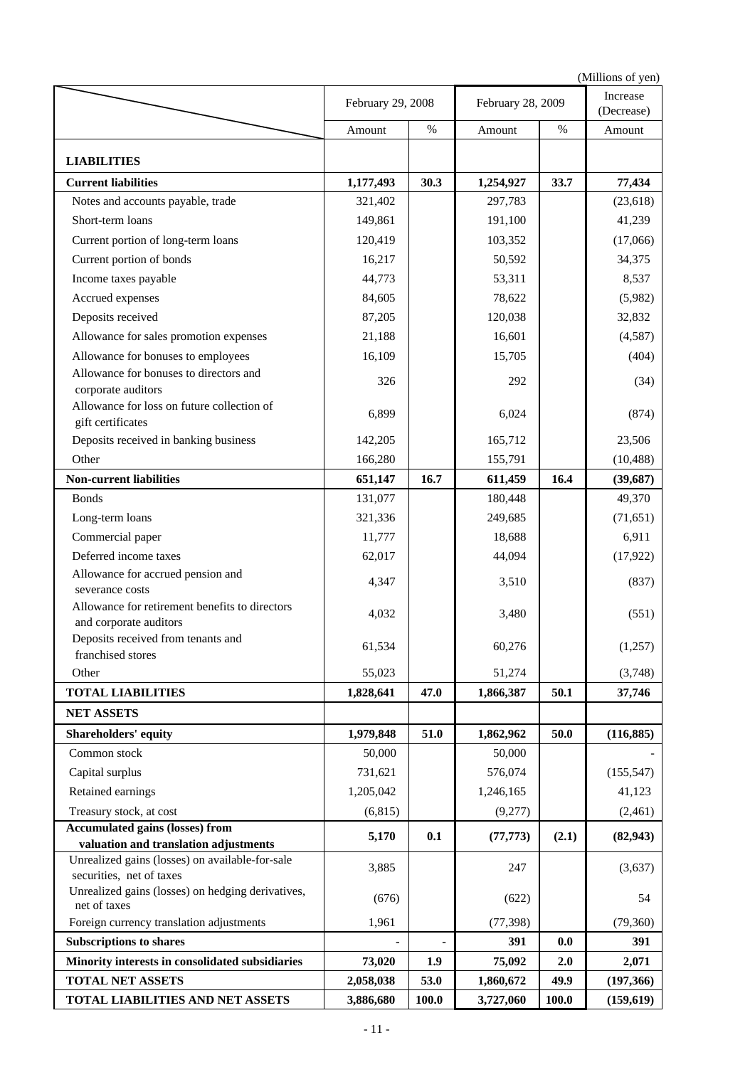(Millions of yen)

| | February 29, 2008 | | February 28, 2009 | | Increase (Decrease) |
|---|---|---|---|---|---|
| | Amount | % | Amount | % | Amount |
| **LIABILITIES** | | | | | |
| **Current liabilities** | **1,177,493** | **30.3** | **1,254,927** | **33.7** | **77,434** |
| Notes and accounts payable, trade | 321,402 | | 297,783 | | (23,618) |
| Short-term loans | 149,861 | | 191,100 | | 41,239 |
| Current portion of long-term loans | 120,419 | | 103,352 | | (17,066) |
| Current portion of bonds | 16,217 | | 50,592 | | 34,375 |
| Income taxes payable | 44,773 | | 53,311 | | 8,537 |
| Accrued expenses | 84,605 | | 78,622 | | (5,982) |
| Deposits received | 87,205 | | 120,038 | | 32,832 |
| Allowance for sales promotion expenses | 21,188 | | 16,601 | | (4,587) |
| Allowance for bonuses to employees | 16,109 | | 15,705 | | (404) |
| Allowance for bonuses to directors and corporate auditors | 326 | | 292 | | (34) |
| Allowance for loss on future collection of gift certificates | 6,899 | | 6,024 | | (874) |
| Deposits received in banking business | 142,205 | | 165,712 | | 23,506 |
| Other | 166,280 | | 155,791 | | (10,488) |
| **Non-current liabilities** | **651,147** | **16.7** | **611,459** | **16.4** | **(39,687)** |
| Bonds | 131,077 | | 180,448 | | 49,370 |
| Long-term loans | 321,336 | | 249,685 | | (71,651) |
| Commercial paper | 11,777 | | 18,688 | | 6,911 |
| Deferred income taxes | 62,017 | | 44,094 | | (17,922) |
| Allowance for accrued pension and severance costs | 4,347 | | 3,510 | | (837) |
| Allowance for retirement benefits to directors and corporate auditors | 4,032 | | 3,480 | | (551) |
| Deposits received from tenants and franchised stores | 61,534 | | 60,276 | | (1,257) |
| Other | 55,023 | | 51,274 | | (3,748) |
| **TOTAL LIABILITIES** | **1,828,641** | **47.0** | **1,866,387** | **50.1** | **37,746** |
| **NET ASSETS** | | | | | |
| **Shareholders' equity** | **1,979,848** | **51.0** | **1,862,962** | **50.0** | **(116,885)** |
| Common stock | 50,000 | | 50,000 | | - |
| Capital surplus | 731,621 | | 576,074 | | (155,547) |
| Retained earnings | 1,205,042 | | 1,246,165 | | 41,123 |
| Treasury stock, at cost | (6,815) | | (9,277) | | (2,461) |
| **Accumulated gains (losses) from valuation and translation adjustments** | **5,170** | **0.1** | **(77,773)** | **(2.1)** | **(82,943)** |
| Unrealized gains (losses) on available-for-sale securities, net of taxes | 3,885 | | 247 | | (3,637) |
| Unrealized gains (losses) on hedging derivatives, net of taxes | (676) | | (622) | | 54 |
| Foreign currency translation adjustments | 1,961 | | (77,398) | | (79,360) |
| **Subscriptions to shares** | **-** | **-** | **391** | **0.0** | **391** |
| **Minority interests in consolidated subsidiaries** | **73,020** | **1.9** | **75,092** | **2.0** | **2,071** |
| **TOTAL NET ASSETS** | **2,058,038** | **53.0** | **1,860,672** | **49.9** | **(197,366)** |
| **TOTAL LIABILITIES AND NET ASSETS** | **3,886,680** | **100.0** | **3,727,060** | **100.0** | **(159,619)** |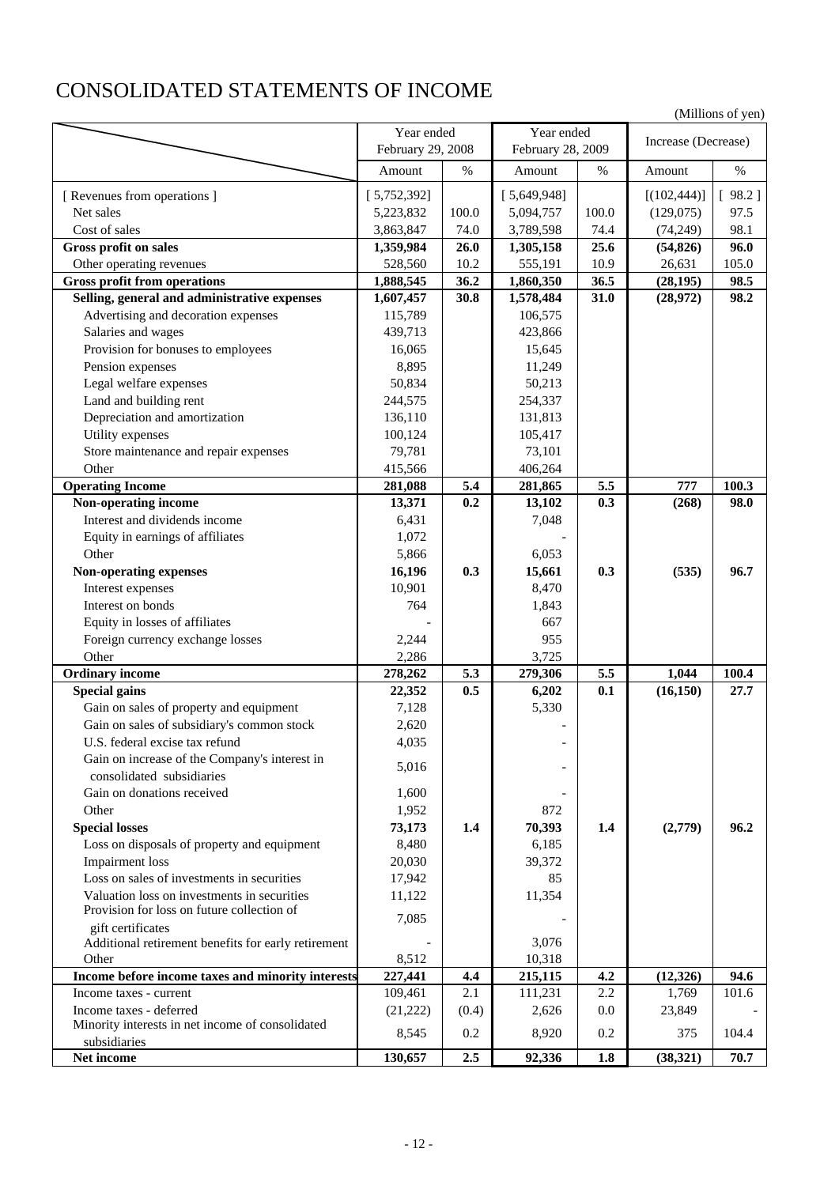# CONSOLIDATED STATEMENTS OF INCOME

(Millions of yen)

| | Year ended February 29, 2008 | | Year ended February 28, 2009 | | Increase (Decrease) | |
|---|---|---|---|---|---|---|
| | Amount | % | Amount | % | Amount | % |
| [ Revenues from operations ] | [ 5,752,392] | | [ 5,649,948] | | [(102,444)] | [ 98.2 ] |
| Net sales | 5,223,832 | 100.0 | 5,094,757 | 100.0 | (129,075) | 97.5 |
| Cost of sales | 3,863,847 | 74.0 | 3,789,598 | 74.4 | (74,249) | 98.1 |
| **Gross profit on sales** | **1,359,984** | **26.0** | **1,305,158** | **25.6** | **(54,826)** | **96.0** |
| Other operating revenues | 528,560 | 10.2 | 555,191 | 10.9 | 26,631 | 105.0 |
| **Gross profit from operations** | **1,888,545** | **36.2** | **1,860,350** | **36.5** | **(28,195)** | **98.5** |
| **Selling, general and administrative expenses** | **1,607,457** | **30.8** | **1,578,484** | **31.0** | **(28,972)** | **98.2** |
| Advertising and decoration expenses | 115,789 | | 106,575 | | | |
| Salaries and wages | 439,713 | | 423,866 | | | |
| Provision for bonuses to employees | 16,065 | | 15,645 | | | |
| Pension expenses | 8,895 | | 11,249 | | | |
| Legal welfare expenses | 50,834 | | 50,213 | | | |
| Land and building rent | 244,575 | | 254,337 | | | |
| Depreciation and amortization | 136,110 | | 131,813 | | | |
| Utility expenses | 100,124 | | 105,417 | | | |
| Store maintenance and repair expenses | 79,781 | | 73,101 | | | |
| Other | 415,566 | | 406,264 | | | |
| **Operating Income** | **281,088** | **5.4** | **281,865** | **5.5** | **777** | **100.3** |
| **Non-operating income** | **13,371** | **0.2** | **13,102** | **0.3** | **(268)** | **98.0** |
| Interest and dividends income | 6,431 | | 7,048 | | | |
| Equity in earnings of affiliates | 1,072 | | - | | | |
| Other | 5,866 | | 6,053 | | | |
| **Non-operating expenses** | **16,196** | **0.3** | **15,661** | **0.3** | **(535)** | **96.7** |
| Interest expenses | 10,901 | | 8,470 | | | |
| Interest on bonds | 764 | | 1,843 | | | |
| Equity in losses of affiliates | - | | 667 | | | |
| Foreign currency exchange losses | 2,244 | | 955 | | | |
| Other | 2,286 | | 3,725 | | | |
| **Ordinary income** | **278,262** | **5.3** | **279,306** | **5.5** | **1,044** | **100.4** |
| **Special gains** | **22,352** | **0.5** | **6,202** | **0.1** | **(16,150)** | **27.7** |
| Gain on sales of property and equipment | 7,128 | | 5,330 | | | |
| Gain on sales of subsidiary's common stock | 2,620 | | - | | | |
| U.S. federal excise tax refund | 4,035 | | - | | | |
| Gain on increase of the Company's interest in consolidated subsidiaries | 5,016 | | - | | | |
| Gain on donations received | 1,600 | | - | | | |
| Other | 1,952 | | 872 | | | |
| **Special losses** | **73,173** | **1.4** | **70,393** | **1.4** | **(2,779)** | **96.2** |
| Loss on disposals of property and equipment | 8,480 | | 6,185 | | | |
| Impairment loss | 20,030 | | 39,372 | | | |
| Loss on sales of investments in securities | 17,942 | | 85 | | | |
| Valuation loss on investments in securities | 11,122 | | 11,354 | | | |
| Provision for loss on future collection of gift certificates | 7,085 | | - | | | |
| Additional retirement benefits for early retirement | - | | 3,076 | | | |
| Other | 8,512 | | 10,318 | | | |
| **Income before income taxes and minority interests** | **227,441** | **4.4** | **215,115** | **4.2** | **(12,326)** | **94.6** |
| Income taxes - current | 109,461 | 2.1 | 111,231 | 2.2 | 1,769 | 101.6 |
| Income taxes - deferred | (21,222) | (0.4) | 2,626 | 0.0 | 23,849 | - |
| Minority interests in net income of consolidated subsidiaries | 8,545 | 0.2 | 8,920 | 0.2 | 375 | 104.4 |
| **Net income** | **130,657** | **2.5** | **92,336** | **1.8** | **(38,321)** | **70.7** |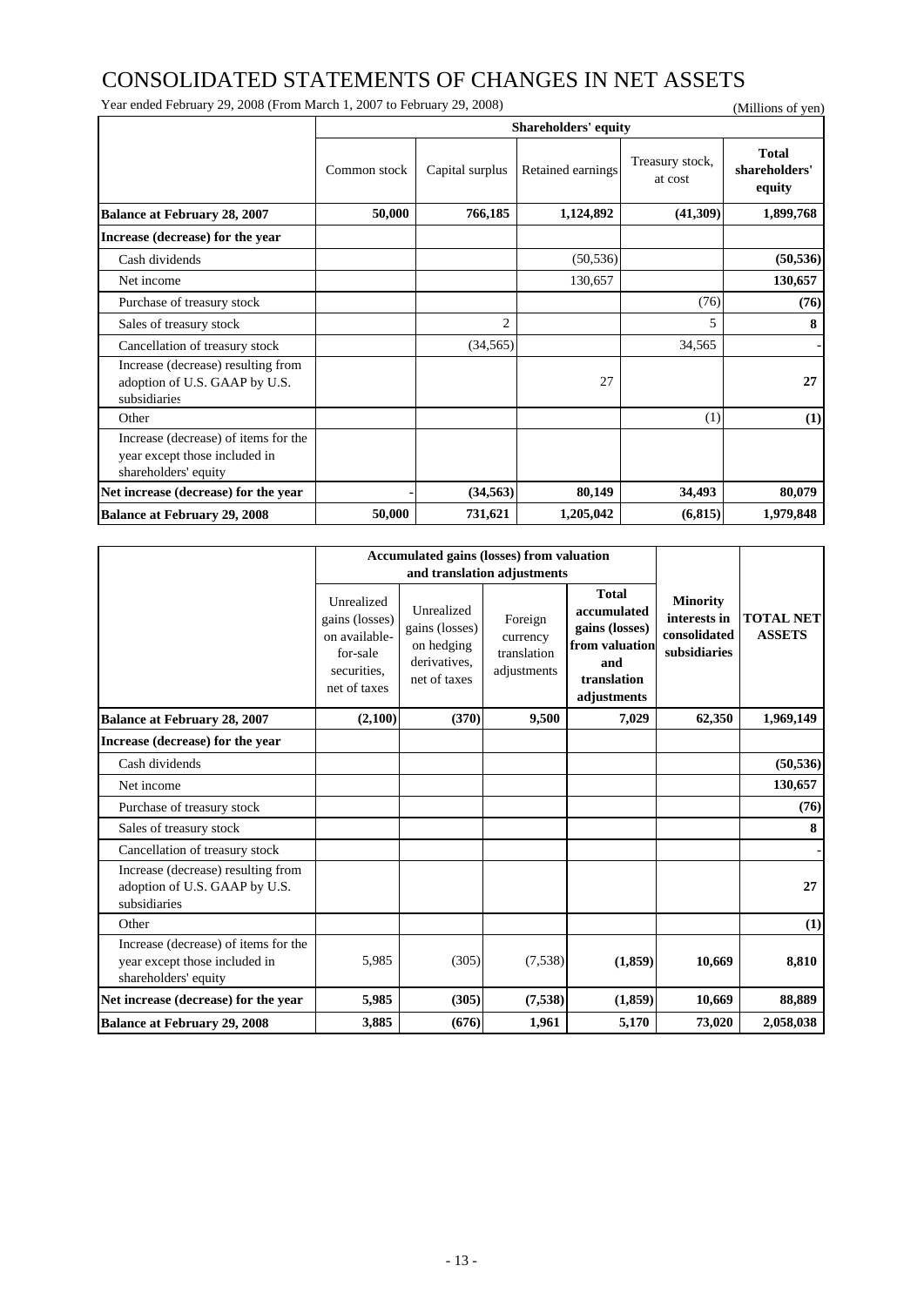# CONSOLIDATED STATEMENTS OF CHANGES IN NET ASSETS

Year ended February 29, 2008 (From March 1, 2007 to February 29, 2008)

(Millions of yen)

| | Shareholders' equity | | | | |
|---|---|---|---|---|---|
| | Common stock | Capital surplus | Retained earnings | Treasury stock, at cost | **Total shareholders' equity** |
| **Balance at February 28, 2007** | **50,000** | **766,185** | **1,124,892** | **(41,309)** | **1,899,768** |
| **Increase (decrease) for the year** | | | | | |
| Cash dividends | | | (50,536) | | **(50,536)** |
| Net income | | | 130,657 | | **130,657** |
| Purchase of treasury stock | | | | (76) | **(76)** |
| Sales of treasury stock | | 2 | | 5 | **8** |
| Cancellation of treasury stock | | (34,565) | | 34,565 | **-** |
| Increase (decrease) resulting from adoption of U.S. GAAP by U.S. subsidiaries | | | 27 | | **27** |
| Other | | | | (1) | **(1)** |
| Increase (decrease) of items for the year except those included in shareholders' equity | | | | | |
| **Net increase (decrease) for the year** | **-** | **(34,563)** | **80,149** | **34,493** | **80,079** |
| **Balance at February 29, 2008** | **50,000** | **731,621** | **1,205,042** | **(6,815)** | **1,979,848** |

| | Accumulated gains (losses) from valuation and translation adjustments | | | | | |
|---|---|---|---|---|---|---|
| | Unrealized gains (losses) on available-for-sale securities, net of taxes | Unrealized gains (losses) on hedging derivatives, net of taxes | Foreign currency translation adjustments | **Total accumulated gains (losses) from valuation and translation adjustments** | **Minority interests in consolidated subsidiaries** | **TOTAL NET ASSETS** |
| **Balance at February 28, 2007** | **(2,100)** | **(370)** | **9,500** | **7,029** | **62,350** | **1,969,149** |
| **Increase (decrease) for the year** | | | | | | |
| Cash dividends | | | | | | **(50,536)** |
| Net income | | | | | | **130,657** |
| Purchase of treasury stock | | | | | | **(76)** |
| Sales of treasury stock | | | | | | **8** |
| Cancellation of treasury stock | | | | | | **-** |
| Increase (decrease) resulting from adoption of U.S. GAAP by U.S. subsidiaries | | | | | | **27** |
| Other | | | | | | **(1)** |
| Increase (decrease) of items for the year except those included in shareholders' equity | 5,985 | (305) | (7,538) | **(1,859)** | **10,669** | **8,810** |
| **Net increase (decrease) for the year** | **5,985** | **(305)** | **(7,538)** | **(1,859)** | **10,669** | **88,889** |
| **Balance at February 29, 2008** | **3,885** | **(676)** | **1,961** | **5,170** | **73,020** | **2,058,038** |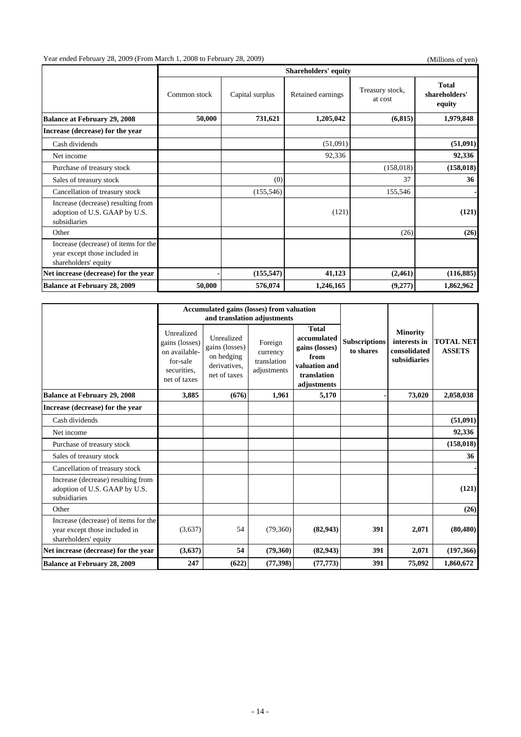Year ended February 28, 2009 (From March 1, 2008 to February 28, 2009)

(Millions of yen)

| | Shareholders' equity | | | | |
|---|---|---|---|---|---|
| | Common stock | Capital surplus | Retained earnings | Treasury stock, at cost | Total shareholders' equity |
| **Balance at February 29, 2008** | **50,000** | **731,621** | **1,205,042** | **(6,815)** | **1,979,848** |
| **Increase (decrease) for the year** | | | | | |
| Cash dividends | | | (51,091) | | **(51,091)** |
| Net income | | | 92,336 | | **92,336** |
| Purchase of treasury stock | | | | (158,018) | **(158,018)** |
| Sales of treasury stock | | (0) | | 37 | **36** |
| Cancellation of treasury stock | | (155,546) | | 155,546 | - |
| Increase (decrease) resulting from adoption of U.S. GAAP by U.S. subsidiaries | | | (121) | | **(121)** |
| Other | | | | (26) | **(26)** |
| Increase (decrease) of items for the year except those included in shareholders' equity | | | | | |
| **Net increase (decrease) for the year** | - | **(155,547)** | **41,123** | **(2,461)** | **(116,885)** |
| **Balance at February 28, 2009** | **50,000** | **576,074** | **1,246,165** | **(9,277)** | **1,862,962** |

| | Accumulated gains (losses) from valuation and translation adjustments | | | | | | |
|---|---|---|---|---|---|---|---|
| | Unrealized gains (losses) on available-for-sale securities, net of taxes | Unrealized gains (losses) on hedging derivatives, net of taxes | Foreign currency translation adjustments | Total accumulated gains (losses) from valuation and translation adjustments | Subscriptions to shares | Minority interests in consolidated subsidiaries | TOTAL NET ASSETS |
| **Balance at February 29, 2008** | **3,885** | **(676)** | **1,961** | **5,170** | - | **73,020** | **2,058,038** |
| **Increase (decrease) for the year** | | | | | | | |
| Cash dividends | | | | | | | **(51,091)** |
| Net income | | | | | | | **92,336** |
| Purchase of treasury stock | | | | | | | **(158,018)** |
| Sales of treasury stock | | | | | | | **36** |
| Cancellation of treasury stock | | | | | | | - |
| Increase (decrease) resulting from adoption of U.S. GAAP by U.S. subsidiaries | | | | | | | **(121)** |
| Other | | | | | | | **(26)** |
| Increase (decrease) of items for the year except those included in shareholders' equity | (3,637) | 54 | (79,360) | **(82,943)** | **391** | **2,071** | **(80,480)** |
| **Net increase (decrease) for the year** | **(3,637)** | **54** | **(79,360)** | **(82,943)** | **391** | **2,071** | **(197,366)** |
| **Balance at February 28, 2009** | **247** | **(622)** | **(77,398)** | **(77,773)** | **391** | **75,092** | **1,860,672** |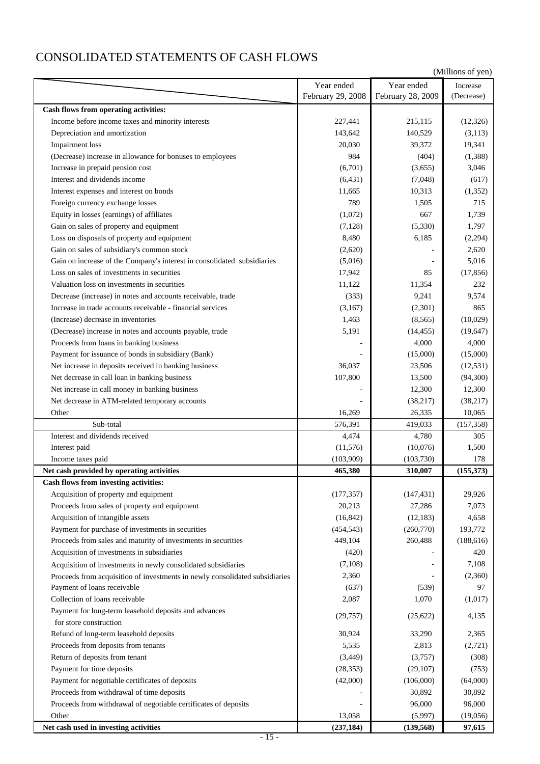# CONSOLIDATED STATEMENTS OF CASH FLOWS

(Millions of yen)

| | Year ended February 29, 2008 | Year ended February 28, 2009 | Increase (Decrease) |
|---|---|---|---|
| **Cash flows from operating activities:** | | | |
| Income before income taxes and minority interests | 227,441 | 215,115 | (12,326) |
| Depreciation and amortization | 143,642 | 140,529 | (3,113) |
| Impairment loss | 20,030 | 39,372 | 19,341 |
| (Decrease) increase in allowance for bonuses to employees | 984 | (404) | (1,388) |
| Increase in prepaid pension cost | (6,701) | (3,655) | 3,046 |
| Interest and dividends income | (6,431) | (7,048) | (617) |
| Interest expenses and interest on bonds | 11,665 | 10,313 | (1,352) |
| Foreign currency exchange losses | 789 | 1,505 | 715 |
| Equity in losses (earnings) of affiliates | (1,072) | 667 | 1,739 |
| Gain on sales of property and equipment | (7,128) | (5,330) | 1,797 |
| Loss on disposals of property and equipment | 8,480 | 6,185 | (2,294) |
| Gain on sales of subsidiary's common stock | (2,620) | - | 2,620 |
| Gain on increase of the Company's interest in consolidated subsidiaries | (5,016) | - | 5,016 |
| Loss on sales of investments in securities | 17,942 | 85 | (17,856) |
| Valuation loss on investments in securities | 11,122 | 11,354 | 232 |
| Decrease (increase) in notes and accounts receivable, trade | (333) | 9,241 | 9,574 |
| Increase in trade accounts receivable - financial services | (3,167) | (2,301) | 865 |
| (Increase) decrease in inventories | 1,463 | (8,565) | (10,029) |
| (Decrease) increase in notes and accounts payable, trade | 5,191 | (14,455) | (19,647) |
| Proceeds from loans in banking business | - | 4,000 | 4,000 |
| Payment for issuance of bonds in subsidiary (Bank) | - | (15,000) | (15,000) |
| Net increase in deposits received in banking business | 36,037 | 23,506 | (12,531) |
| Net decrease in call loan in banking business | 107,800 | 13,500 | (94,300) |
| Net increase in call money in banking business | - | 12,300 | 12,300 |
| Net decrease in ATM-related temporary accounts | - | (38,217) | (38,217) |
| Other | 16,269 | 26,335 | 10,065 |
| Sub-total | 576,391 | 419,033 | (157,358) |
| Interest and dividends received | 4,474 | 4,780 | 305 |
| Interest paid | (11,576) | (10,076) | 1,500 |
| Income taxes paid | (103,909) | (103,730) | 178 |
| **Net cash provided by operating activities** | **465,380** | **310,007** | **(155,373)** |
| **Cash flows from investing activities:** | | | |
| Acquisition of property and equipment | (177,357) | (147,431) | 29,926 |
| Proceeds from sales of property and equipment | 20,213 | 27,286 | 7,073 |
| Acquisition of intangible assets | (16,842) | (12,183) | 4,658 |
| Payment for purchase of investments in securities | (454,543) | (260,770) | 193,772 |
| Proceeds from sales and maturity of investments in securities | 449,104 | 260,488 | (188,616) |
| Acquisition of investments in subsidiaries | (420) | - | 420 |
| Acquisition of investments in newly consolidated subsidiaries | (7,108) | - | 7,108 |
| Proceeds from acquisition of investments in newly consolidated subsidiaries | 2,360 | - | (2,360) |
| Payment of loans receivable | (637) | (539) | 97 |
| Collection of loans receivable | 2,087 | 1,070 | (1,017) |
| Payment for long-term leasehold deposits and advances for store construction | (29,757) | (25,622) | 4,135 |
| Refund of long-term leasehold deposits | 30,924 | 33,290 | 2,365 |
| Proceeds from deposits from tenants | 5,535 | 2,813 | (2,721) |
| Return of deposits from tenant | (3,449) | (3,757) | (308) |
| Payment for time deposits | (28,353) | (29,107) | (753) |
| Payment for negotiable certificates of deposits | (42,000) | (106,000) | (64,000) |
| Proceeds from withdrawal of time deposits | - | 30,892 | 30,892 |
| Proceeds from withdrawal of negotiable certificates of deposits | - | 96,000 | 96,000 |
| Other | 13,058 | (5,997) | (19,056) |
| **Net cash used in investing activities** | **(237,184)** | **(139,568)** | **97,615** |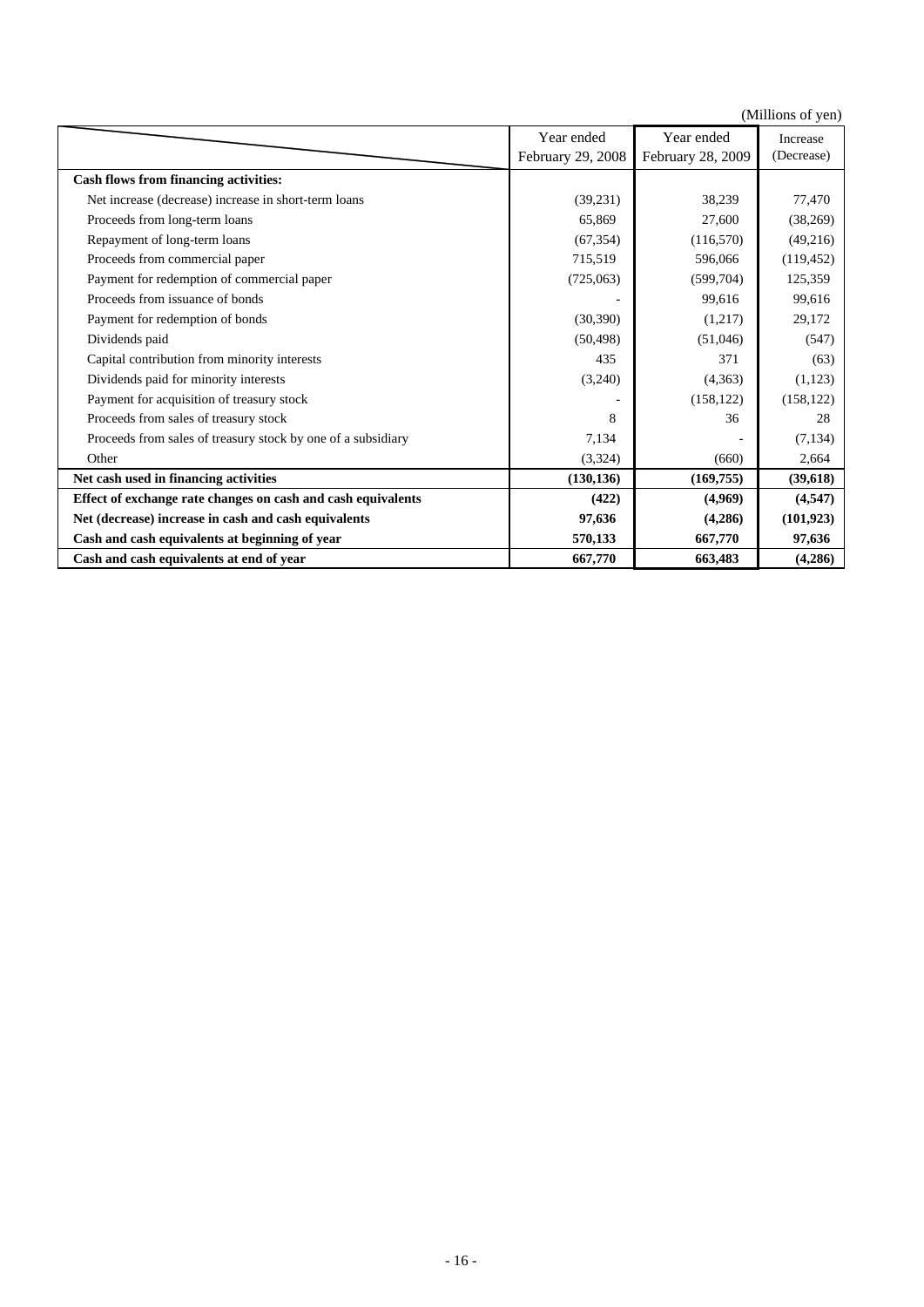(Millions of yen)

| | Year ended February 29, 2008 | Year ended February 28, 2009 | Increase (Decrease) |
|---|---|---|---|
| **Cash flows from financing activities:** | | | |
| Net increase (decrease) increase in short-term loans | (39,231) | 38,239 | 77,470 |
| Proceeds from long-term loans | 65,869 | 27,600 | (38,269) |
| Repayment of long-term loans | (67,354) | (116,570) | (49,216) |
| Proceeds from commercial paper | 715,519 | 596,066 | (119,452) |
| Payment for redemption of commercial paper | (725,063) | (599,704) | 125,359 |
| Proceeds from issuance of bonds | - | 99,616 | 99,616 |
| Payment for redemption of bonds | (30,390) | (1,217) | 29,172 |
| Dividends paid | (50,498) | (51,046) | (547) |
| Capital contribution from minority interests | 435 | 371 | (63) |
| Dividends paid for minority interests | (3,240) | (4,363) | (1,123) |
| Payment for acquisition of treasury stock | - | (158,122) | (158,122) |
| Proceeds from sales of treasury stock | 8 | 36 | 28 |
| Proceeds from sales of treasury stock by one of a subsidiary | 7,134 | - | (7,134) |
| Other | (3,324) | (660) | 2,664 |
| **Net cash used in financing activities** | **(130,136)** | **(169,755)** | **(39,618)** |
| **Effect of exchange rate changes on cash and cash equivalents** | **(422)** | **(4,969)** | **(4,547)** |
| **Net (decrease) increase in cash and cash equivalents** | **97,636** | **(4,286)** | **(101,923)** |
| **Cash and cash equivalents at beginning of year** | **570,133** | **667,770** | **97,636** |
| **Cash and cash equivalents at end of year** | **667,770** | **663,483** | **(4,286)** |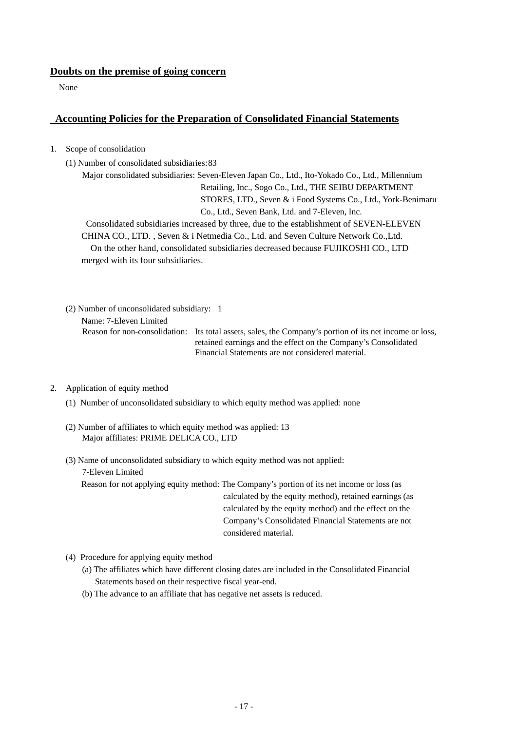## Doubts on the premise of going concern

None

## Accounting Policies for the Preparation of Consolidated Financial Statements

1. Scope of consolidation

   (1) Number of consolidated subsidiaries: 83

   Major consolidated subsidiaries: Seven-Eleven Japan Co., Ltd., Ito-Yokado Co., Ltd., Millennium Retailing, Inc., Sogo Co., Ltd., THE SEIBU DEPARTMENT STORES, LTD., Seven & i Food Systems Co., Ltd., York-Benimaru Co., Ltd., Seven Bank, Ltd. and 7-Eleven, Inc.

   Consolidated subsidiaries increased by three, due to the establishment of SEVEN-ELEVEN CHINA CO., LTD. , Seven & i Netmedia Co., Ltd. and Seven Culture Network Co.,Ltd.

   On the other hand, consolidated subsidiaries decreased because FUJIKOSHI CO., LTD merged with its four subsidiaries.

   (2) Number of unconsolidated subsidiary: 1

   Name: 7-Eleven Limited

   Reason for non-consolidation: Its total assets, sales, the Company's portion of its net income or loss, retained earnings and the effect on the Company's Consolidated Financial Statements are not considered material.

2. Application of equity method

   (1) Number of unconsolidated subsidiary to which equity method was applied: none

   (2) Number of affiliates to which equity method was applied: 13

   Major affiliates: PRIME DELICA CO., LTD

   (3) Name of unconsolidated subsidiary to which equity method was not applied:

   7-Eleven Limited

   Reason for not applying equity method: The Company's portion of its net income or loss (as calculated by the equity method), retained earnings (as calculated by the equity method) and the effect on the Company's Consolidated Financial Statements are not considered material.

   (4) Procedure for applying equity method

   (a) The affiliates which have different closing dates are included in the Consolidated Financial Statements based on their respective fiscal year-end.

   (b) The advance to an affiliate that has negative net assets is reduced.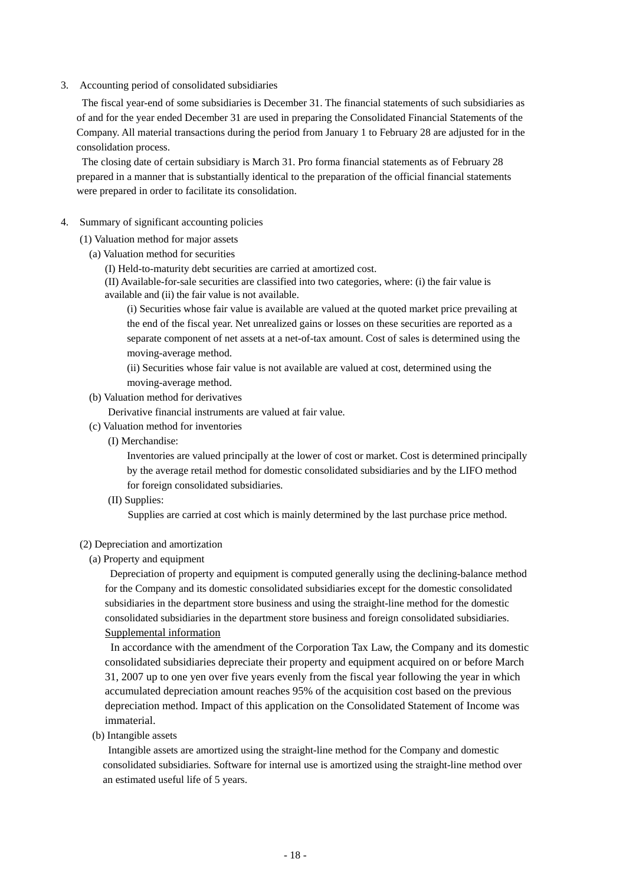3. Accounting period of consolidated subsidiaries

The fiscal year-end of some subsidiaries is December 31. The financial statements of such subsidiaries as of and for the year ended December 31 are used in preparing the Consolidated Financial Statements of the Company. All material transactions during the period from January 1 to February 28 are adjusted for in the consolidation process.

The closing date of certain subsidiary is March 31. Pro forma financial statements as of February 28 prepared in a manner that is substantially identical to the preparation of the official financial statements were prepared in order to facilitate its consolidation.

4. Summary of significant accounting policies

(1) Valuation method for major assets

(a) Valuation method for securities

(I) Held-to-maturity debt securities are carried at amortized cost.

(II) Available-for-sale securities are classified into two categories, where: (i) the fair value is available and (ii) the fair value is not available.

(i) Securities whose fair value is available are valued at the quoted market price prevailing at the end of the fiscal year. Net unrealized gains or losses on these securities are reported as a separate component of net assets at a net-of-tax amount. Cost of sales is determined using the moving-average method.

(ii) Securities whose fair value is not available are valued at cost, determined using the moving-average method.

(b) Valuation method for derivatives

Derivative financial instruments are valued at fair value.

(c) Valuation method for inventories

(I) Merchandise:

Inventories are valued principally at the lower of cost or market. Cost is determined principally by the average retail method for domestic consolidated subsidiaries and by the LIFO method for foreign consolidated subsidiaries.

(II) Supplies:

Supplies are carried at cost which is mainly determined by the last purchase price method.

(2) Depreciation and amortization

(a) Property and equipment

Depreciation of property and equipment is computed generally using the declining-balance method for the Company and its domestic consolidated subsidiaries except for the domestic consolidated subsidiaries in the department store business and using the straight-line method for the domestic consolidated subsidiaries in the department store business and foreign consolidated subsidiaries.

Supplemental information

In accordance with the amendment of the Corporation Tax Law, the Company and its domestic consolidated subsidiaries depreciate their property and equipment acquired on or before March 31, 2007 up to one yen over five years evenly from the fiscal year following the year in which accumulated depreciation amount reaches 95% of the acquisition cost based on the previous depreciation method. Impact of this application on the Consolidated Statement of Income was immaterial.

(b) Intangible assets

Intangible assets are amortized using the straight-line method for the Company and domestic consolidated subsidiaries. Software for internal use is amortized using the straight-line method over an estimated useful life of 5 years.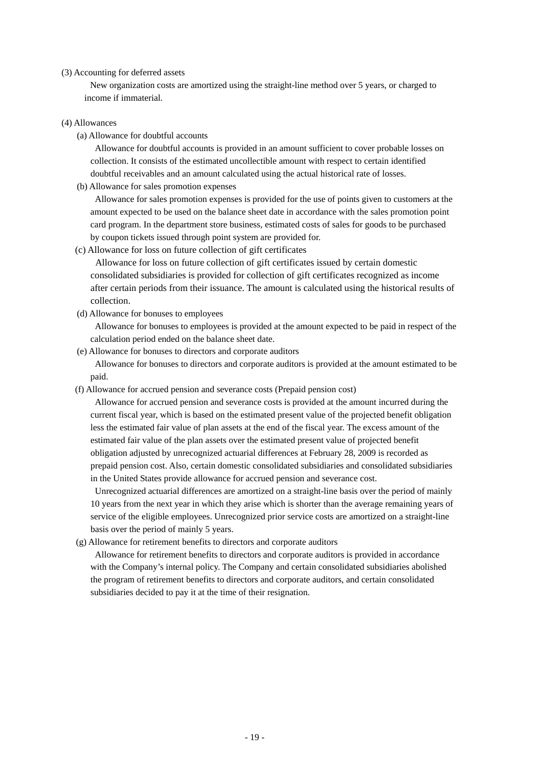(3) Accounting for deferred assets

New organization costs are amortized using the straight-line method over 5 years, or charged to income if immaterial.

(4) Allowances

(a) Allowance for doubtful accounts

Allowance for doubtful accounts is provided in an amount sufficient to cover probable losses on collection. It consists of the estimated uncollectible amount with respect to certain identified doubtful receivables and an amount calculated using the actual historical rate of losses.

(b) Allowance for sales promotion expenses

Allowance for sales promotion expenses is provided for the use of points given to customers at the amount expected to be used on the balance sheet date in accordance with the sales promotion point card program. In the department store business, estimated costs of sales for goods to be purchased by coupon tickets issued through point system are provided for.

(c) Allowance for loss on future collection of gift certificates

Allowance for loss on future collection of gift certificates issued by certain domestic consolidated subsidiaries is provided for collection of gift certificates recognized as income after certain periods from their issuance. The amount is calculated using the historical results of collection.

(d) Allowance for bonuses to employees

Allowance for bonuses to employees is provided at the amount expected to be paid in respect of the calculation period ended on the balance sheet date.

(e) Allowance for bonuses to directors and corporate auditors

Allowance for bonuses to directors and corporate auditors is provided at the amount estimated to be paid.

(f) Allowance for accrued pension and severance costs (Prepaid pension cost)

Allowance for accrued pension and severance costs is provided at the amount incurred during the current fiscal year, which is based on the estimated present value of the projected benefit obligation less the estimated fair value of plan assets at the end of the fiscal year. The excess amount of the estimated fair value of the plan assets over the estimated present value of projected benefit obligation adjusted by unrecognized actuarial differences at February 28, 2009 is recorded as prepaid pension cost. Also, certain domestic consolidated subsidiaries and consolidated subsidiaries in the United States provide allowance for accrued pension and severance cost.

Unrecognized actuarial differences are amortized on a straight-line basis over the period of mainly 10 years from the next year in which they arise which is shorter than the average remaining years of service of the eligible employees. Unrecognized prior service costs are amortized on a straight-line basis over the period of mainly 5 years.

(g) Allowance for retirement benefits to directors and corporate auditors

Allowance for retirement benefits to directors and corporate auditors is provided in accordance with the Company's internal policy. The Company and certain consolidated subsidiaries abolished the program of retirement benefits to directors and corporate auditors, and certain consolidated subsidiaries decided to pay it at the time of their resignation.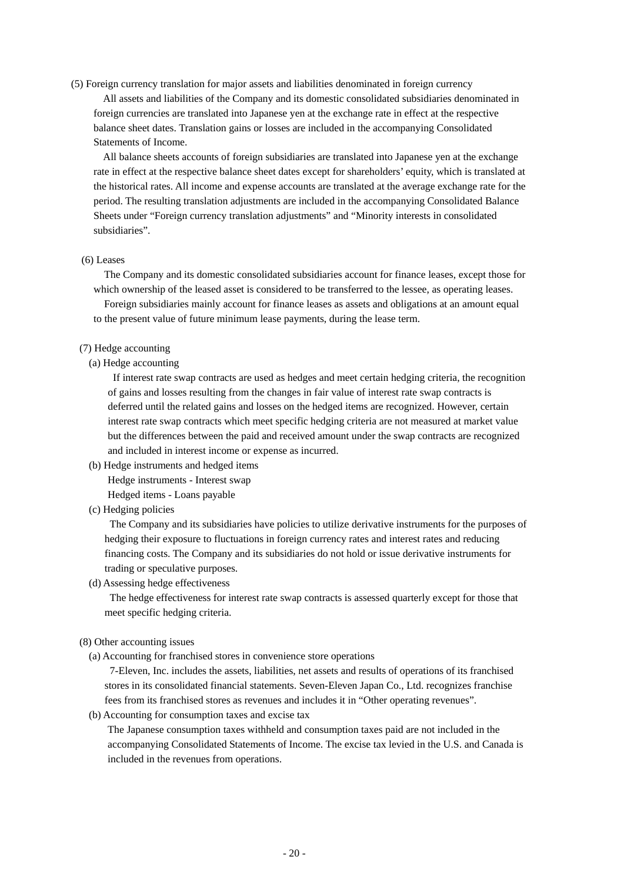(5) Foreign currency translation for major assets and liabilities denominated in foreign currency

All assets and liabilities of the Company and its domestic consolidated subsidiaries denominated in foreign currencies are translated into Japanese yen at the exchange rate in effect at the respective balance sheet dates. Translation gains or losses are included in the accompanying Consolidated Statements of Income.

All balance sheets accounts of foreign subsidiaries are translated into Japanese yen at the exchange rate in effect at the respective balance sheet dates except for shareholders' equity, which is translated at the historical rates. All income and expense accounts are translated at the average exchange rate for the period. The resulting translation adjustments are included in the accompanying Consolidated Balance Sheets under "Foreign currency translation adjustments" and "Minority interests in consolidated subsidiaries".

(6) Leases

The Company and its domestic consolidated subsidiaries account for finance leases, except those for which ownership of the leased asset is considered to be transferred to the lessee, as operating leases.

Foreign subsidiaries mainly account for finance leases as assets and obligations at an amount equal to the present value of future minimum lease payments, during the lease term.

(7) Hedge accounting

(a) Hedge accounting

If interest rate swap contracts are used as hedges and meet certain hedging criteria, the recognition of gains and losses resulting from the changes in fair value of interest rate swap contracts is deferred until the related gains and losses on the hedged items are recognized. However, certain interest rate swap contracts which meet specific hedging criteria are not measured at market value but the differences between the paid and received amount under the swap contracts are recognized and included in interest income or expense as incurred.

(b) Hedge instruments and hedged items

Hedge instruments - Interest swap

Hedged items - Loans payable

(c) Hedging policies

The Company and its subsidiaries have policies to utilize derivative instruments for the purposes of hedging their exposure to fluctuations in foreign currency rates and interest rates and reducing financing costs. The Company and its subsidiaries do not hold or issue derivative instruments for trading or speculative purposes.

(d) Assessing hedge effectiveness

The hedge effectiveness for interest rate swap contracts is assessed quarterly except for those that meet specific hedging criteria.

(8) Other accounting issues

(a) Accounting for franchised stores in convenience store operations

7-Eleven, Inc. includes the assets, liabilities, net assets and results of operations of its franchised stores in its consolidated financial statements. Seven-Eleven Japan Co., Ltd. recognizes franchise fees from its franchised stores as revenues and includes it in "Other operating revenues".

(b) Accounting for consumption taxes and excise tax

The Japanese consumption taxes withheld and consumption taxes paid are not included in the accompanying Consolidated Statements of Income. The excise tax levied in the U.S. and Canada is included in the revenues from operations.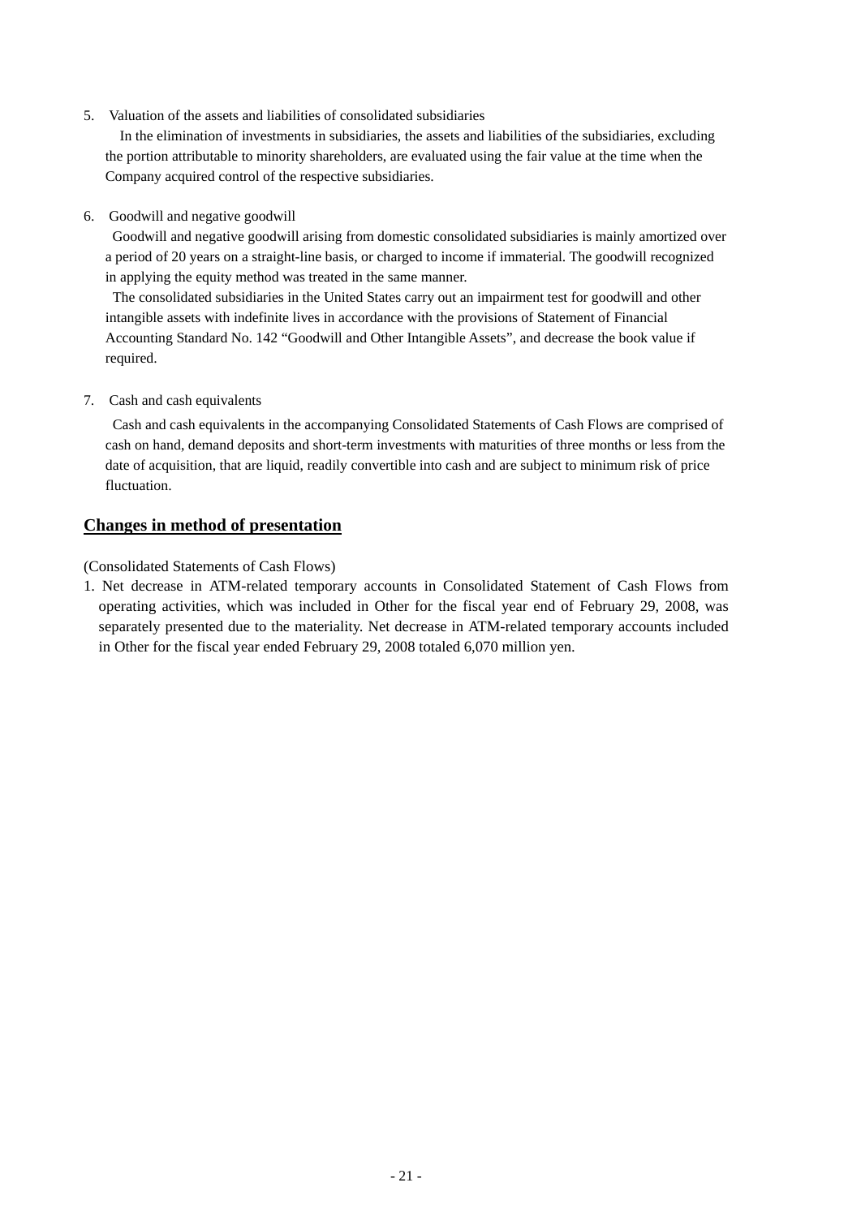5. Valuation of the assets and liabilities of consolidated subsidiaries

   In the elimination of investments in subsidiaries, the assets and liabilities of the subsidiaries, excluding the portion attributable to minority shareholders, are evaluated using the fair value at the time when the Company acquired control of the respective subsidiaries.

6. Goodwill and negative goodwill

   Goodwill and negative goodwill arising from domestic consolidated subsidiaries is mainly amortized over a period of 20 years on a straight-line basis, or charged to income if immaterial. The goodwill recognized in applying the equity method was treated in the same manner.

   The consolidated subsidiaries in the United States carry out an impairment test for goodwill and other intangible assets with indefinite lives in accordance with the provisions of Statement of Financial Accounting Standard No. 142 "Goodwill and Other Intangible Assets", and decrease the book value if required.

7. Cash and cash equivalents

   Cash and cash equivalents in the accompanying Consolidated Statements of Cash Flows are comprised of cash on hand, demand deposits and short-term investments with maturities of three months or less from the date of acquisition, that are liquid, readily convertible into cash and are subject to minimum risk of price fluctuation.

## **Changes in method of presentation**

(Consolidated Statements of Cash Flows)

1. Net decrease in ATM-related temporary accounts in Consolidated Statement of Cash Flows from operating activities, which was included in Other for the fiscal year end of February 29, 2008, was separately presented due to the materiality. Net decrease in ATM-related temporary accounts included in Other for the fiscal year ended February 29, 2008 totaled 6,070 million yen.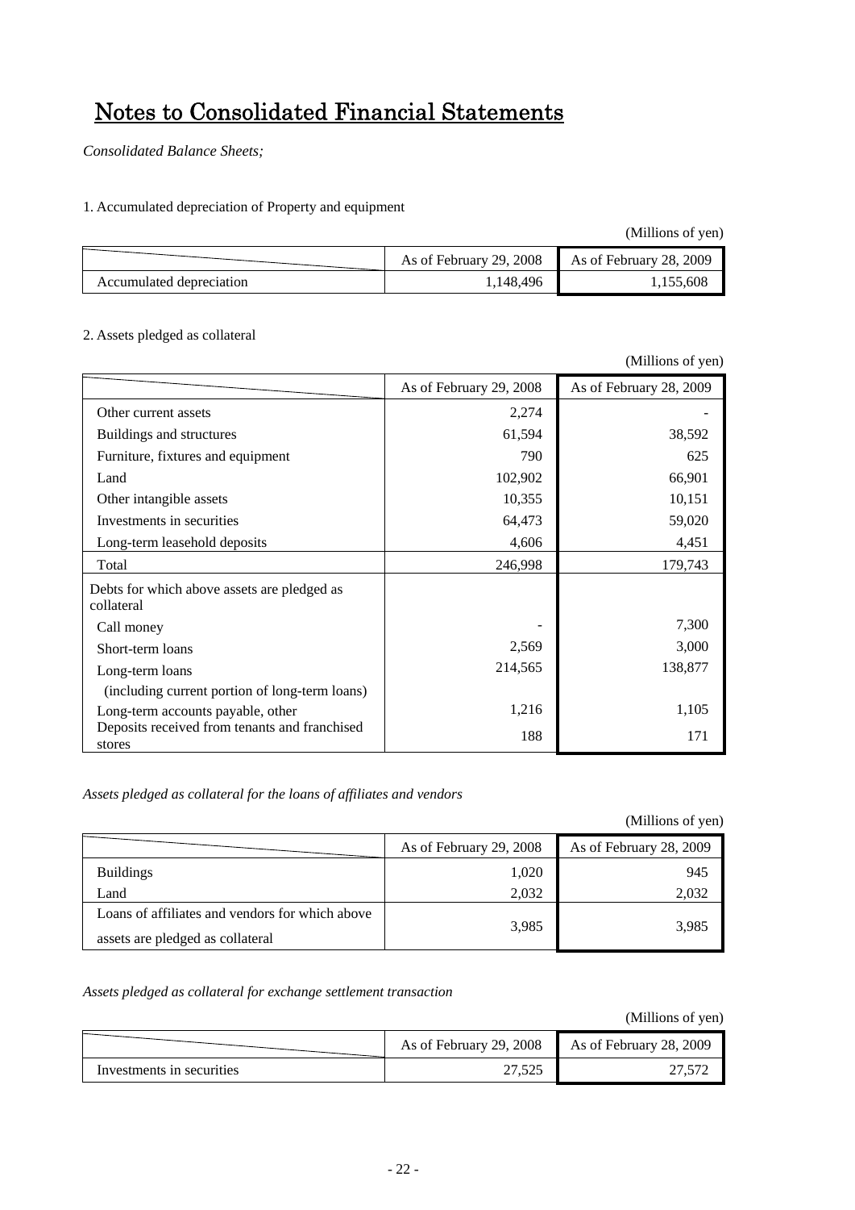# Notes to Consolidated Financial Statements

*Consolidated Balance Sheets;*

1. Accumulated depreciation of Property and equipment

(Millions of yen)

| | As of February 29, 2008 | As of February 28, 2009 |
|---|---|---|
| Accumulated depreciation | 1,148,496 | 1,155,608 |

2. Assets pledged as collateral

(Millions of yen)

| | As of February 29, 2008 | As of February 28, 2009 |
|---|---|---|
| Other current assets | 2,274 | - |
| Buildings and structures | 61,594 | 38,592 |
| Furniture, fixtures and equipment | 790 | 625 |
| Land | 102,902 | 66,901 |
| Other intangible assets | 10,355 | 10,151 |
| Investments in securities | 64,473 | 59,020 |
| Long-term leasehold deposits | 4,606 | 4,451 |
| Total | 246,998 | 179,743 |
| Debts for which above assets are pledged as collateral | | |
| Call money | - | 7,300 |
| Short-term loans | 2,569 | 3,000 |
| Long-term loans (including current portion of long-term loans) | 214,565 | 138,877 |
| Long-term accounts payable, other | 1,216 | 1,105 |
| Deposits received from tenants and franchised stores | 188 | 171 |

*Assets pledged as collateral for the loans of affiliates and vendors*

(Millions of yen)

| | As of February 29, 2008 | As of February 28, 2009 |
|---|---|---|
| Buildings | 1,020 | 945 |
| Land | 2,032 | 2,032 |
| Loans of affiliates and vendors for which above assets are pledged as collateral | 3,985 | 3,985 |

*Assets pledged as collateral for exchange settlement transaction*

(Millions of yen)

| | As of February 29, 2008 | As of February 28, 2009 |
|---|---|---|
| Investments in securities | 27,525 | 27,572 |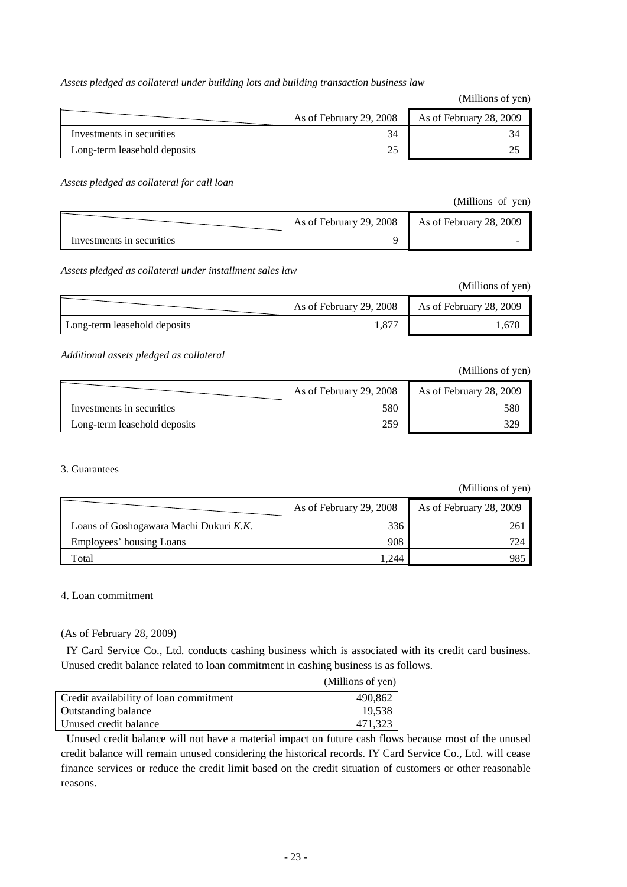*Assets pledged as collateral under building lots and building transaction business law*

(Millions of yen)

| | As of February 29, 2008 | As of February 28, 2009 |
|---|---|---|
| Investments in securities | 34 | 34 |
| Long-term leasehold deposits | 25 | 25 |

*Assets pledged as collateral for call loan*

(Millions of yen)

| | As of February 29, 2008 | As of February 28, 2009 |
|---|---|---|
| Investments in securities | 9 | - |

*Assets pledged as collateral under installment sales law*

(Millions of yen)

| | As of February 29, 2008 | As of February 28, 2009 |
|---|---|---|
| Long-term leasehold deposits | 1,877 | 1,670 |

*Additional assets pledged as collateral*

(Millions of yen)

| | As of February 29, 2008 | As of February 28, 2009 |
|---|---|---|
| Investments in securities | 580 | 580 |
| Long-term leasehold deposits | 259 | 329 |

3. Guarantees

(Millions of yen)

| | As of February 29, 2008 | As of February 28, 2009 |
|---|---|---|
| Loans of Goshogawara Machi Dukuri *K.K.* | 336 | 261 |
| Employees' housing Loans | 908 | 724 |
| Total | 1,244 | 985 |

4. Loan commitment

(As of February 28, 2009)

IY Card Service Co., Ltd. conducts cashing business which is associated with its credit card business. Unused credit balance related to loan commitment in cashing business is as follows.

(Millions of yen)

| | |
|---|---|
| Credit availability of loan commitment | 490,862 |
| Outstanding balance | 19,538 |
| Unused credit balance | 471,323 |

Unused credit balance will not have a material impact on future cash flows because most of the unused credit balance will remain unused considering the historical records. IY Card Service Co., Ltd. will cease finance services or reduce the credit limit based on the credit situation of customers or other reasonable reasons.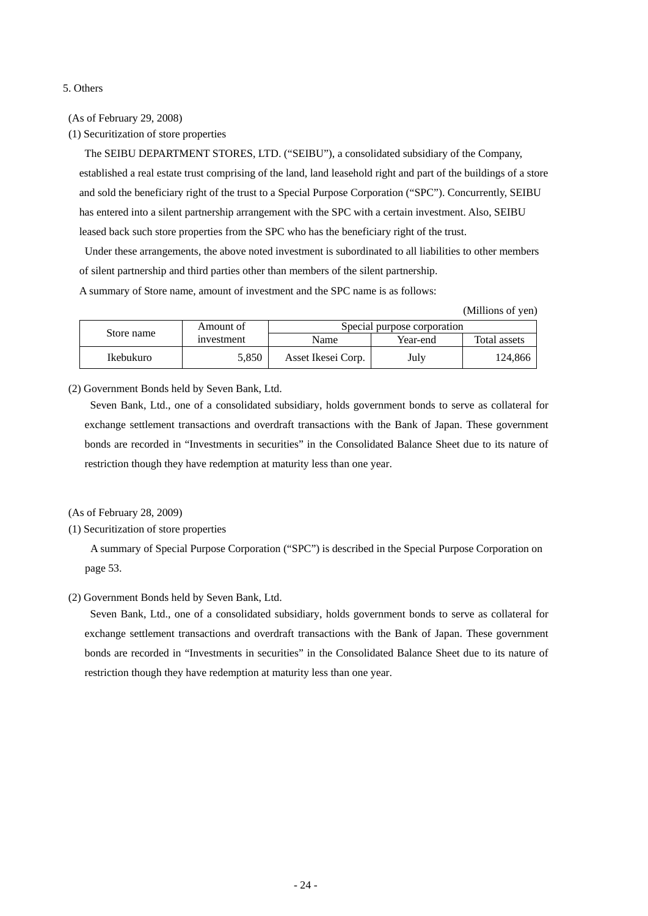5. Others

(As of February 29, 2008)

(1) Securitization of store properties

The SEIBU DEPARTMENT STORES, LTD. ("SEIBU"), a consolidated subsidiary of the Company, established a real estate trust comprising of the land, land leasehold right and part of the buildings of a store and sold the beneficiary right of the trust to a Special Purpose Corporation ("SPC"). Concurrently, SEIBU has entered into a silent partnership arrangement with the SPC with a certain investment. Also, SEIBU leased back such store properties from the SPC who has the beneficiary right of the trust.

Under these arrangements, the above noted investment is subordinated to all liabilities to other members of silent partnership and third parties other than members of the silent partnership.

A summary of Store name, amount of investment and the SPC name is as follows:

(Millions of yen)

| Store name | Amount of investment | Special purpose corporation | | |
|---|---|---|---|---|
| | | Name | Year-end | Total assets |
| Ikebukuro | 5,850 | Asset Ikesei Corp. | July | 124,866 |

(2) Government Bonds held by Seven Bank, Ltd.

Seven Bank, Ltd., one of a consolidated subsidiary, holds government bonds to serve as collateral for exchange settlement transactions and overdraft transactions with the Bank of Japan. These government bonds are recorded in "Investments in securities" in the Consolidated Balance Sheet due to its nature of restriction though they have redemption at maturity less than one year.

(As of February 28, 2009)

(1) Securitization of store properties

A summary of Special Purpose Corporation ("SPC") is described in the Special Purpose Corporation on page 53.

(2) Government Bonds held by Seven Bank, Ltd.

Seven Bank, Ltd., one of a consolidated subsidiary, holds government bonds to serve as collateral for exchange settlement transactions and overdraft transactions with the Bank of Japan. These government bonds are recorded in "Investments in securities" in the Consolidated Balance Sheet due to its nature of restriction though they have redemption at maturity less than one year.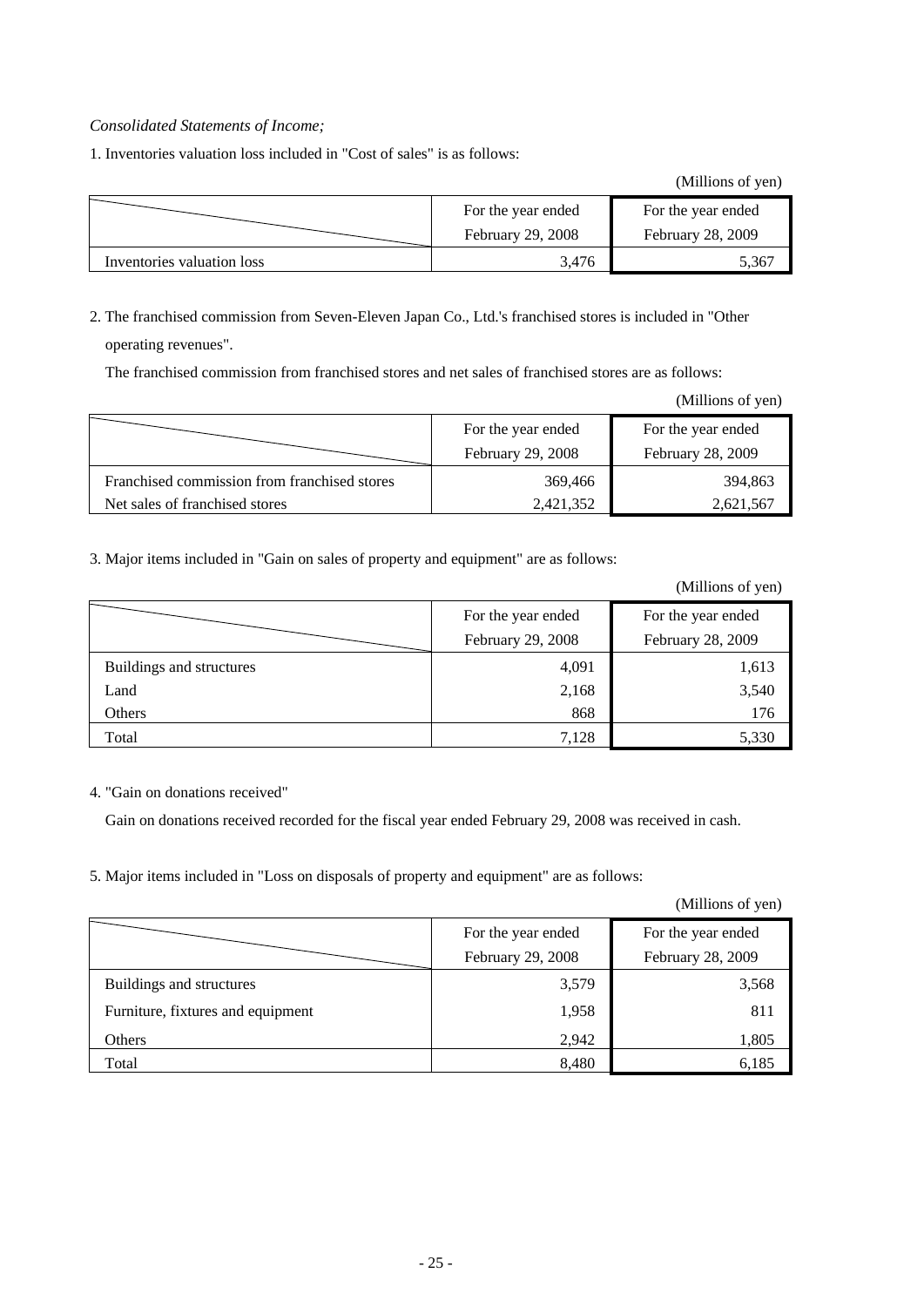*Consolidated Statements of Income;*

1. Inventories valuation loss included in "Cost of sales" is as follows:

(Millions of yen)

| | For the year ended February 29, 2008 | For the year ended February 28, 2009 |
|---|---|---|
| Inventories valuation loss | 3,476 | 5,367 |

2. The franchised commission from Seven-Eleven Japan Co., Ltd.'s franchised stores is included in "Other operating revenues".

   The franchised commission from franchised stores and net sales of franchised stores are as follows:

(Millions of yen)

| | For the year ended February 29, 2008 | For the year ended February 28, 2009 |
|---|---|---|
| Franchised commission from franchised stores | 369,466 | 394,863 |
| Net sales of franchised stores | 2,421,352 | 2,621,567 |

3. Major items included in "Gain on sales of property and equipment" are as follows:

(Millions of yen)

| | For the year ended February 29, 2008 | For the year ended February 28, 2009 |
|---|---|---|
| Buildings and structures | 4,091 | 1,613 |
| Land | 2,168 | 3,540 |
| Others | 868 | 176 |
| Total | 7,128 | 5,330 |

4. "Gain on donations received"

   Gain on donations received recorded for the fiscal year ended February 29, 2008 was received in cash.

5. Major items included in "Loss on disposals of property and equipment" are as follows:

(Millions of yen)

| | For the year ended February 29, 2008 | For the year ended February 28, 2009 |
|---|---|---|
| Buildings and structures | 3,579 | 3,568 |
| Furniture, fixtures and equipment | 1,958 | 811 |
| Others | 2,942 | 1,805 |
| Total | 8,480 | 6,185 |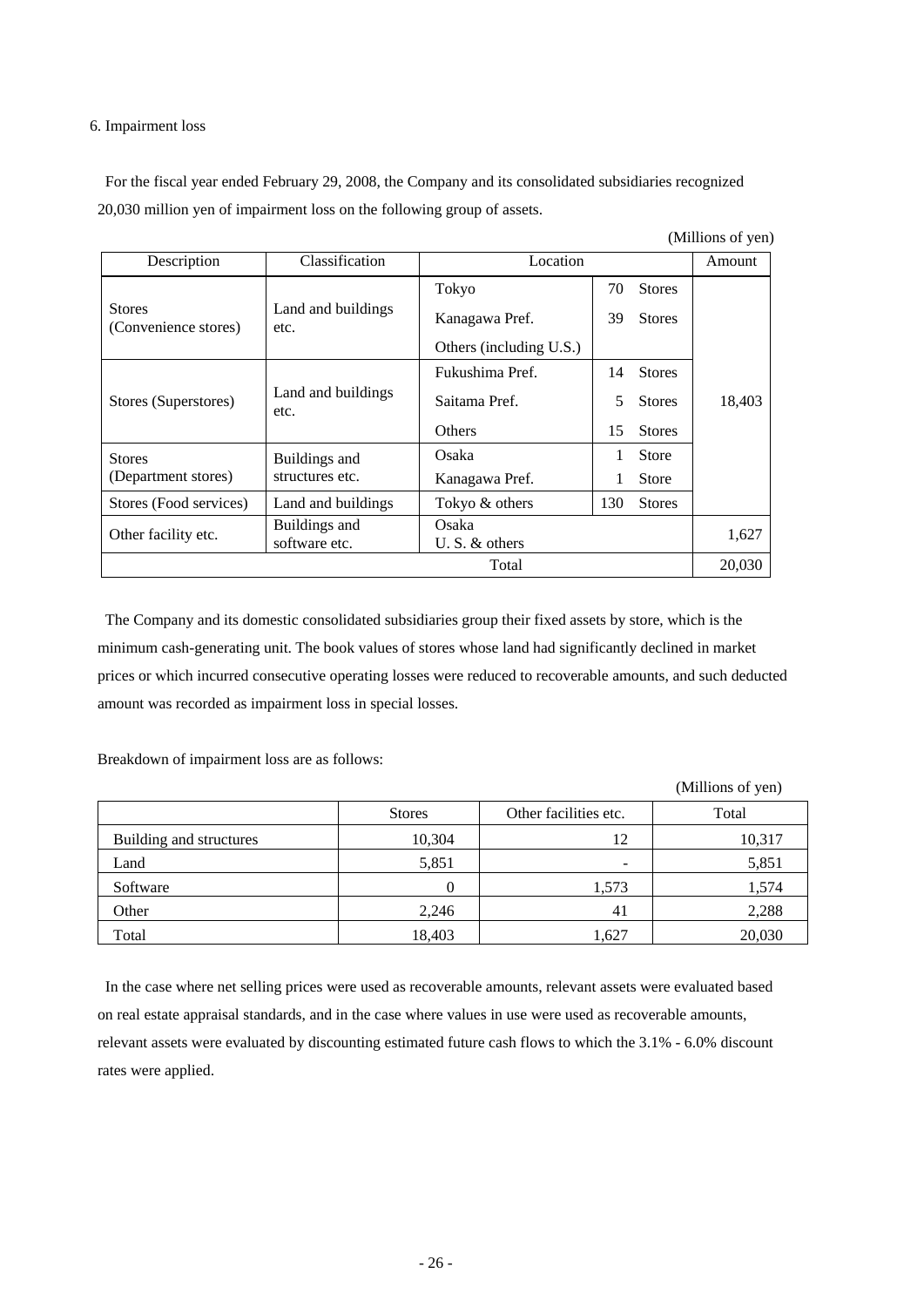6. Impairment loss

For the fiscal year ended February 29, 2008, the Company and its consolidated subsidiaries recognized 20,030 million yen of impairment loss on the following group of assets.

(Millions of yen)

| Description | Classification | Location | | Amount |
|---|---|---|---|---|
| Stores (Convenience stores) | Land and buildings etc. | Tokyo | 70 Stores | 18,403 |
| | | Kanagawa Pref. | 39 Stores | |
| | | Others (including U.S.) | | |
| Stores (Superstores) | Land and buildings etc. | Fukushima Pref. | 14 Stores | |
| | | Saitama Pref. | 5 Stores | |
| | | Others | 15 Stores | |
| Stores (Department stores) | Buildings and structures etc. | Osaka | 1 Store | |
| | | Kanagawa Pref. | 1 Store | |
| Stores (Food services) | Land and buildings | Tokyo & others | 130 Stores | |
| Other facility etc. | Buildings and software etc. | Osaka U. S. & others | | 1,627 |
| Total | | | | 20,030 |

The Company and its domestic consolidated subsidiaries group their fixed assets by store, which is the minimum cash-generating unit. The book values of stores whose land had significantly declined in market prices or which incurred consecutive operating losses were reduced to recoverable amounts, and such deducted amount was recorded as impairment loss in special losses.

Breakdown of impairment loss are as follows:

(Millions of yen)

| | Stores | Other facilities etc. | Total |
|---|---|---|---|
| Building and structures | 10,304 | 12 | 10,317 |
| Land | 5,851 | - | 5,851 |
| Software | 0 | 1,573 | 1,574 |
| Other | 2,246 | 41 | 2,288 |
| Total | 18,403 | 1,627 | 20,030 |

In the case where net selling prices were used as recoverable amounts, relevant assets were evaluated based on real estate appraisal standards, and in the case where values in use were used as recoverable amounts, relevant assets were evaluated by discounting estimated future cash flows to which the 3.1% - 6.0% discount rates were applied.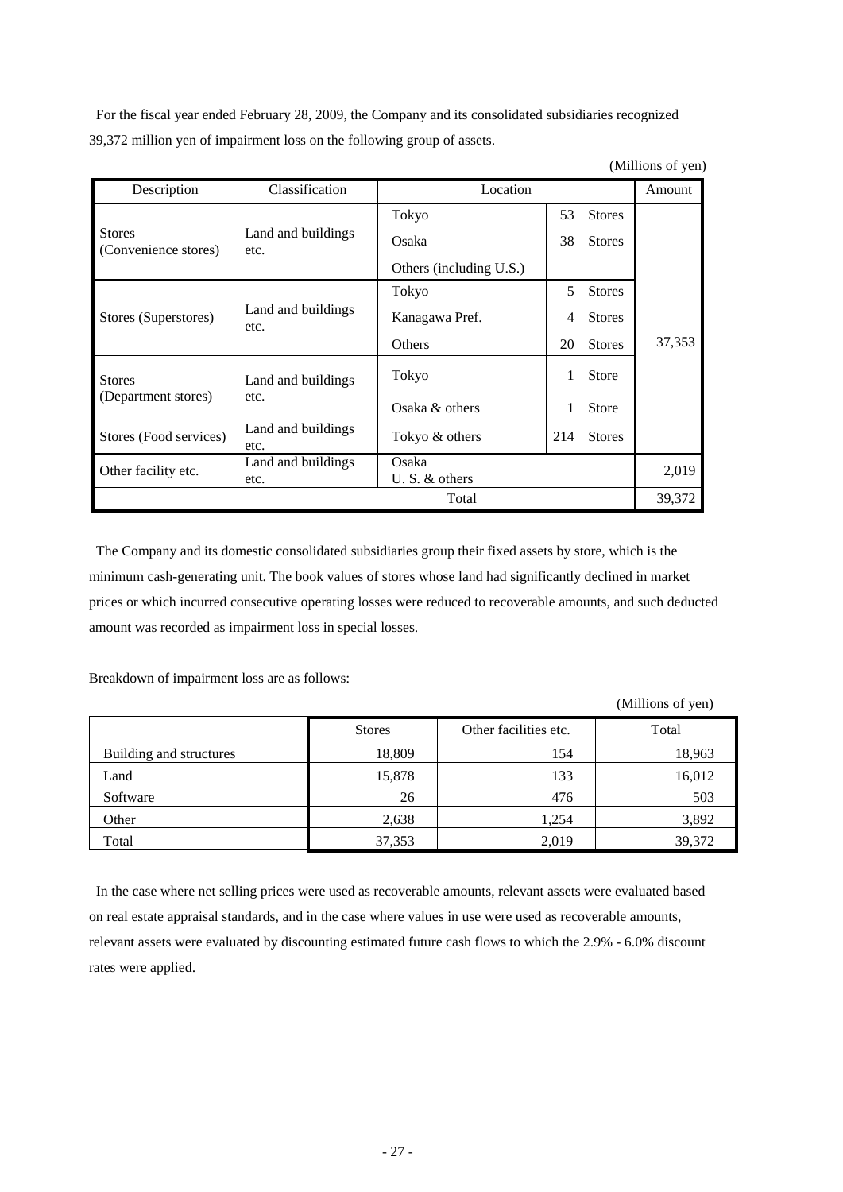For the fiscal year ended February 28, 2009, the Company and its consolidated subsidiaries recognized 39,372 million yen of impairment loss on the following group of assets.

(Millions of yen)

| Description | Classification | Location | | Amount |
|---|---|---|---|---|
| Stores (Convenience stores) | Land and buildings etc. | Tokyo | 53 Stores | 37,353 |
| | | Osaka | 38 Stores | |
| | | Others (including U.S.) | | |
| Stores (Superstores) | Land and buildings etc. | Tokyo | 5 Stores | |
| | | Kanagawa Pref. | 4 Stores | |
| | | Others | 20 Stores | |
| Stores (Department stores) | Land and buildings etc. | Tokyo | 1 Store | |
| | | Osaka & others | 1 Store | |
| Stores (Food services) | Land and buildings etc. | Tokyo & others | 214 Stores | |
| Other facility etc. | Land and buildings etc. | Osaka U. S. & others | | 2,019 |
| Total | | | | 39,372 |

The Company and its domestic consolidated subsidiaries group their fixed assets by store, which is the minimum cash-generating unit. The book values of stores whose land had significantly declined in market prices or which incurred consecutive operating losses were reduced to recoverable amounts, and such deducted amount was recorded as impairment loss in special losses.

Breakdown of impairment loss are as follows:

(Millions of yen)

| | Stores | Other facilities etc. | Total |
|---|---|---|---|
| Building and structures | 18,809 | 154 | 18,963 |
| Land | 15,878 | 133 | 16,012 |
| Software | 26 | 476 | 503 |
| Other | 2,638 | 1,254 | 3,892 |
| Total | 37,353 | 2,019 | 39,372 |

In the case where net selling prices were used as recoverable amounts, relevant assets were evaluated based on real estate appraisal standards, and in the case where values in use were used as recoverable amounts, relevant assets were evaluated by discounting estimated future cash flows to which the 2.9% - 6.0% discount rates were applied.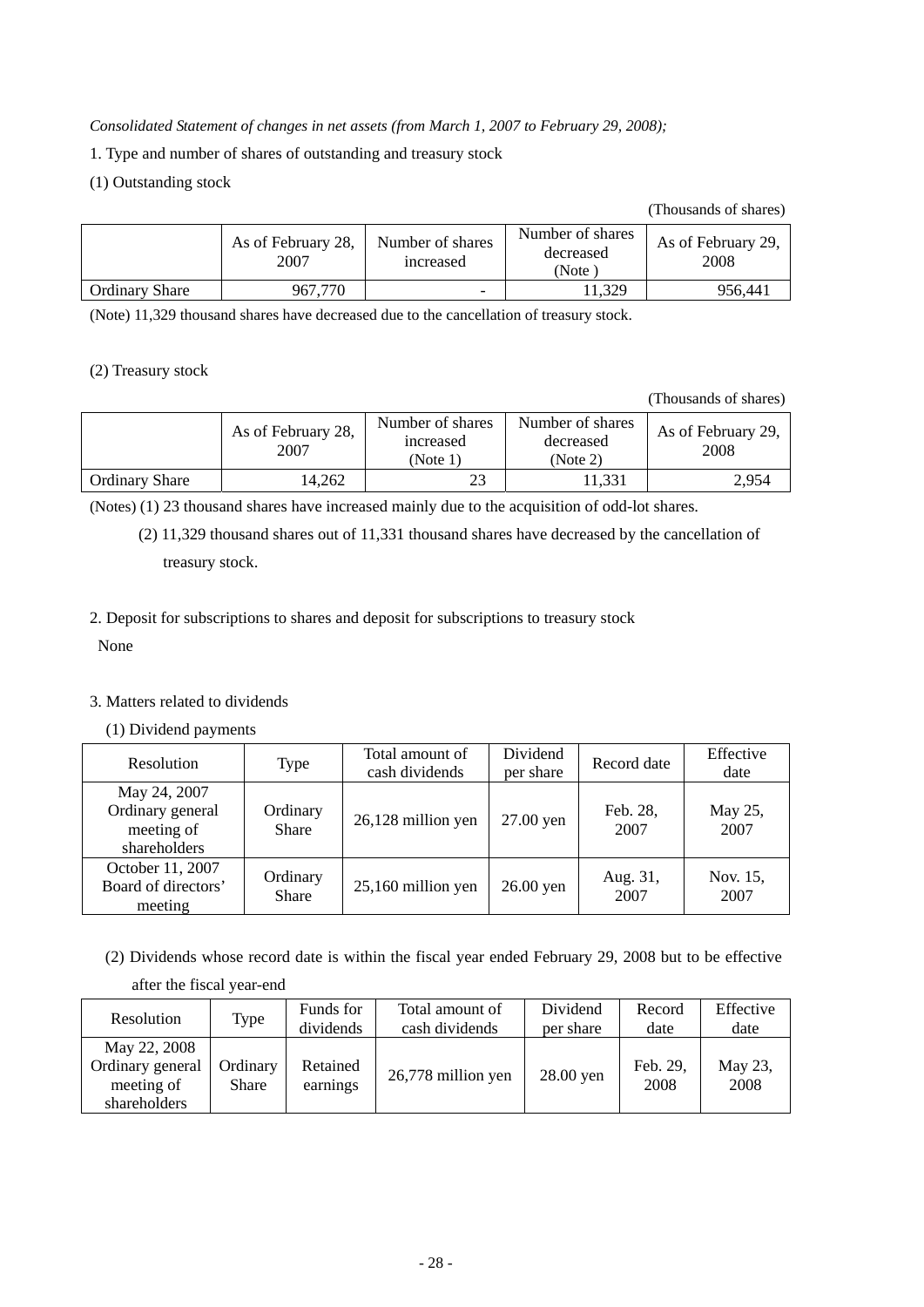*Consolidated Statement of changes in net assets (from March 1, 2007 to February 29, 2008);*

1. Type and number of shares of outstanding and treasury stock

(1) Outstanding stock

(Thousands of shares)

| | As of February 28, 2007 | Number of shares increased | Number of shares decreased (Note ) | As of February 29, 2008 |
|---|---|---|---|---|
| Ordinary Share | 967,770 | - | 11,329 | 956,441 |

(Note) 11,329 thousand shares have decreased due to the cancellation of treasury stock.

(2) Treasury stock

(Thousands of shares)

| | As of February 28, 2007 | Number of shares increased (Note 1) | Number of shares decreased (Note 2) | As of February 29, 2008 |
|---|---|---|---|---|
| Ordinary Share | 14,262 | 23 | 11,331 | 2,954 |

(Notes) (1) 23 thousand shares have increased mainly due to the acquisition of odd-lot shares.

(2) 11,329 thousand shares out of 11,331 thousand shares have decreased by the cancellation of treasury stock.

2. Deposit for subscriptions to shares and deposit for subscriptions to treasury stock

None

3. Matters related to dividends

(1) Dividend payments

| Resolution | Type | Total amount of cash dividends | Dividend per share | Record date | Effective date |
|---|---|---|---|---|---|
| May 24, 2007 Ordinary general meeting of shareholders | Ordinary Share | 26,128 million yen | 27.00 yen | Feb. 28, 2007 | May 25, 2007 |
| October 11, 2007 Board of directors' meeting | Ordinary Share | 25,160 million yen | 26.00 yen | Aug. 31, 2007 | Nov. 15, 2007 |

(2) Dividends whose record date is within the fiscal year ended February 29, 2008 but to be effective after the fiscal year-end

| Resolution | Type | Funds for dividends | Total amount of cash dividends | Dividend per share | Record date | Effective date |
|---|---|---|---|---|---|---|
| May 22, 2008 Ordinary general meeting of shareholders | Ordinary Share | Retained earnings | 26,778 million yen | 28.00 yen | Feb. 29, 2008 | May 23, 2008 |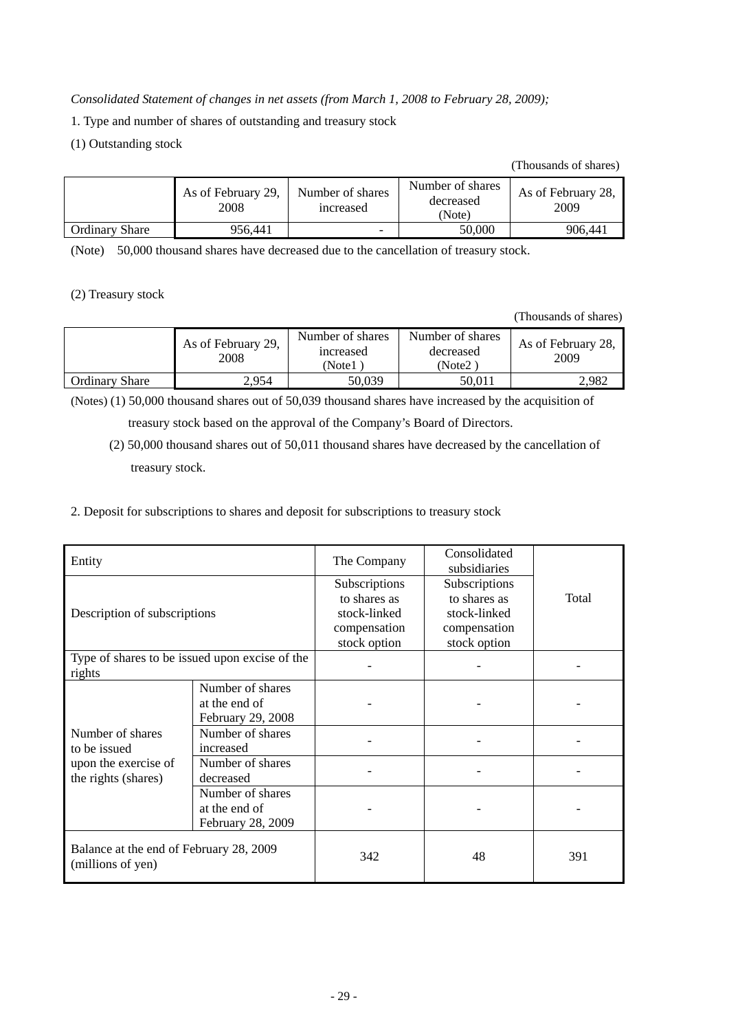*Consolidated Statement of changes in net assets (from March 1, 2008 to February 28, 2009);*

1. Type and number of shares of outstanding and treasury stock

(1) Outstanding stock

(Thousands of shares)

| | As of February 29, 2008 | Number of shares increased | Number of shares decreased (Note) | As of February 28, 2009 |
|---|---|---|---|---|
| Ordinary Share | 956,441 | - | 50,000 | 906,441 |

(Note) 50,000 thousand shares have decreased due to the cancellation of treasury stock.

(2) Treasury stock

(Thousands of shares)

| | As of February 29, 2008 | Number of shares increased (Note1 ) | Number of shares decreased (Note2 ) | As of February 28, 2009 |
|---|---|---|---|---|
| Ordinary Share | 2,954 | 50,039 | 50,011 | 2,982 |

(Notes) (1) 50,000 thousand shares out of 50,039 thousand shares have increased by the acquisition of treasury stock based on the approval of the Company's Board of Directors.

(2) 50,000 thousand shares out of 50,011 thousand shares have decreased by the cancellation of treasury stock.

2. Deposit for subscriptions to shares and deposit for subscriptions to treasury stock

| Entity | | The Company | Consolidated subsidiaries | Total |
|---|---|---|---|---|
| Description of subscriptions | | Subscriptions to shares as stock-linked compensation stock option | Subscriptions to shares as stock-linked compensation stock option | |
| Type of shares to be issued upon excise of the rights | | - | - | - |
| Number of shares to be issued upon the exercise of the rights (shares) | Number of shares at the end of February 29, 2008 | - | - | - |
| | Number of shares increased | - | - | - |
| | Number of shares decreased | - | - | - |
| | Number of shares at the end of February 28, 2009 | - | - | - |
| Balance at the end of February 28, 2009 (millions of yen) | | 342 | 48 | 391 |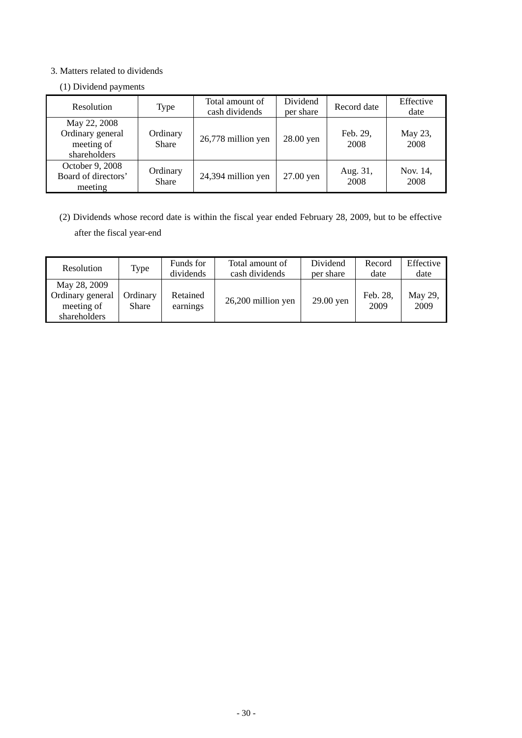3. Matters related to dividends

(1) Dividend payments

| Resolution | Type | Total amount of cash dividends | Dividend per share | Record date | Effective date |
|---|---|---|---|---|---|
| May 22, 2008 Ordinary general meeting of shareholders | Ordinary Share | 26,778 million yen | 28.00 yen | Feb. 29, 2008 | May 23, 2008 |
| October 9, 2008 Board of directors' meeting | Ordinary Share | 24,394 million yen | 27.00 yen | Aug. 31, 2008 | Nov. 14, 2008 |

(2) Dividends whose record date is within the fiscal year ended February 28, 2009, but to be effective after the fiscal year-end

| Resolution | Type | Funds for dividends | Total amount of cash dividends | Dividend per share | Record date | Effective date |
|---|---|---|---|---|---|---|
| May 28, 2009 Ordinary general meeting of shareholders | Ordinary Share | Retained earnings | 26,200 million yen | 29.00 yen | Feb. 28, 2009 | May 29, 2009 |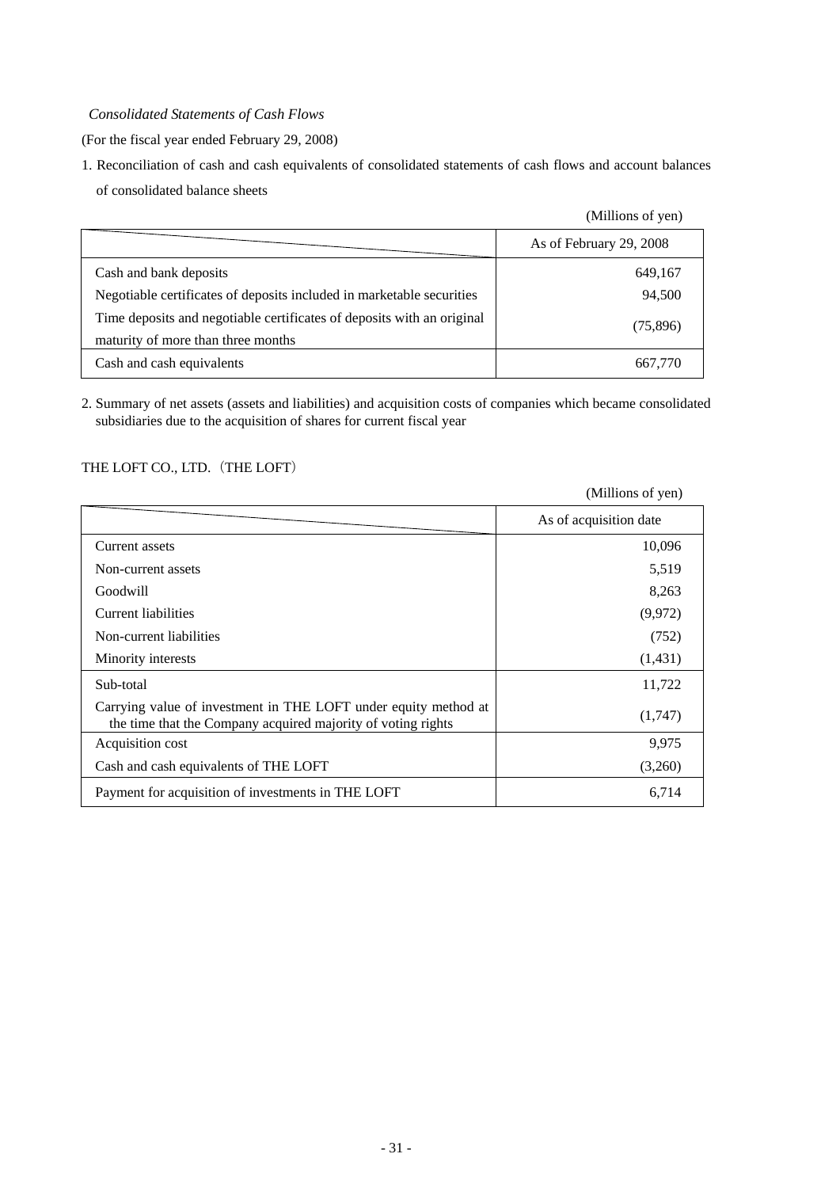*Consolidated Statements of Cash Flows*

(For the fiscal year ended February 29, 2008)

1. Reconciliation of cash and cash equivalents of consolidated statements of cash flows and account balances of consolidated balance sheets

(Millions of yen)

| | As of February 29, 2008 |
|---|---|
| Cash and bank deposits | 649,167 |
| Negotiable certificates of deposits included in marketable securities | 94,500 |
| Time deposits and negotiable certificates of deposits with an original maturity of more than three months | (75,896) |
| Cash and cash equivalents | 667,770 |

2. Summary of net assets (assets and liabilities) and acquisition costs of companies which became consolidated subsidiaries due to the acquisition of shares for current fiscal year

THE LOFT CO., LTD.（THE LOFT）

(Millions of yen)

| | As of acquisition date |
|---|---|
| Current assets | 10,096 |
| Non-current assets | 5,519 |
| Goodwill | 8,263 |
| Current liabilities | (9,972) |
| Non-current liabilities | (752) |
| Minority interests | (1,431) |
| Sub-total | 11,722 |
| Carrying value of investment in THE LOFT under equity method at the time that the Company acquired majority of voting rights | (1,747) |
| Acquisition cost | 9,975 |
| Cash and cash equivalents of THE LOFT | (3,260) |
| Payment for acquisition of investments in THE LOFT | 6,714 |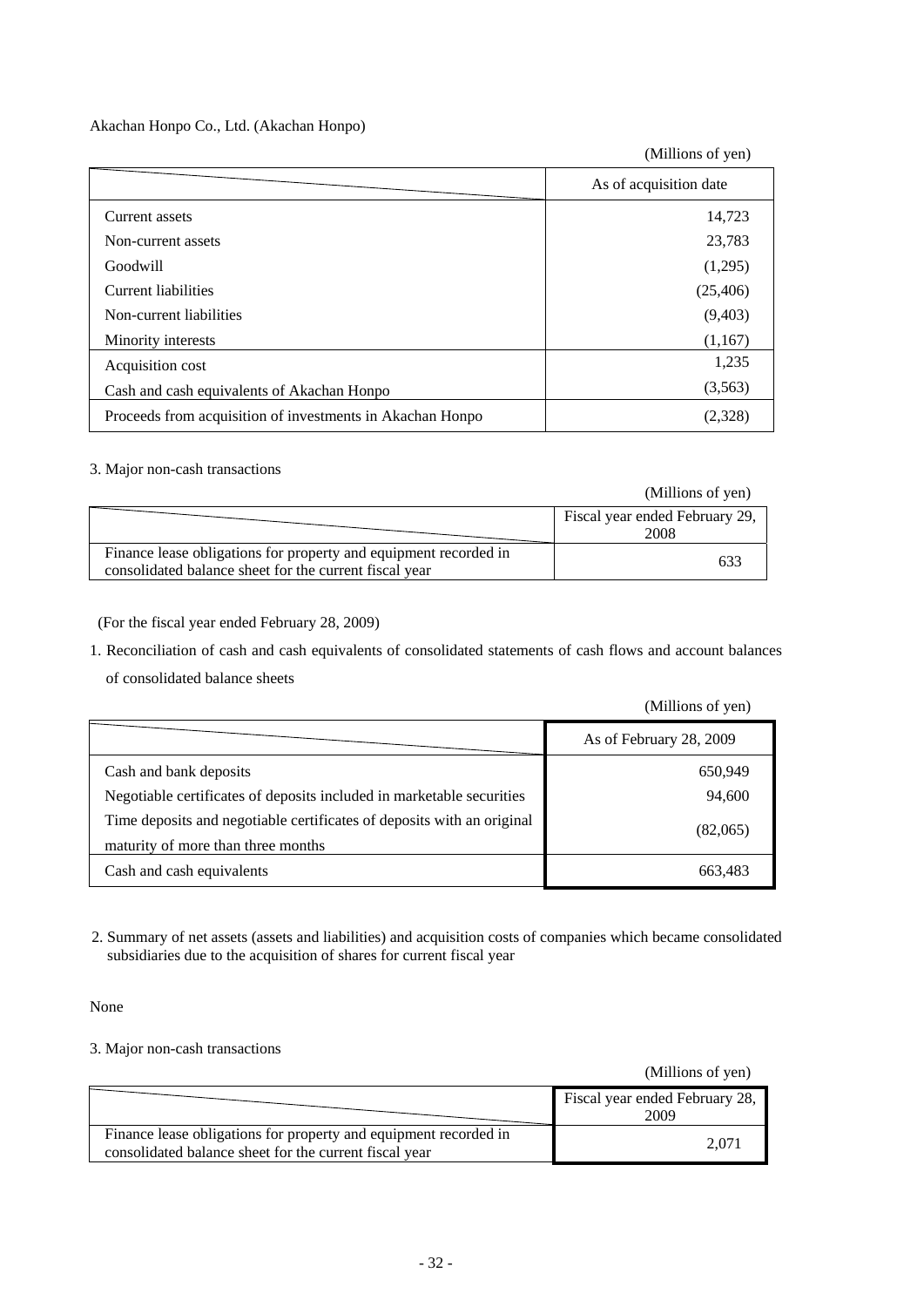Akachan Honpo Co., Ltd. (Akachan Honpo)

(Millions of yen)

| | As of acquisition date |
|---|---|
| Current assets | 14,723 |
| Non-current assets | 23,783 |
| Goodwill | (1,295) |
| Current liabilities | (25,406) |
| Non-current liabilities | (9,403) |
| Minority interests | (1,167) |
| Acquisition cost | 1,235 |
| Cash and cash equivalents of Akachan Honpo | (3,563) |
| Proceeds from acquisition of investments in Akachan Honpo | (2,328) |

3. Major non-cash transactions

(Millions of yen)

| | Fiscal year ended February 29, 2008 |
|---|---|
| Finance lease obligations for property and equipment recorded in consolidated balance sheet for the current fiscal year | 633 |

(For the fiscal year ended February 28, 2009)

1. Reconciliation of cash and cash equivalents of consolidated statements of cash flows and account balances of consolidated balance sheets

(Millions of yen)

| | As of February 28, 2009 |
|---|---|
| Cash and bank deposits | 650,949 |
| Negotiable certificates of deposits included in marketable securities | 94,600 |
| Time deposits and negotiable certificates of deposits with an original maturity of more than three months | (82,065) |
| Cash and cash equivalents | 663,483 |

2. Summary of net assets (assets and liabilities) and acquisition costs of companies which became consolidated subsidiaries due to the acquisition of shares for current fiscal year

None

3. Major non-cash transactions

(Millions of yen)

| | Fiscal year ended February 28, 2009 |
|---|---|
| Finance lease obligations for property and equipment recorded in consolidated balance sheet for the current fiscal year | 2,071 |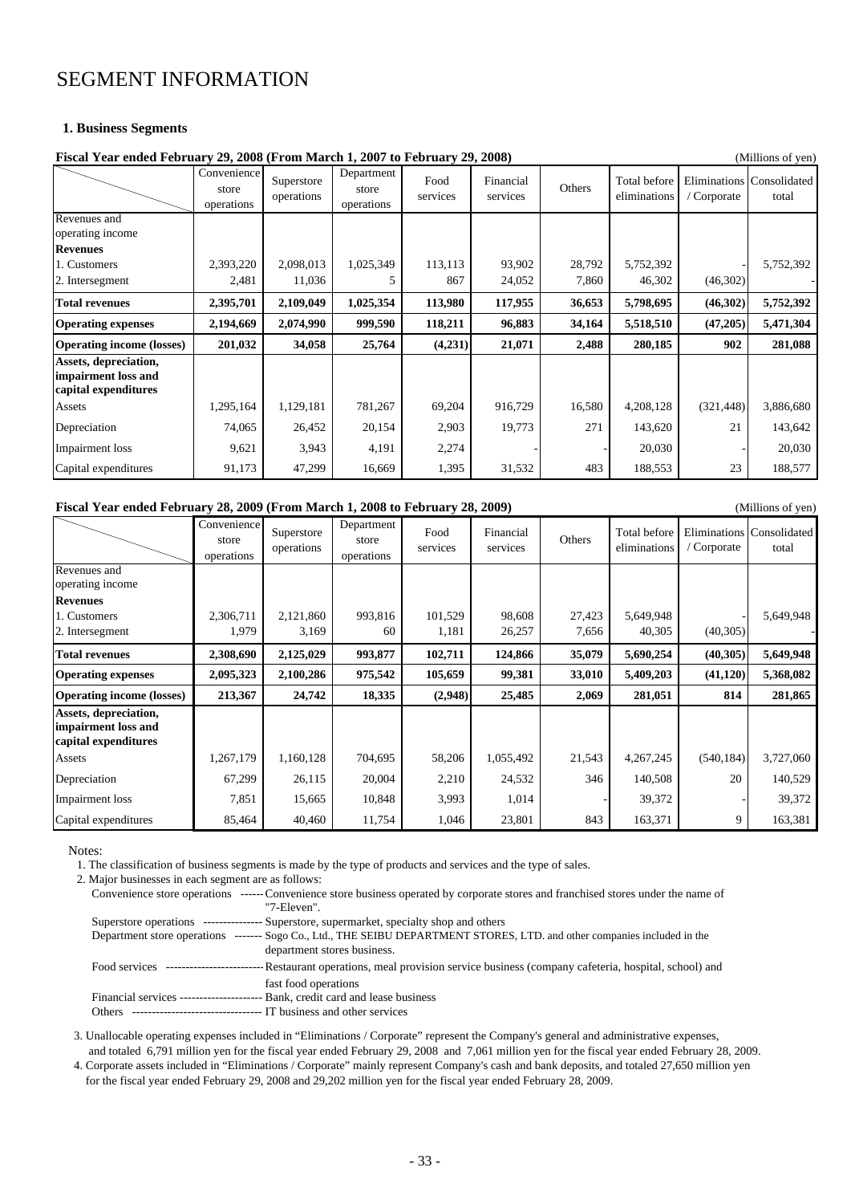# SEGMENT INFORMATION

## 1. Business Segments

**Fiscal Year ended February 29, 2008 (From March 1, 2007 to February 29, 2008)** (Millions of yen)

| | Convenience store operations | Superstore operations | Department store operations | Food services | Financial services | Others | Total before eliminations | Eliminations / Corporate | Consolidated total |
|---|---|---|---|---|---|---|---|---|---|
| Revenues and operating income | | | | | | | | | |
| **Revenues** | | | | | | | | | |
| 1. Customers | 2,393,220 | 2,098,013 | 1,025,349 | 113,113 | 93,902 | 28,792 | 5,752,392 | - | 5,752,392 |
| 2. Intersegment | 2,481 | 11,036 | 5 | 867 | 24,052 | 7,860 | 46,302 | (46,302) | - |
| **Total revenues** | **2,395,701** | **2,109,049** | **1,025,354** | **113,980** | **117,955** | **36,653** | **5,798,695** | **(46,302)** | **5,752,392** |
| **Operating expenses** | **2,194,669** | **2,074,990** | **999,590** | **118,211** | **96,883** | **34,164** | **5,518,510** | **(47,205)** | **5,471,304** |
| **Operating income (losses)** | **201,032** | **34,058** | **25,764** | **(4,231)** | **21,071** | **2,488** | **280,185** | **902** | **281,088** |
| **Assets, depreciation, impairment loss and capital expenditures** | | | | | | | | | |
| Assets | 1,295,164 | 1,129,181 | 781,267 | 69,204 | 916,729 | 16,580 | 4,208,128 | (321,448) | 3,886,680 |
| Depreciation | 74,065 | 26,452 | 20,154 | 2,903 | 19,773 | 271 | 143,620 | 21 | 143,642 |
| Impairment loss | 9,621 | 3,943 | 4,191 | 2,274 | - | - | 20,030 | - | 20,030 |
| Capital expenditures | 91,173 | 47,299 | 16,669 | 1,395 | 31,532 | 483 | 188,553 | 23 | 188,577 |

**Fiscal Year ended February 28, 2009 (From March 1, 2008 to February 28, 2009)** (Millions of yen)

| | Convenience store operations | Superstore operations | Department store operations | Food services | Financial services | Others | Total before eliminations | Eliminations / Corporate | Consolidated total |
|---|---|---|---|---|---|---|---|---|---|
| Revenues and operating income | | | | | | | | | |
| **Revenues** | | | | | | | | | |
| 1. Customers | 2,306,711 | 2,121,860 | 993,816 | 101,529 | 98,608 | 27,423 | 5,649,948 | - | 5,649,948 |
| 2. Intersegment | 1,979 | 3,169 | 60 | 1,181 | 26,257 | 7,656 | 40,305 | (40,305) | - |
| **Total revenues** | **2,308,690** | **2,125,029** | **993,877** | **102,711** | **124,866** | **35,079** | **5,690,254** | **(40,305)** | **5,649,948** |
| **Operating expenses** | **2,095,323** | **2,100,286** | **975,542** | **105,659** | **99,381** | **33,010** | **5,409,203** | **(41,120)** | **5,368,082** |
| **Operating income (losses)** | **213,367** | **24,742** | **18,335** | **(2,948)** | **25,485** | **2,069** | **281,051** | **814** | **281,865** |
| **Assets, depreciation, impairment loss and capital expenditures** | | | | | | | | | |
| Assets | 1,267,179 | 1,160,128 | 704,695 | 58,206 | 1,055,492 | 21,543 | 4,267,245 | (540,184) | 3,727,060 |
| Depreciation | 67,299 | 26,115 | 20,004 | 2,210 | 24,532 | 346 | 140,508 | 20 | 140,529 |
| Impairment loss | 7,851 | 15,665 | 10,848 | 3,993 | 1,014 | - | 39,372 | - | 39,372 |
| Capital expenditures | 85,464 | 40,460 | 11,754 | 1,046 | 23,801 | 843 | 163,371 | 9 | 163,381 |

Notes:

1. The classification of business segments is made by the type of products and services and the type of sales.
2. Major businesses in each segment are as follows:
   - Convenience store operations ------ Convenience store business operated by corporate stores and franchised stores under the name of "7-Eleven".
   - Superstore operations --------------- Superstore, supermarket, specialty shop and others
   - Department store operations ------- Sogo Co., Ltd., THE SEIBU DEPARTMENT STORES, LTD. and other companies included in the department stores business.
   - Food services ------------------------- Restaurant operations, meal provision service business (company cafeteria, hospital, school) and fast food operations
   - Financial services --------------------- Bank, credit card and lease business
   - Others ---------------------------------- IT business and other services
3. Unallocable operating expenses included in "Eliminations / Corporate" represent the Company's general and administrative expenses, and totaled 6,791 million yen for the fiscal year ended February 29, 2008 and 7,061 million yen for the fiscal year ended February 28, 2009.
4. Corporate assets included in "Eliminations / Corporate" mainly represent Company's cash and bank deposits, and totaled 27,650 million yen for the fiscal year ended February 29, 2008 and 29,202 million yen for the fiscal year ended February 28, 2009.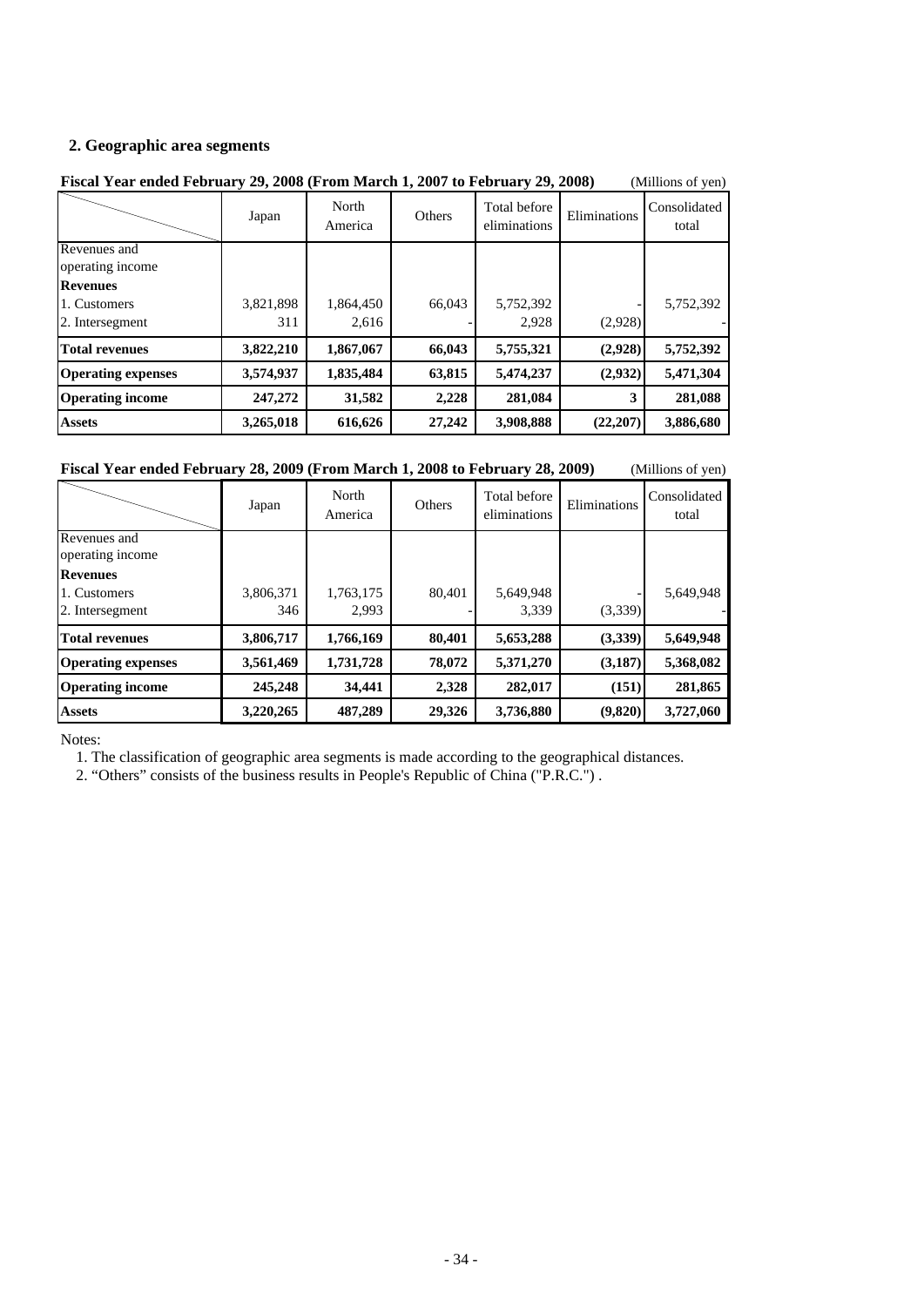## 2. Geographic area segments

**Fiscal Year ended February 29, 2008 (From March 1, 2007 to February 29, 2008)** (Millions of yen)

| | Japan | North America | Others | Total before eliminations | Eliminations | Consolidated total |
|---|---|---|---|---|---|---|
| Revenues and operating income | | | | | | |
| **Revenues** | | | | | | |
| 1. Customers | 3,821,898 | 1,864,450 | 66,043 | 5,752,392 | - | 5,752,392 |
| 2. Intersegment | 311 | 2,616 | - | 2,928 | (2,928) | - |
| **Total revenues** | **3,822,210** | **1,867,067** | **66,043** | **5,755,321** | **(2,928)** | **5,752,392** |
| **Operating expenses** | **3,574,937** | **1,835,484** | **63,815** | **5,474,237** | **(2,932)** | **5,471,304** |
| **Operating income** | **247,272** | **31,582** | **2,228** | **281,084** | **3** | **281,088** |
| **Assets** | **3,265,018** | **616,626** | **27,242** | **3,908,888** | **(22,207)** | **3,886,680** |

**Fiscal Year ended February 28, 2009 (From March 1, 2008 to February 28, 2009)** (Millions of yen)

| | Japan | North America | Others | Total before eliminations | Eliminations | Consolidated total |
|---|---|---|---|---|---|---|
| Revenues and operating income | | | | | | |
| **Revenues** | | | | | | |
| 1. Customers | 3,806,371 | 1,763,175 | 80,401 | 5,649,948 | - | 5,649,948 |
| 2. Intersegment | 346 | 2,993 | - | 3,339 | (3,339) | - |
| **Total revenues** | **3,806,717** | **1,766,169** | **80,401** | **5,653,288** | **(3,339)** | **5,649,948** |
| **Operating expenses** | **3,561,469** | **1,731,728** | **78,072** | **5,371,270** | **(3,187)** | **5,368,082** |
| **Operating income** | **245,248** | **34,441** | **2,328** | **282,017** | **(151)** | **281,865** |
| **Assets** | **3,220,265** | **487,289** | **29,326** | **3,736,880** | **(9,820)** | **3,727,060** |

Notes:

1. The classification of geographic area segments is made according to the geographical distances.
2. "Others" consists of the business results in People's Republic of China ("P.R.C.") .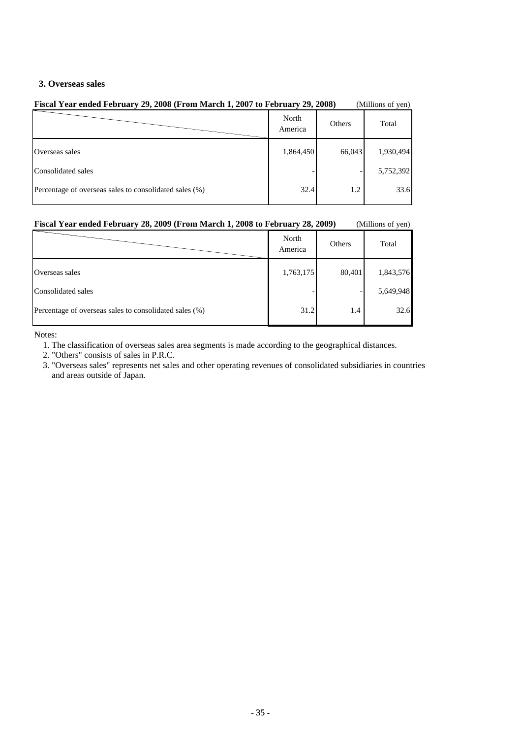### 3. Overseas sales

**Fiscal Year ended February 29, 2008 (From March 1, 2007 to February 29, 2008)** (Millions of yen)

| | North America | Others | Total |
|---|---|---|---|
| Overseas sales | 1,864,450 | 66,043 | 1,930,494 |
| Consolidated sales | - | - | 5,752,392 |
| Percentage of overseas sales to consolidated sales (%) | 32.4 | 1.2 | 33.6 |

**Fiscal Year ended February 28, 2009 (From March 1, 2008 to February 28, 2009)** (Millions of yen)

| | North America | Others | Total |
|---|---|---|---|
| Overseas sales | 1,763,175 | 80,401 | 1,843,576 |
| Consolidated sales | - | - | 5,649,948 |
| Percentage of overseas sales to consolidated sales (%) | 31.2 | 1.4 | 32.6 |

Notes:

1. The classification of overseas sales area segments is made according to the geographical distances.
2. "Others" consists of sales in P.R.C.
3. "Overseas sales" represents net sales and other operating revenues of consolidated subsidiaries in countries and areas outside of Japan.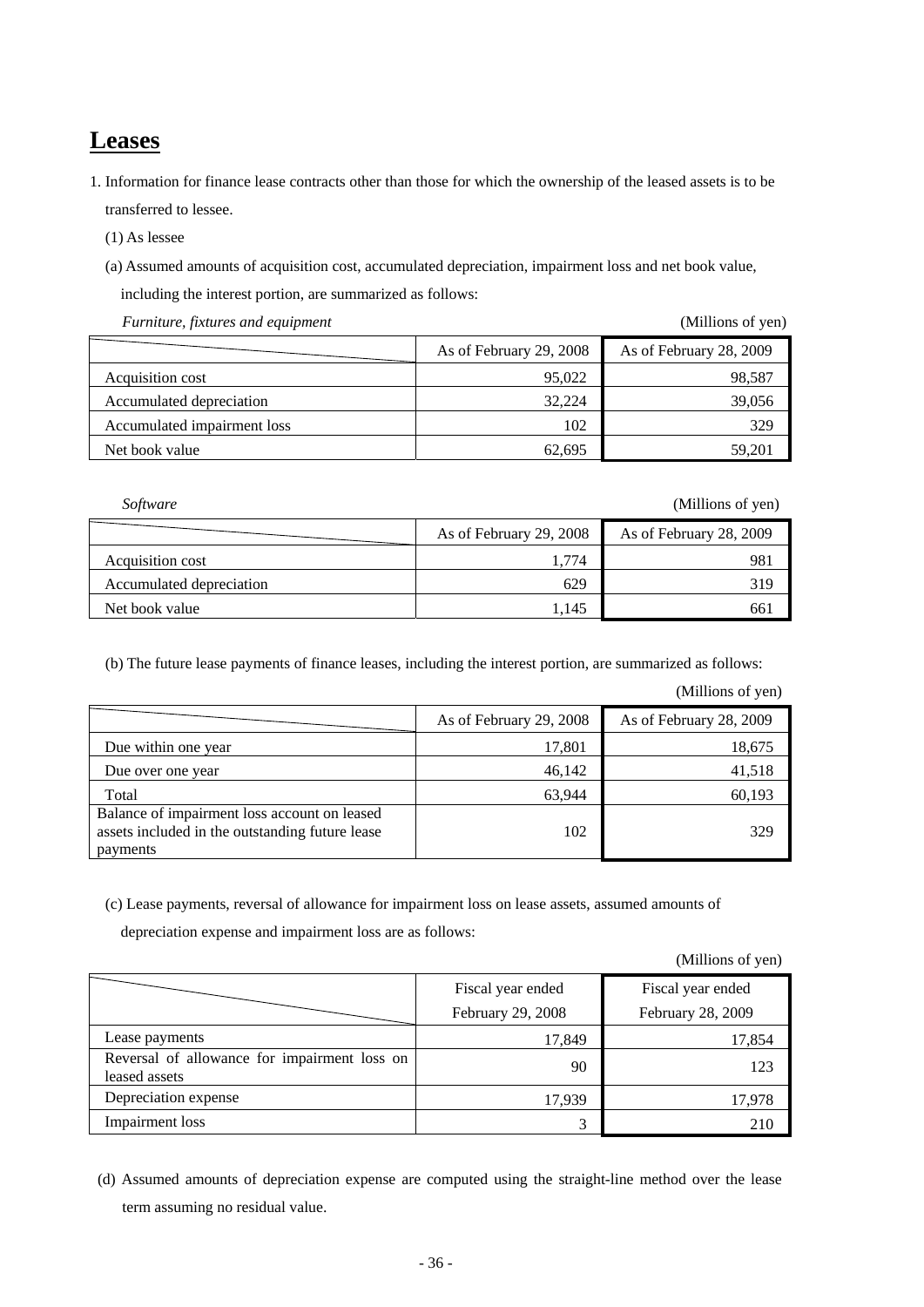# Leases

1. Information for finance lease contracts other than those for which the ownership of the leased assets is to be transferred to lessee.

   (1) As lessee

   (a) Assumed amounts of acquisition cost, accumulated depreciation, impairment loss and net book value, including the interest portion, are summarized as follows:

*Furniture, fixtures and equipment* (Millions of yen)

| | As of February 29, 2008 | As of February 28, 2009 |
|---|---|---|
| Acquisition cost | 95,022 | 98,587 |
| Accumulated depreciation | 32,224 | 39,056 |
| Accumulated impairment loss | 102 | 329 |
| Net book value | 62,695 | 59,201 |

*Software* (Millions of yen)

| | As of February 29, 2008 | As of February 28, 2009 |
|---|---|---|
| Acquisition cost | 1,774 | 981 |
| Accumulated depreciation | 629 | 319 |
| Net book value | 1,145 | 661 |

(b) The future lease payments of finance leases, including the interest portion, are summarized as follows:

(Millions of yen)

| | As of February 29, 2008 | As of February 28, 2009 |
|---|---|---|
| Due within one year | 17,801 | 18,675 |
| Due over one year | 46,142 | 41,518 |
| Total | 63,944 | 60,193 |
| Balance of impairment loss account on leased assets included in the outstanding future lease payments | 102 | 329 |

(c) Lease payments, reversal of allowance for impairment loss on lease assets, assumed amounts of depreciation expense and impairment loss are as follows:

(Millions of yen)

| | Fiscal year ended February 29, 2008 | Fiscal year ended February 28, 2009 |
|---|---|---|
| Lease payments | 17,849 | 17,854 |
| Reversal of allowance for impairment loss on leased assets | 90 | 123 |
| Depreciation expense | 17,939 | 17,978 |
| Impairment loss | 3 | 210 |

(d) Assumed amounts of depreciation expense are computed using the straight-line method over the lease term assuming no residual value.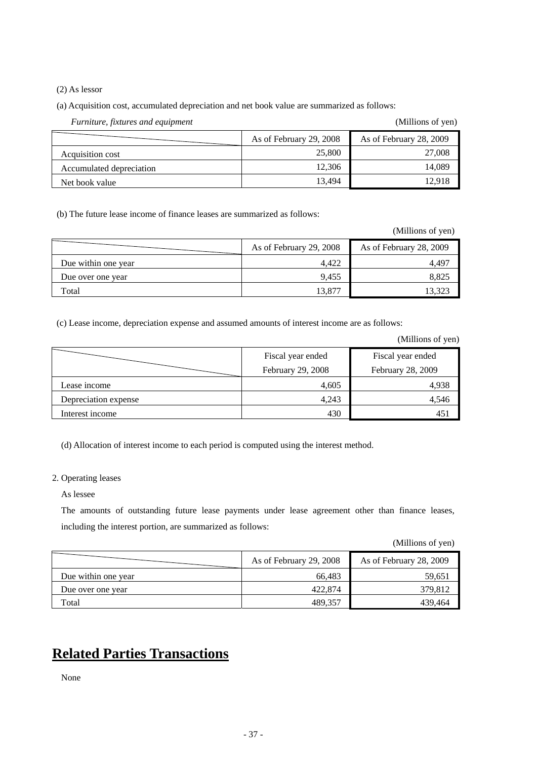(2) As lessor

(a) Acquisition cost, accumulated depreciation and net book value are summarized as follows:

*Furniture, fixtures and equipment* (Millions of yen)

| | As of February 29, 2008 | As of February 28, 2009 |
|---|---|---|
| Acquisition cost | 25,800 | 27,008 |
| Accumulated depreciation | 12,306 | 14,089 |
| Net book value | 13,494 | 12,918 |

(b) The future lease income of finance leases are summarized as follows:

(Millions of yen)

| | As of February 29, 2008 | As of February 28, 2009 |
|---|---|---|
| Due within one year | 4,422 | 4,497 |
| Due over one year | 9,455 | 8,825 |
| Total | 13,877 | 13,323 |

(c) Lease income, depreciation expense and assumed amounts of interest income are as follows:

(Millions of yen)

| | Fiscal year ended February 29, 2008 | Fiscal year ended February 28, 2009 |
|---|---|---|
| Lease income | 4,605 | 4,938 |
| Depreciation expense | 4,243 | 4,546 |
| Interest income | 430 | 451 |

(d) Allocation of interest income to each period is computed using the interest method.

2. Operating leases

As lessee

The amounts of outstanding future lease payments under lease agreement other than finance leases, including the interest portion, are summarized as follows:

(Millions of yen)

| | As of February 29, 2008 | As of February 28, 2009 |
|---|---|---|
| Due within one year | 66,483 | 59,651 |
| Due over one year | 422,874 | 379,812 |
| Total | 489,357 | 439,464 |

# **Related Parties Transactions**

None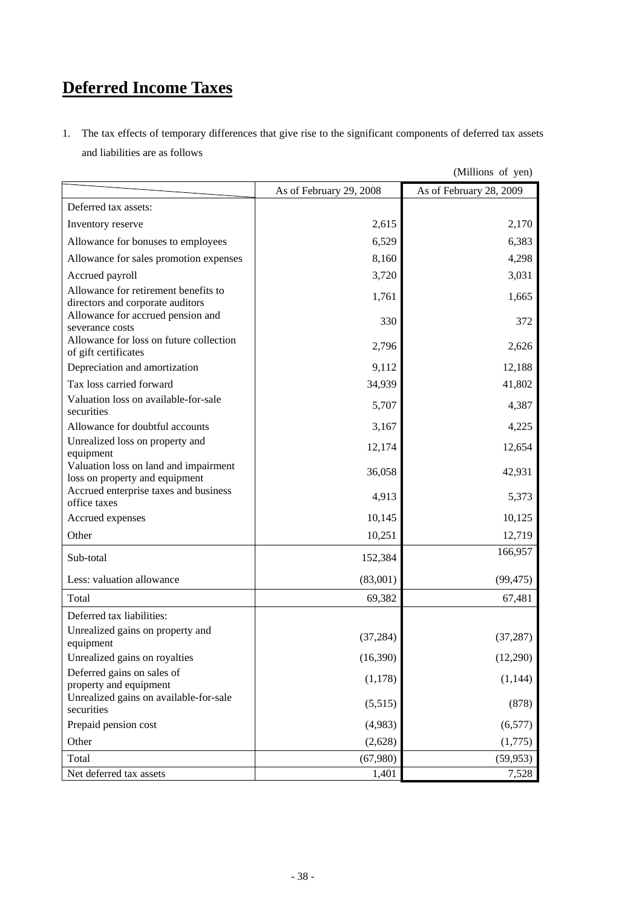# Deferred Income Taxes

1. The tax effects of temporary differences that give rise to the significant components of deferred tax assets and liabilities are as follows

(Millions of yen)

| | As of February 29, 2008 | As of February 28, 2009 |
|---|---|---|
| Deferred tax assets: | | |
| Inventory reserve | 2,615 | 2,170 |
| Allowance for bonuses to employees | 6,529 | 6,383 |
| Allowance for sales promotion expenses | 8,160 | 4,298 |
| Accrued payroll | 3,720 | 3,031 |
| Allowance for retirement benefits to directors and corporate auditors | 1,761 | 1,665 |
| Allowance for accrued pension and severance costs | 330 | 372 |
| Allowance for loss on future collection of gift certificates | 2,796 | 2,626 |
| Depreciation and amortization | 9,112 | 12,188 |
| Tax loss carried forward | 34,939 | 41,802 |
| Valuation loss on available-for-sale securities | 5,707 | 4,387 |
| Allowance for doubtful accounts | 3,167 | 4,225 |
| Unrealized loss on property and equipment | 12,174 | 12,654 |
| Valuation loss on land and impairment loss on property and equipment | 36,058 | 42,931 |
| Accrued enterprise taxes and business office taxes | 4,913 | 5,373 |
| Accrued expenses | 10,145 | 10,125 |
| Other | 10,251 | 12,719 |
| Sub-total | 152,384 | 166,957 |
| Less: valuation allowance | (83,001) | (99,475) |
| Total | 69,382 | 67,481 |
| Deferred tax liabilities: | | |
| Unrealized gains on property and equipment | (37,284) | (37,287) |
| Unrealized gains on royalties | (16,390) | (12,290) |
| Deferred gains on sales of property and equipment | (1,178) | (1,144) |
| Unrealized gains on available-for-sale securities | (5,515) | (878) |
| Prepaid pension cost | (4,983) | (6,577) |
| Other | (2,628) | (1,775) |
| Total | (67,980) | (59,953) |
| Net deferred tax assets | 1,401 | 7,528 |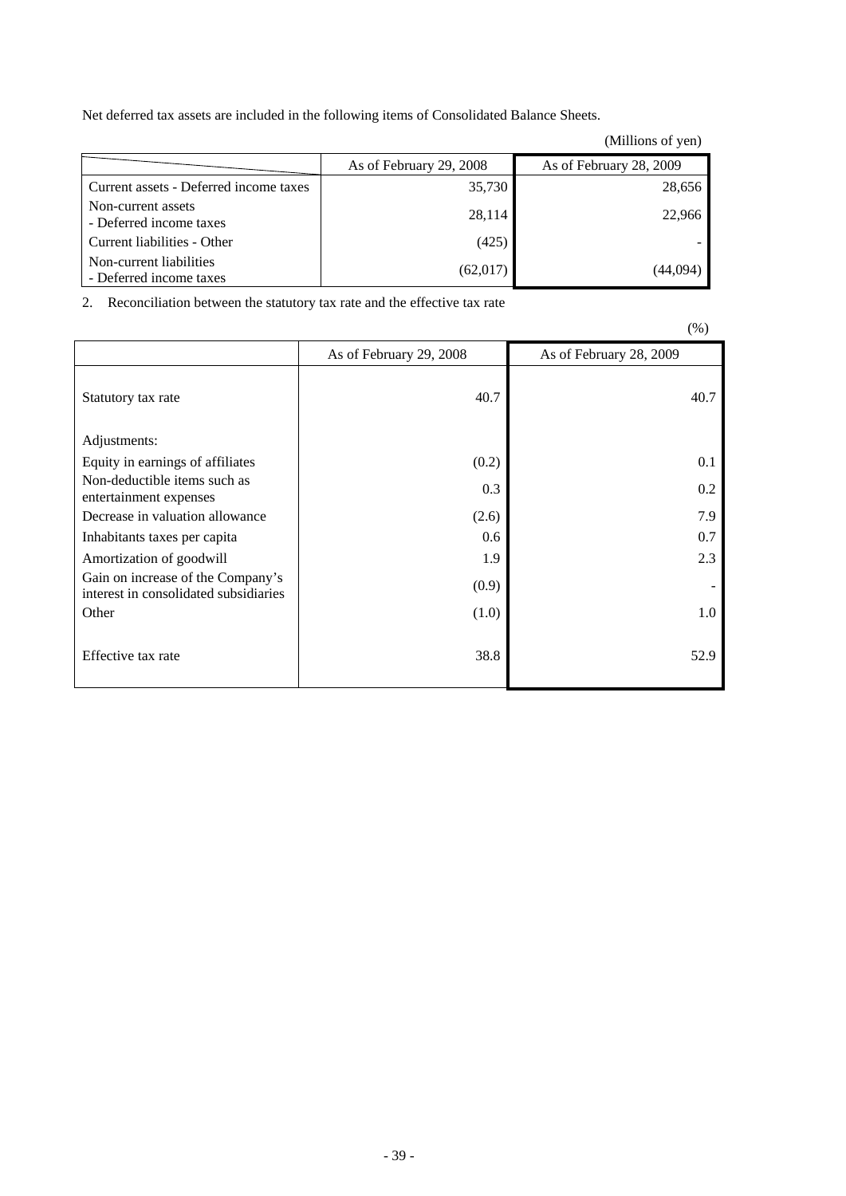Net deferred tax assets are included in the following items of Consolidated Balance Sheets.

(Millions of yen)

| | As of February 29, 2008 | As of February 28, 2009 |
|---|---|---|
| Current assets - Deferred income taxes | 35,730 | 28,656 |
| Non-current assets - Deferred income taxes | 28,114 | 22,966 |
| Current liabilities - Other | (425) | - |
| Non-current liabilities - Deferred income taxes | (62,017) | (44,094) |

2. Reconciliation between the statutory tax rate and the effective tax rate

(%)

| | As of February 29, 2008 | As of February 28, 2009 |
|---|---|---|
| Statutory tax rate | 40.7 | 40.7 |
| Adjustments: | | |
| Equity in earnings of affiliates | (0.2) | 0.1 |
| Non-deductible items such as entertainment expenses | 0.3 | 0.2 |
| Decrease in valuation allowance | (2.6) | 7.9 |
| Inhabitants taxes per capita | 0.6 | 0.7 |
| Amortization of goodwill | 1.9 | 2.3 |
| Gain on increase of the Company's interest in consolidated subsidiaries | (0.9) | - |
| Other | (1.0) | 1.0 |
| Effective tax rate | 38.8 | 52.9 |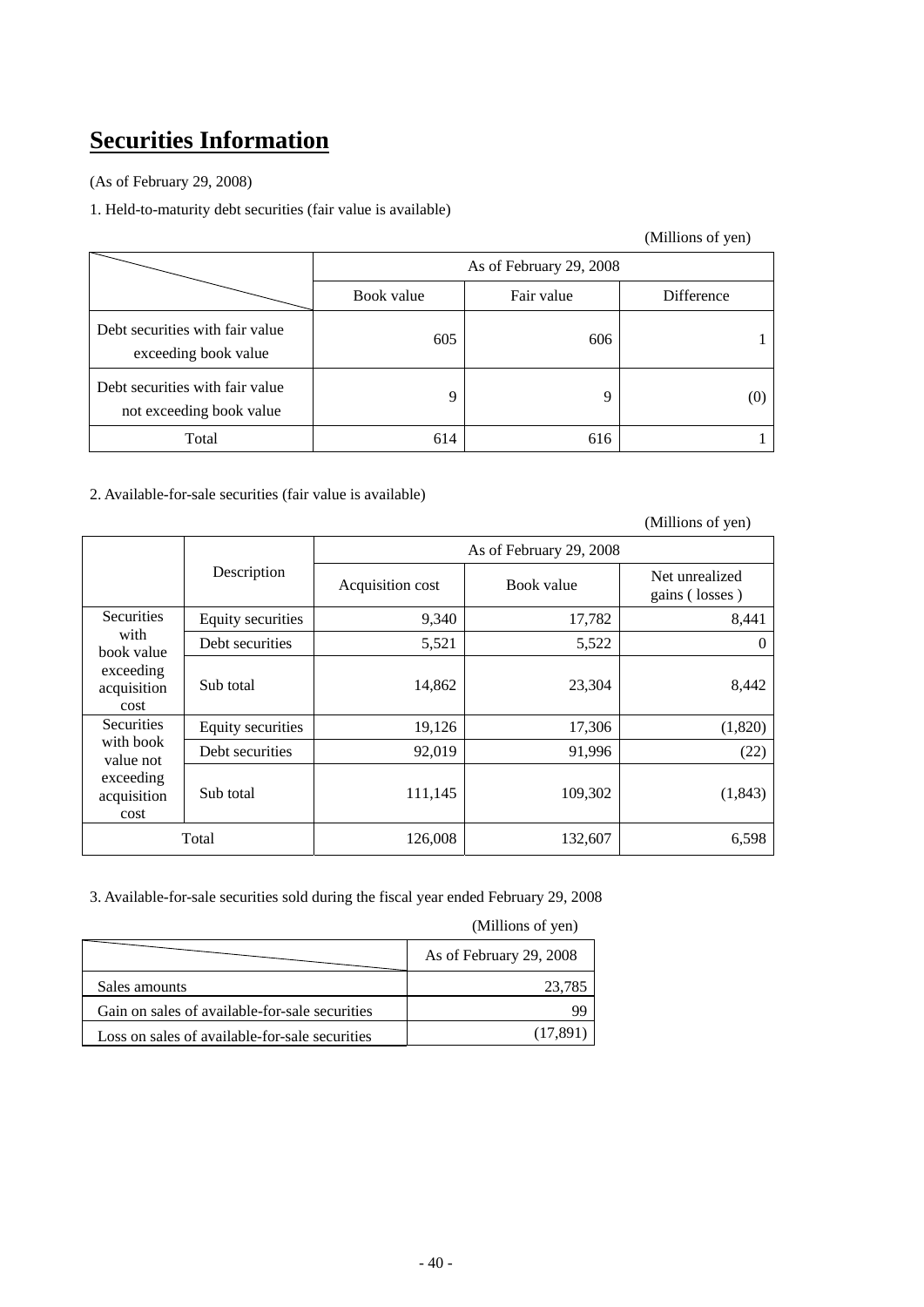# Securities Information

(As of February 29, 2008)

1. Held-to-maturity debt securities (fair value is available)

(Millions of yen)

| | As of February 29, 2008 | | |
|---|---|---|---|
| | Book value | Fair value | Difference |
| Debt securities with fair value exceeding book value | 605 | 606 | 1 |
| Debt securities with fair value not exceeding book value | 9 | 9 | (0) |
| Total | 614 | 616 | 1 |

2. Available-for-sale securities (fair value is available)

(Millions of yen)

| | Description | As of February 29, 2008 | | |
|---|---|---|---|---|
| | | Acquisition cost | Book value | Net unrealized gains ( losses ) |
| Securities with book value exceeding acquisition cost | Equity securities | 9,340 | 17,782 | 8,441 |
| | Debt securities | 5,521 | 5,522 | 0 |
| | Sub total | 14,862 | 23,304 | 8,442 |
| Securities with book value not exceeding acquisition cost | Equity securities | 19,126 | 17,306 | (1,820) |
| | Debt securities | 92,019 | 91,996 | (22) |
| | Sub total | 111,145 | 109,302 | (1,843) |
| Total | | 126,008 | 132,607 | 6,598 |

3. Available-for-sale securities sold during the fiscal year ended February 29, 2008

(Millions of yen)

| | As of February 29, 2008 |
|---|---|
| Sales amounts | 23,785 |
| Gain on sales of available-for-sale securities | 99 |
| Loss on sales of available-for-sale securities | (17,891) |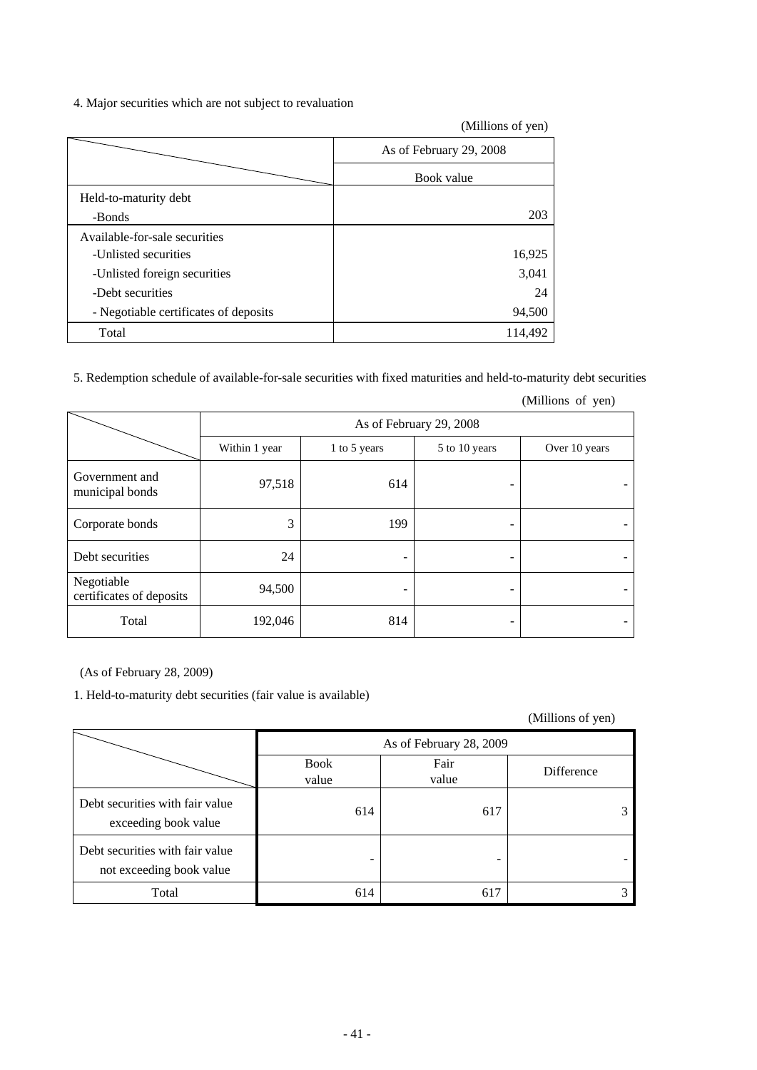4. Major securities which are not subject to revaluation

(Millions of yen)

| | As of February 29, 2008 |
|---|---|
| | Book value |
| Held-to-maturity debt<br>-Bonds | 203 |
| Available-for-sale securities<br>-Unlisted securities | 16,925 |
| -Unlisted foreign securities | 3,041 |
| -Debt securities | 24 |
| - Negotiable certificates of deposits | 94,500 |
| Total | 114,492 |

5. Redemption schedule of available-for-sale securities with fixed maturities and held-to-maturity debt securities

(Millions of yen)

| | As of February 29, 2008 | | | |
|---|---|---|---|---|
| | Within 1 year | 1 to 5 years | 5 to 10 years | Over 10 years |
| Government and municipal bonds | 97,518 | 614 | - | - |
| Corporate bonds | 3 | 199 | - | - |
| Debt securities | 24 | - | - | - |
| Negotiable certificates of deposits | 94,500 | - | - | - |
| Total | 192,046 | 814 | - | - |

(As of February 28, 2009)

1. Held-to-maturity debt securities (fair value is available)

(Millions of yen)

| | As of February 28, 2009 | | |
|---|---|---|---|
| | Book value | Fair value | Difference |
| Debt securities with fair value exceeding book value | 614 | 617 | 3 |
| Debt securities with fair value not exceeding book value | - | - | - |
| Total | 614 | 617 | 3 |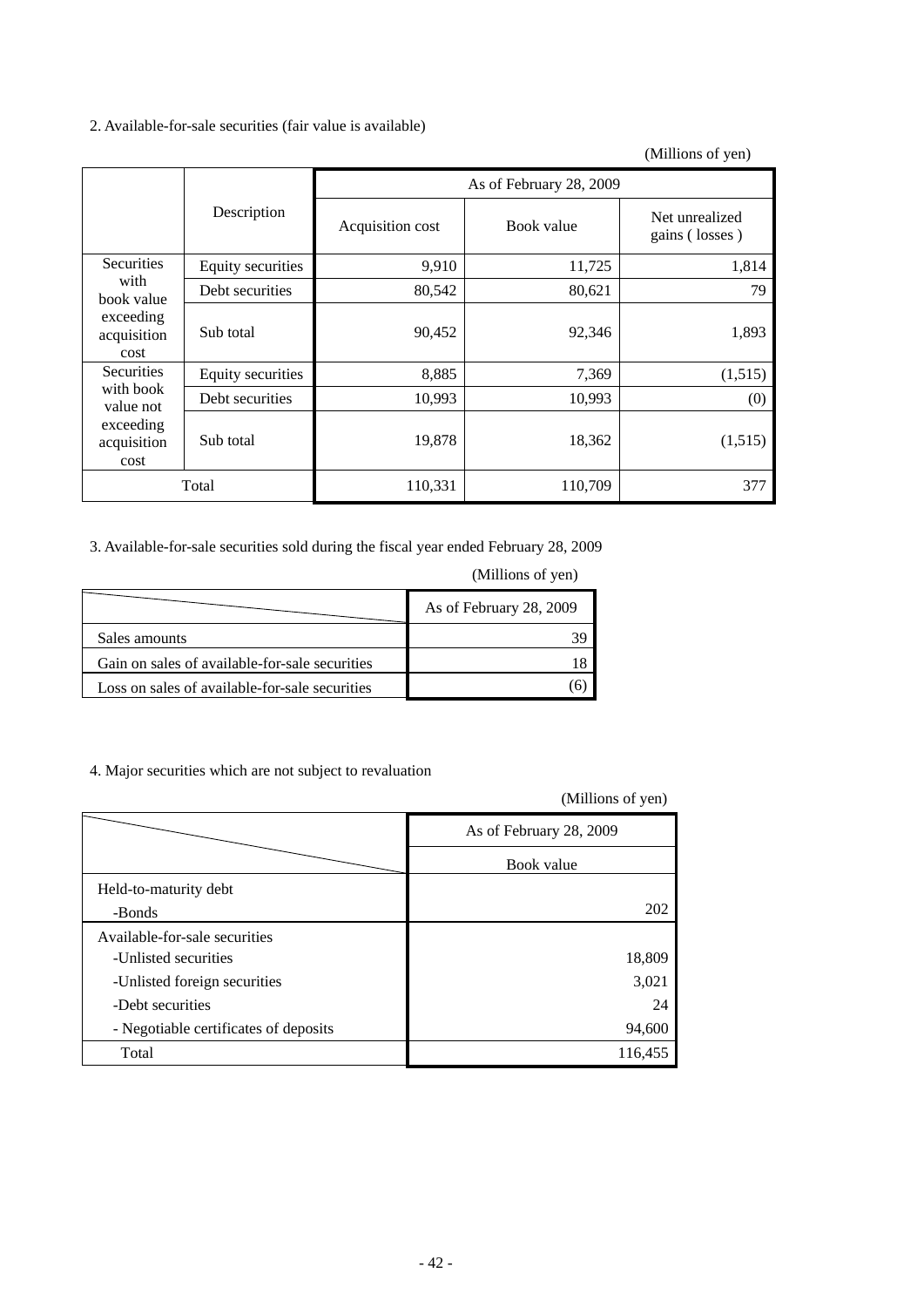2. Available-for-sale securities (fair value is available)

(Millions of yen)

| | Description | As of February 28, 2009 | | |
|---|---|---|---|---|
| | | Acquisition cost | Book value | Net unrealized gains ( losses ) |
| Securities with book value exceeding acquisition cost | Equity securities | 9,910 | 11,725 | 1,814 |
| | Debt securities | 80,542 | 80,621 | 79 |
| | Sub total | 90,452 | 92,346 | 1,893 |
| Securities with book value not exceeding acquisition cost | Equity securities | 8,885 | 7,369 | (1,515) |
| | Debt securities | 10,993 | 10,993 | (0) |
| | Sub total | 19,878 | 18,362 | (1,515) |
| Total | | 110,331 | 110,709 | 377 |

3. Available-for-sale securities sold during the fiscal year ended February 28, 2009

(Millions of yen)

| | As of February 28, 2009 |
|---|---|
| Sales amounts | 39 |
| Gain on sales of available-for-sale securities | 18 |
| Loss on sales of available-for-sale securities | (6) |

4. Major securities which are not subject to revaluation

(Millions of yen)

| | As of February 28, 2009 |
|---|---|
| | Book value |
| Held-to-maturity debt | |
| -Bonds | 202 |
| Available-for-sale securities | |
| -Unlisted securities | 18,809 |
| -Unlisted foreign securities | 3,021 |
| -Debt securities | 24 |
| - Negotiable certificates of deposits | 94,600 |
| Total | 116,455 |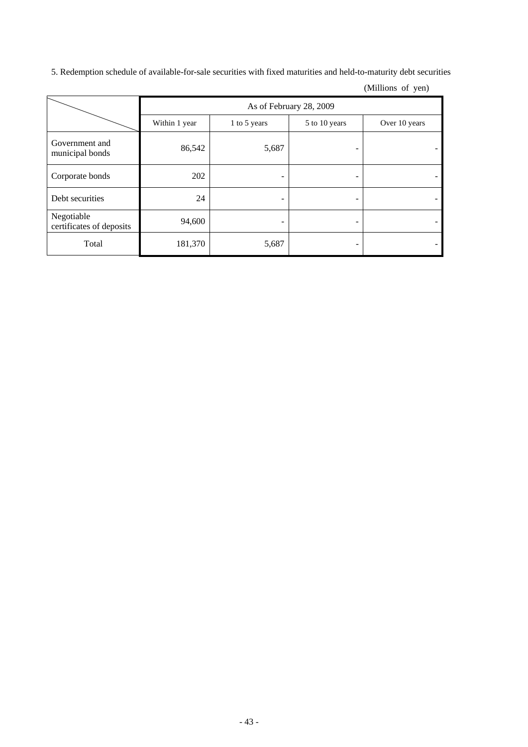5. Redemption schedule of available-for-sale securities with fixed maturities and held-to-maturity debt securities

(Millions of yen)

| | As of February 28, 2009 | | | |
|---|---|---|---|---|
| | Within 1 year | 1 to 5 years | 5 to 10 years | Over 10 years |
| Government and municipal bonds | 86,542 | 5,687 | - | - |
| Corporate bonds | 202 | - | - | - |
| Debt securities | 24 | - | - | - |
| Negotiable certificates of deposits | 94,600 | - | - | - |
| Total | 181,370 | 5,687 | - | - |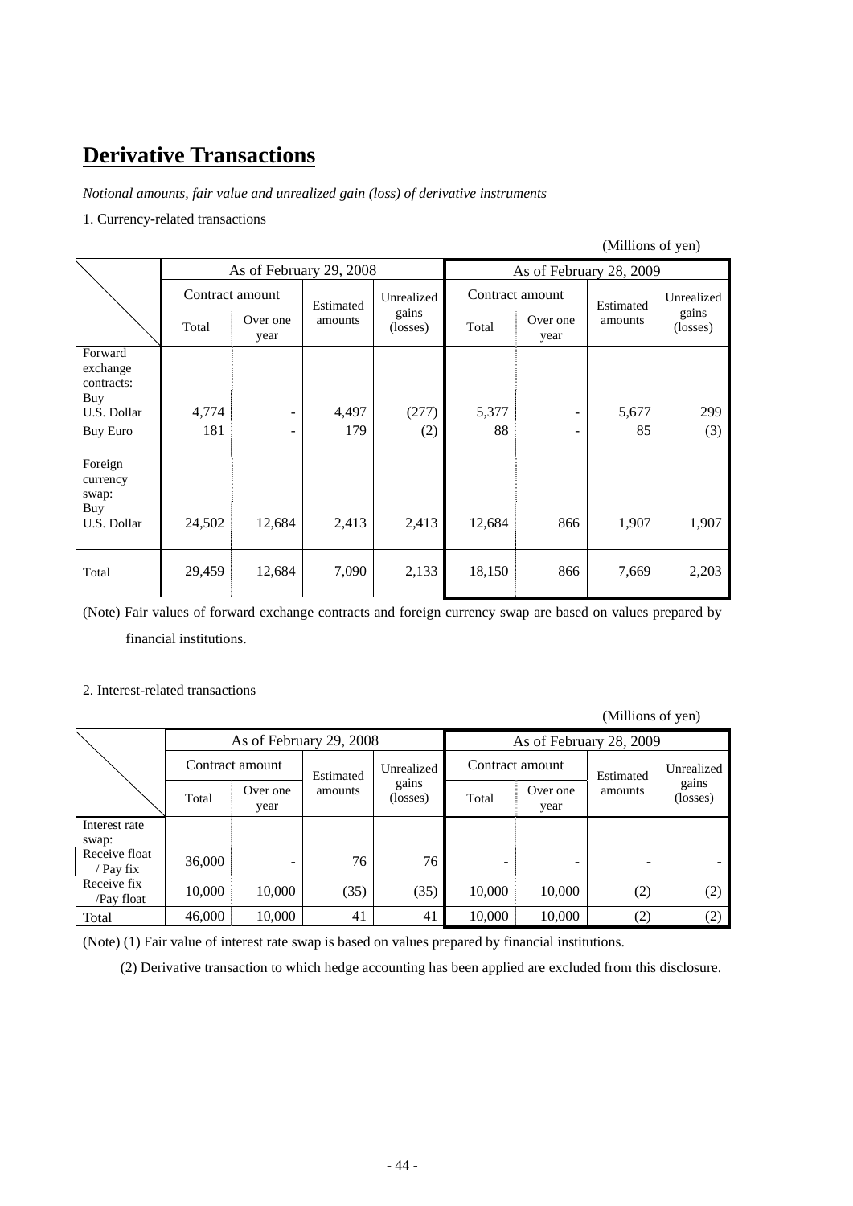# Derivative Transactions

*Notional amounts, fair value and unrealized gain (loss) of derivative instruments*

1. Currency-related transactions

(Millions of yen)

| | As of February 29, 2008 | | | | As of February 28, 2009 | | | |
|---|---|---|---|---|---|---|---|---|
| | Contract amount | | Estimated amounts | Unrealized gains (losses) | Contract amount | | Estimated amounts | Unrealized gains (losses) |
| | Total | Over one year | | | Total | Over one year | | |
| Forward exchange contracts: | | | | | | | | |
| Buy U.S. Dollar | 4,774 | - | 4,497 | (277) | 5,377 | - | 5,677 | 299 |
| Buy Euro | 181 | - | 179 | (2) | 88 | - | 85 | (3) |
| Foreign currency swap: | | | | | | | | |
| Buy U.S. Dollar | 24,502 | 12,684 | 2,413 | 2,413 | 12,684 | 866 | 1,907 | 1,907 |
| Total | 29,459 | 12,684 | 7,090 | 2,133 | 18,150 | 866 | 7,669 | 2,203 |

(Note) Fair values of forward exchange contracts and foreign currency swap are based on values prepared by financial institutions.

2. Interest-related transactions

(Millions of yen)

| | As of February 29, 2008 | | | | As of February 28, 2009 | | | |
|---|---|---|---|---|---|---|---|---|
| | Contract amount | | Estimated amounts | Unrealized gains (losses) | Contract amount | | Estimated amounts | Unrealized gains (losses) |
| | Total | Over one year | | | Total | Over one year | | |
| Interest rate swap: | | | | | | | | |
| Receive float / Pay fix | 36,000 | - | 76 | 76 | - | - | - | - |
| Receive fix /Pay float | 10,000 | 10,000 | (35) | (35) | 10,000 | 10,000 | (2) | (2) |
| Total | 46,000 | 10,000 | 41 | 41 | 10,000 | 10,000 | (2) | (2) |

(Note) (1) Fair value of interest rate swap is based on values prepared by financial institutions.

(2) Derivative transaction to which hedge accounting has been applied are excluded from this disclosure.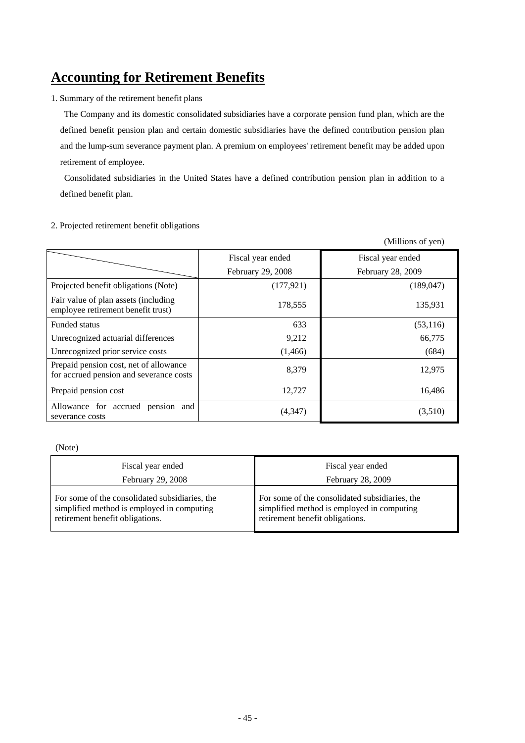# Accounting for Retirement Benefits

1. Summary of the retirement benefit plans

The Company and its domestic consolidated subsidiaries have a corporate pension fund plan, which are the defined benefit pension plan and certain domestic subsidiaries have the defined contribution pension plan and the lump-sum severance payment plan. A premium on employees' retirement benefit may be added upon retirement of employee.

Consolidated subsidiaries in the United States have a defined contribution pension plan in addition to a defined benefit plan.

2. Projected retirement benefit obligations

(Millions of yen)

| | Fiscal year ended February 29, 2008 | Fiscal year ended February 28, 2009 |
|---|---|---|
| Projected benefit obligations (Note) | (177,921) | (189,047) |
| Fair value of plan assets (including employee retirement benefit trust) | 178,555 | 135,931 |
| Funded status | 633 | (53,116) |
| Unrecognized actuarial differences | 9,212 | 66,775 |
| Unrecognized prior service costs | (1,466) | (684) |
| Prepaid pension cost, net of allowance for accrued pension and severance costs | 8,379 | 12,975 |
| Prepaid pension cost | 12,727 | 16,486 |
| Allowance for accrued pension and severance costs | (4,347) | (3,510) |

(Note)

| Fiscal year ended February 29, 2008 | Fiscal year ended February 28, 2009 |
|---|---|
| For some of the consolidated subsidiaries, the simplified method is employed in computing retirement benefit obligations. | For some of the consolidated subsidiaries, the simplified method is employed in computing retirement benefit obligations. |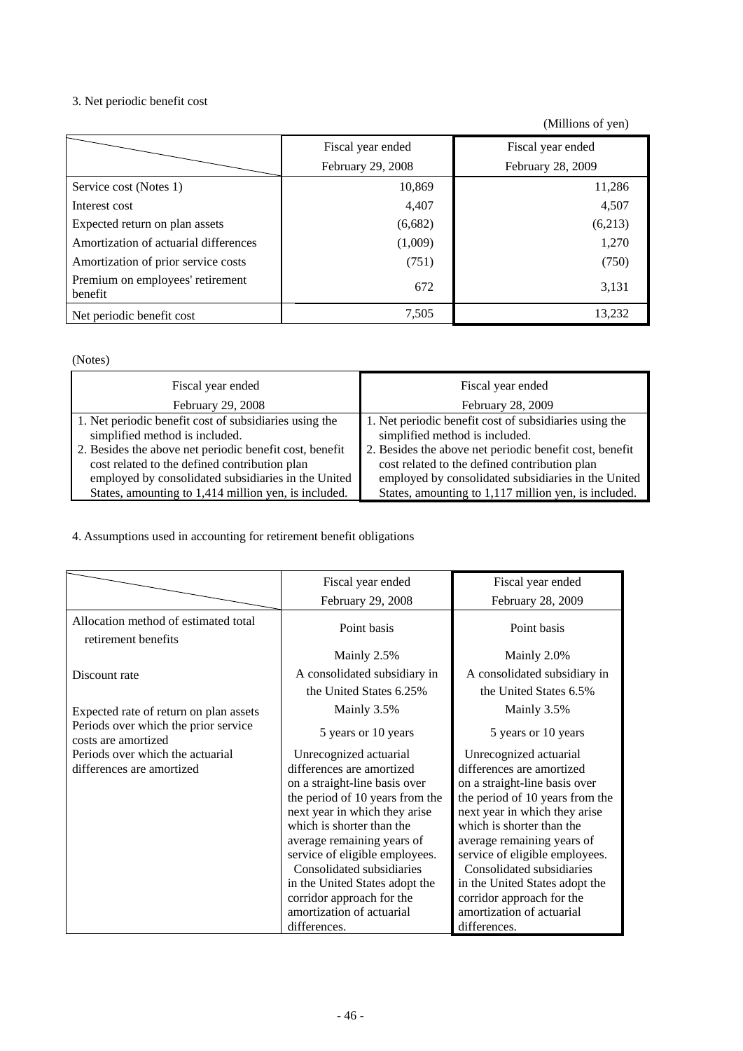3. Net periodic benefit cost

(Millions of yen)

| | Fiscal year ended February 29, 2008 | Fiscal year ended February 28, 2009 |
|---|---|---|
| Service cost (Notes 1) | 10,869 | 11,286 |
| Interest cost | 4,407 | 4,507 |
| Expected return on plan assets | (6,682) | (6,213) |
| Amortization of actuarial differences | (1,009) | 1,270 |
| Amortization of prior service costs | (751) | (750) |
| Premium on employees' retirement benefit | 672 | 3,131 |
| Net periodic benefit cost | 7,505 | 13,232 |

(Notes)

| Fiscal year ended February 29, 2008 | Fiscal year ended February 28, 2009 |
|---|---|
| 1. Net periodic benefit cost of subsidiaries using the simplified method is included.<br>2. Besides the above net periodic benefit cost, benefit cost related to the defined contribution plan employed by consolidated subsidiaries in the United States, amounting to 1,414 million yen, is included. | 1. Net periodic benefit cost of subsidiaries using the simplified method is included.<br>2. Besides the above net periodic benefit cost, benefit cost related to the defined contribution plan employed by consolidated subsidiaries in the United States, amounting to 1,117 million yen, is included. |

4. Assumptions used in accounting for retirement benefit obligations

| | Fiscal year ended February 29, 2008 | Fiscal year ended February 28, 2009 |
|---|---|---|
| Allocation method of estimated total retirement benefits | Point basis | Point basis |
| Discount rate | Mainly 2.5%<br>A consolidated subsidiary in the United States 6.25% | Mainly 2.0%<br>A consolidated subsidiary in the United States 6.5% |
| Expected rate of return on plan assets | Mainly 3.5% | Mainly 3.5% |
| Periods over which the prior service costs are amortized | 5 years or 10 years | 5 years or 10 years |
| Periods over which the actuarial differences are amortized | Unrecognized actuarial differences are amortized on a straight-line basis over the period of 10 years from the next year in which they arise which is shorter than the average remaining years of service of eligible employees.<br>Consolidated subsidiaries in the United States adopt the corridor approach for the amortization of actuarial differences. | Unrecognized actuarial differences are amortized on a straight-line basis over the period of 10 years from the next year in which they arise which is shorter than the average remaining years of service of eligible employees.<br>Consolidated subsidiaries in the United States adopt the corridor approach for the amortization of actuarial differences. |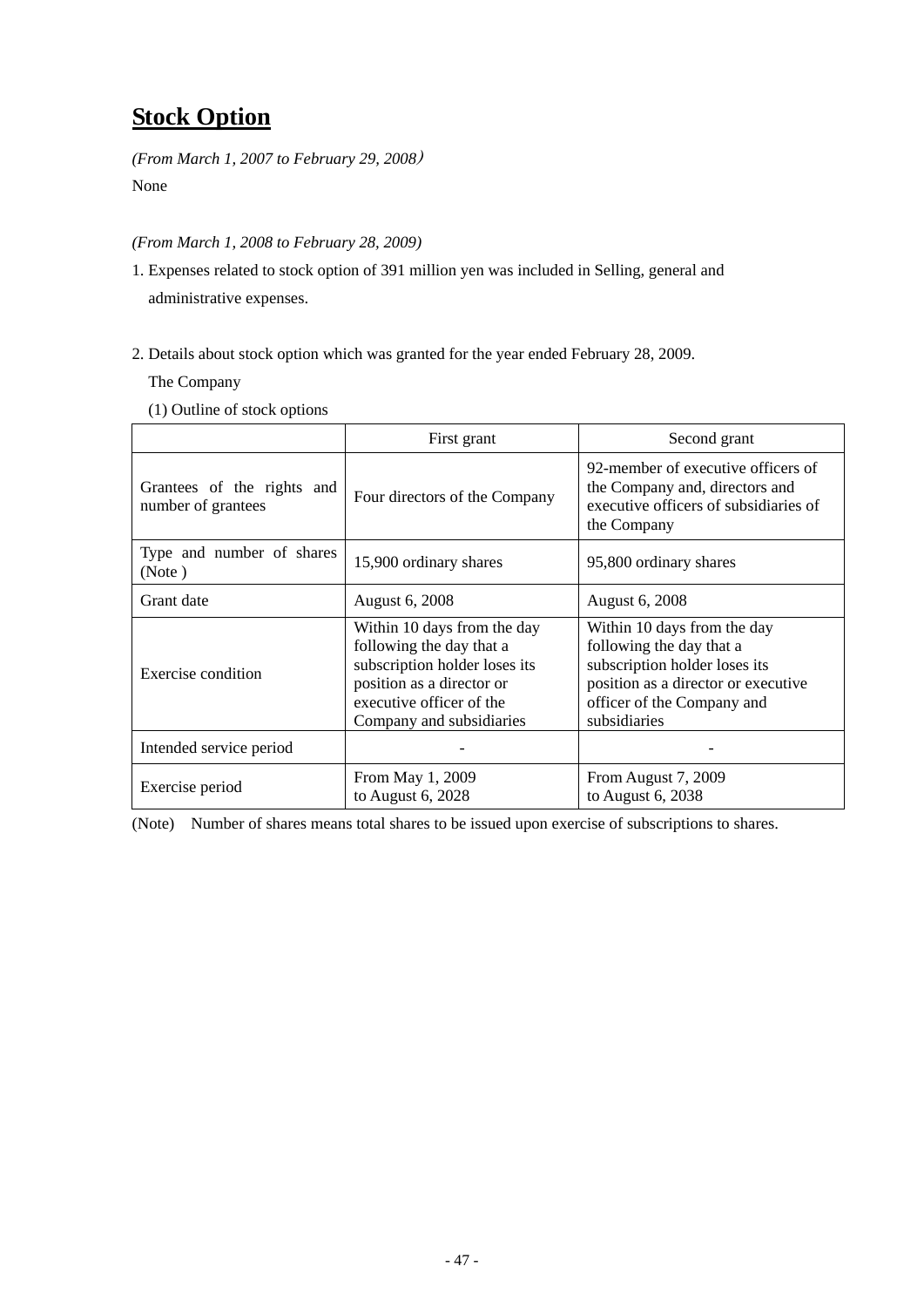# Stock Option

*(From March 1, 2007 to February 29, 2008)*

None

*(From March 1, 2008 to February 28, 2009)*

1. Expenses related to stock option of 391 million yen was included in Selling, general and administrative expenses.

2. Details about stock option which was granted for the year ended February 28, 2009.

   The Company

   (1) Outline of stock options

| | First grant | Second grant |
|---|---|---|
| Grantees of the rights and number of grantees | Four directors of the Company | 92-member of executive officers of the Company and, directors and executive officers of subsidiaries of the Company |
| Type and number of shares (Note ) | 15,900 ordinary shares | 95,800 ordinary shares |
| Grant date | August 6, 2008 | August 6, 2008 |
| Exercise condition | Within 10 days from the day following the day that a subscription holder loses its position as a director or executive officer of the Company and subsidiaries | Within 10 days from the day following the day that a subscription holder loses its position as a director or executive officer of the Company and subsidiaries |
| Intended service period | - | - |
| Exercise period | From May 1, 2009 to August 6, 2028 | From August 7, 2009 to August 6, 2038 |

(Note) Number of shares means total shares to be issued upon exercise of subscriptions to shares.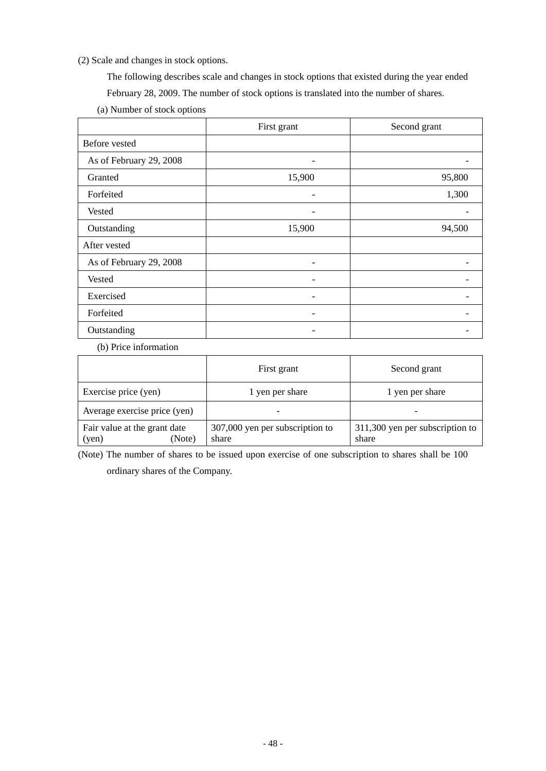(2) Scale and changes in stock options.

The following describes scale and changes in stock options that existed during the year ended February 28, 2009. The number of stock options is translated into the number of shares.

(a) Number of stock options

| | First grant | Second grant |
|---|---|---|
| Before vested | | |
| As of February 29, 2008 | - | - |
| Granted | 15,900 | 95,800 |
| Forfeited | - | 1,300 |
| Vested | - | - |
| Outstanding | 15,900 | 94,500 |
| After vested | | |
| As of February 29, 2008 | - | - |
| Vested | - | - |
| Exercised | - | - |
| Forfeited | - | - |
| Outstanding | - | - |

(b) Price information

| | First grant | Second grant |
|---|---|---|
| Exercise price (yen) | 1 yen per share | 1 yen per share |
| Average exercise price (yen) | - | - |
| Fair value at the grant date (yen) (Note) | 307,000 yen per subscription to share | 311,300 yen per subscription to share |

(Note) The number of shares to be issued upon exercise of one subscription to shares shall be 100 ordinary shares of the Company.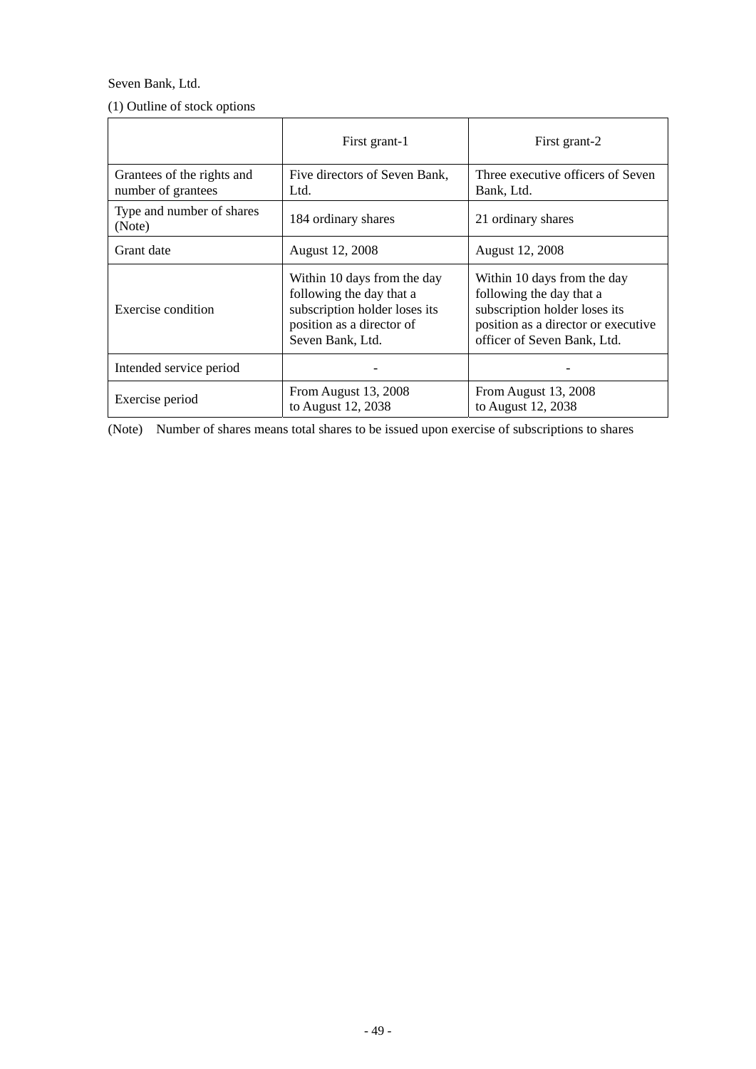Seven Bank, Ltd.

(1) Outline of stock options

| | First grant-1 | First grant-2 |
|---|---|---|
| Grantees of the rights and number of grantees | Five directors of Seven Bank, Ltd. | Three executive officers of Seven Bank, Ltd. |
| Type and number of shares (Note) | 184 ordinary shares | 21 ordinary shares |
| Grant date | August 12, 2008 | August 12, 2008 |
| Exercise condition | Within 10 days from the day following the day that a subscription holder loses its position as a director of Seven Bank, Ltd. | Within 10 days from the day following the day that a subscription holder loses its position as a director or executive officer of Seven Bank, Ltd. |
| Intended service period | - | - |
| Exercise period | From August 13, 2008 to August 12, 2038 | From August 13, 2008 to August 12, 2038 |

(Note) Number of shares means total shares to be issued upon exercise of subscriptions to shares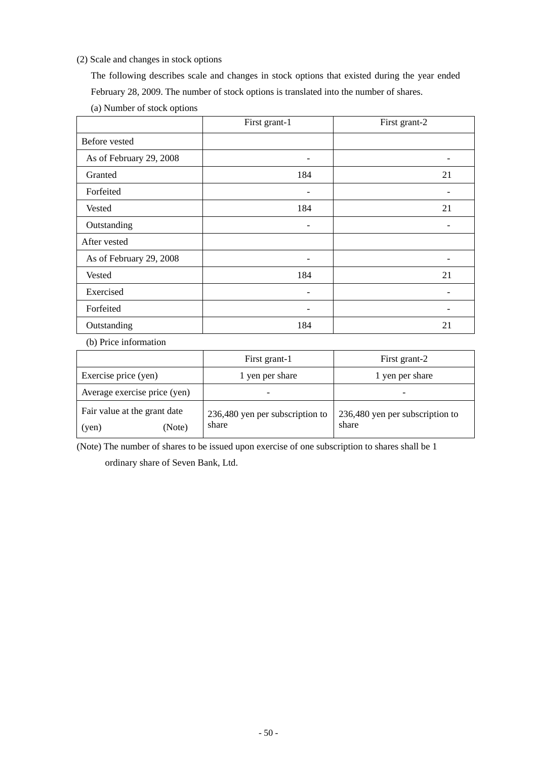(2) Scale and changes in stock options

The following describes scale and changes in stock options that existed during the year ended February 28, 2009. The number of stock options is translated into the number of shares.

(a) Number of stock options

| | First grant-1 | First grant-2 |
|---|---|---|
| Before vested | | |
| As of February 29, 2008 | - | - |
| Granted | 184 | 21 |
| Forfeited | - | - |
| Vested | 184 | 21 |
| Outstanding | - | - |
| After vested | | |
| As of February 29, 2008 | - | - |
| Vested | 184 | 21 |
| Exercised | - | - |
| Forfeited | - | - |
| Outstanding | 184 | 21 |

(b) Price information

| | First grant-1 | First grant-2 |
|---|---|---|
| Exercise price (yen) | 1 yen per share | 1 yen per share |
| Average exercise price (yen) | - | - |
| Fair value at the grant date (yen) (Note) | 236,480 yen per subscription to share | 236,480 yen per subscription to share |

(Note) The number of shares to be issued upon exercise of one subscription to shares shall be 1 ordinary share of Seven Bank, Ltd.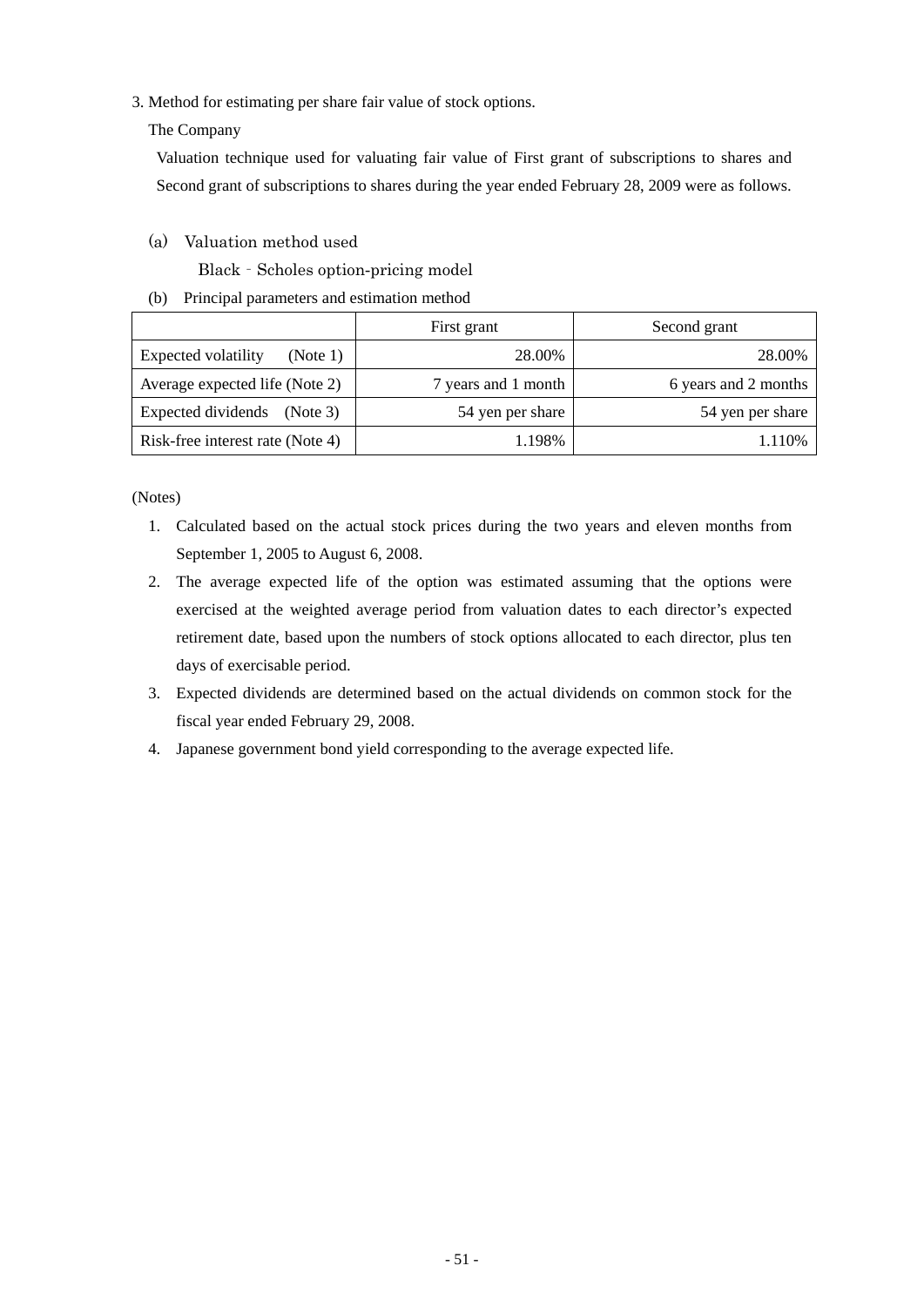3. Method for estimating per share fair value of stock options.

The Company

Valuation technique used for valuating fair value of First grant of subscriptions to shares and Second grant of subscriptions to shares during the year ended February 28, 2009 were as follows.

(a) Valuation method used

Black - Scholes option-pricing model

(b) Principal parameters and estimation method

| | First grant | Second grant |
|---|---|---|
| Expected volatility (Note 1) | 28.00% | 28.00% |
| Average expected life (Note 2) | 7 years and 1 month | 6 years and 2 months |
| Expected dividends (Note 3) | 54 yen per share | 54 yen per share |
| Risk-free interest rate (Note 4) | 1.198% | 1.110% |

(Notes)

1. Calculated based on the actual stock prices during the two years and eleven months from September 1, 2005 to August 6, 2008.
2. The average expected life of the option was estimated assuming that the options were exercised at the weighted average period from valuation dates to each director's expected retirement date, based upon the numbers of stock options allocated to each director, plus ten days of exercisable period.
3. Expected dividends are determined based on the actual dividends on common stock for the fiscal year ended February 29, 2008.
4. Japanese government bond yield corresponding to the average expected life.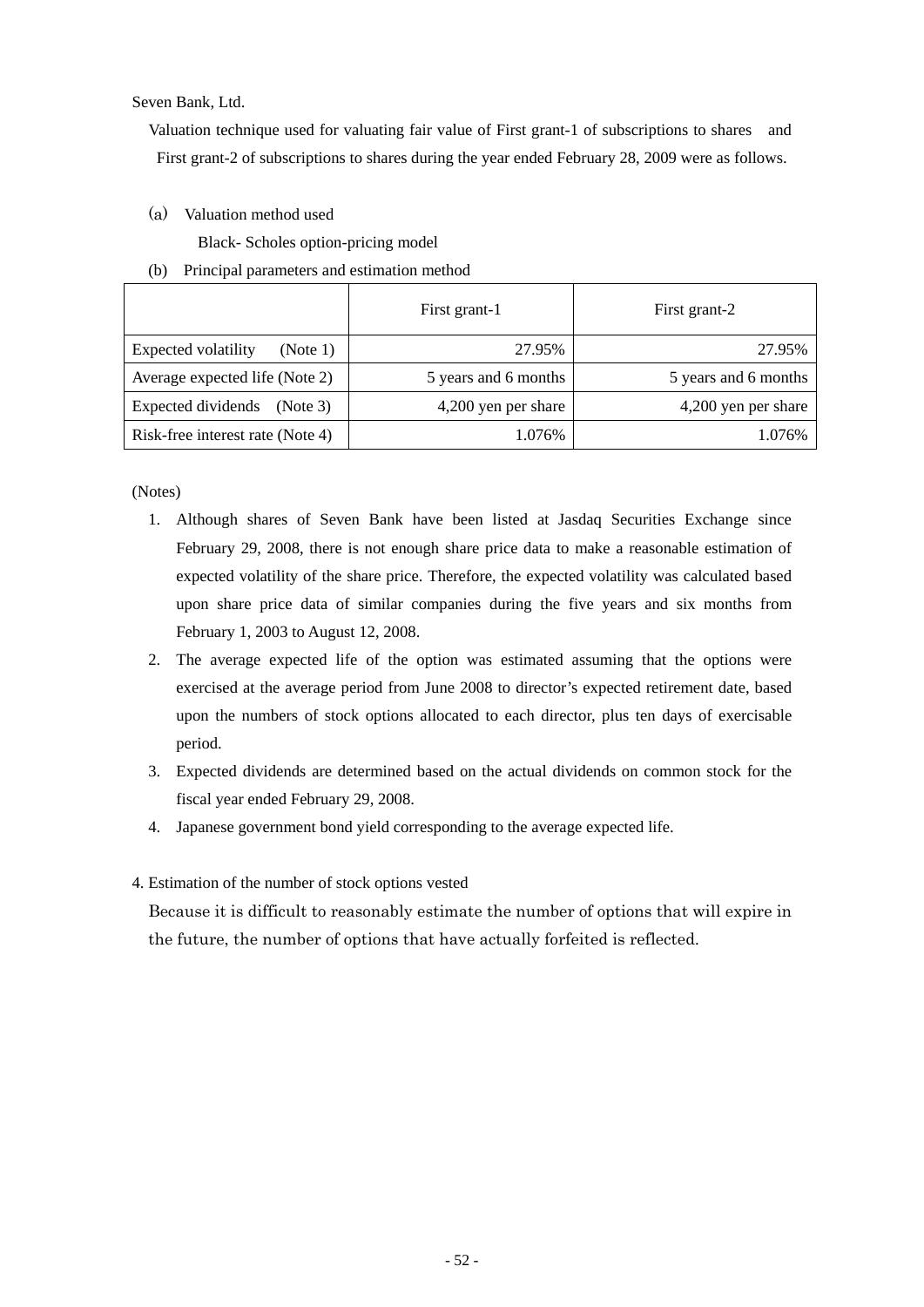Seven Bank, Ltd.

Valuation technique used for valuating fair value of First grant-1 of subscriptions to shares and First grant-2 of subscriptions to shares during the year ended February 28, 2009 were as follows.

(a) Valuation method used

Black- Scholes option-pricing model

(b) Principal parameters and estimation method

| | First grant-1 | First grant-2 |
|---|---|---|
| Expected volatility (Note 1) | 27.95% | 27.95% |
| Average expected life (Note 2) | 5 years and 6 months | 5 years and 6 months |
| Expected dividends (Note 3) | 4,200 yen per share | 4,200 yen per share |
| Risk-free interest rate (Note 4) | 1.076% | 1.076% |

(Notes)

1. Although shares of Seven Bank have been listed at Jasdaq Securities Exchange since February 29, 2008, there is not enough share price data to make a reasonable estimation of expected volatility of the share price. Therefore, the expected volatility was calculated based upon share price data of similar companies during the five years and six months from February 1, 2003 to August 12, 2008.
2. The average expected life of the option was estimated assuming that the options were exercised at the average period from June 2008 to director's expected retirement date, based upon the numbers of stock options allocated to each director, plus ten days of exercisable period.
3. Expected dividends are determined based on the actual dividends on common stock for the fiscal year ended February 29, 2008.
4. Japanese government bond yield corresponding to the average expected life.

4. Estimation of the number of stock options vested

Because it is difficult to reasonably estimate the number of options that will expire in the future, the number of options that have actually forfeited is reflected.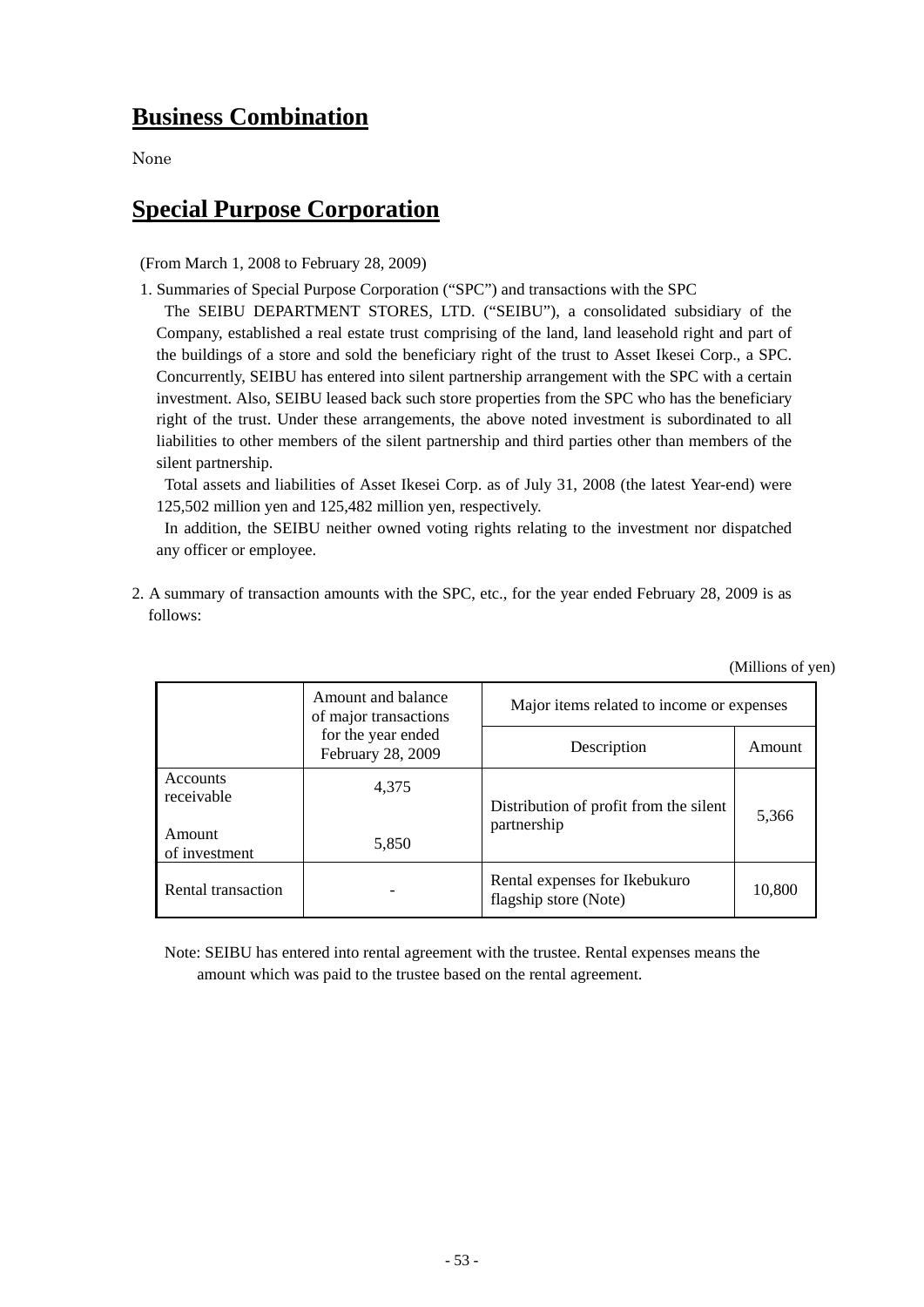## Business Combination

None

## Special Purpose Corporation

(From March 1, 2008 to February 28, 2009)

1. Summaries of Special Purpose Corporation ("SPC") and transactions with the SPC

   The SEIBU DEPARTMENT STORES, LTD. ("SEIBU"), a consolidated subsidiary of the Company, established a real estate trust comprising of the land, land leasehold right and part of the buildings of a store and sold the beneficiary right of the trust to Asset Ikesei Corp., a SPC. Concurrently, SEIBU has entered into silent partnership arrangement with the SPC with a certain investment. Also, SEIBU leased back such store properties from the SPC who has the beneficiary right of the trust. Under these arrangements, the above noted investment is subordinated to all liabilities to other members of the silent partnership and third parties other than members of the silent partnership.

   Total assets and liabilities of Asset Ikesei Corp. as of July 31, 2008 (the latest Year-end) were 125,502 million yen and 125,482 million yen, respectively.

   In addition, the SEIBU neither owned voting rights relating to the investment nor dispatched any officer or employee.

2. A summary of transaction amounts with the SPC, etc., for the year ended February 28, 2009 is as follows:

(Millions of yen)

| | Amount and balance of major transactions for the year ended February 28, 2009 | Major items related to income or expenses | |
|---|---|---|---|
| | | Description | Amount |
| Accounts receivable | 4,375 | Distribution of profit from the silent partnership | 5,366 |
| Amount of investment | 5,850 | | |
| Rental transaction | - | Rental expenses for Ikebukuro flagship store (Note) | 10,800 |

Note: SEIBU has entered into rental agreement with the trustee. Rental expenses means the amount which was paid to the trustee based on the rental agreement.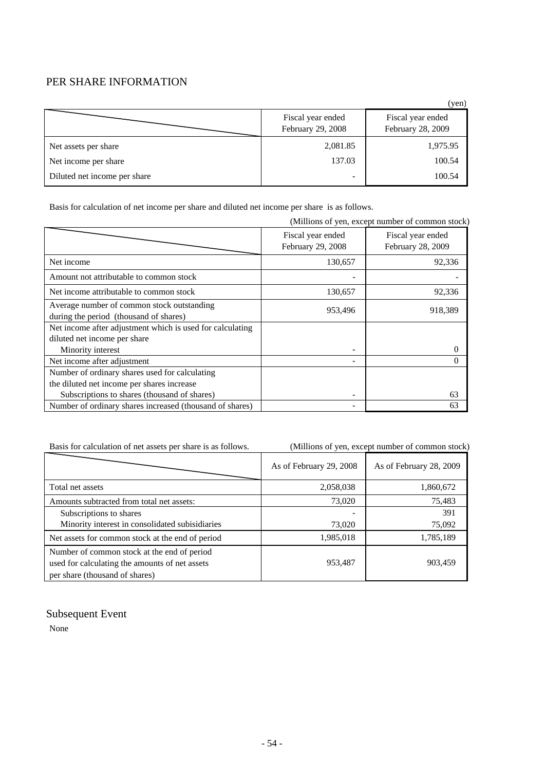# PER SHARE INFORMATION

(yen)

| | Fiscal year ended February 29, 2008 | Fiscal year ended February 28, 2009 |
|---|---|---|
| Net assets per share | 2,081.85 | 1,975.95 |
| Net income per share | 137.03 | 100.54 |
| Diluted net income per share | - | 100.54 |

Basis for calculation of net income per share and diluted net income per share is as follows.

(Millions of yen, except number of common stock)

| | Fiscal year ended February 29, 2008 | Fiscal year ended February 28, 2009 |
|---|---|---|
| Net income | 130,657 | 92,336 |
| Amount not attributable to common stock | - | - |
| Net income attributable to common stock | 130,657 | 92,336 |
| Average number of common stock outstanding during the period (thousand of shares) | 953,496 | 918,389 |
| Net income after adjustment which is used for calculating diluted net income per share | | |
| Minority interest | - | 0 |
| Net income after adjustment | - | 0 |
| Number of ordinary shares used for calculating the diluted net income per shares increase | | |
| Subscriptions to shares (thousand of shares) | - | 63 |
| Number of ordinary shares increased (thousand of shares) | - | 63 |

Basis for calculation of net assets per share is as follows.

(Millions of yen, except number of common stock)

| | As of February 29, 2008 | As of February 28, 2009 |
|---|---|---|
| Total net assets | 2,058,038 | 1,860,672 |
| Amounts subtracted from total net assets: | 73,020 | 75,483 |
| Subscriptions to shares | - | 391 |
| Minority interest in consolidated subisidiaries | 73,020 | 75,092 |
| Net assets for common stock at the end of period | 1,985,018 | 1,785,189 |
| Number of common stock at the end of period used for calculating the amounts of net assets per share (thousand of shares) | 953,487 | 903,459 |

# Subsequent Event

None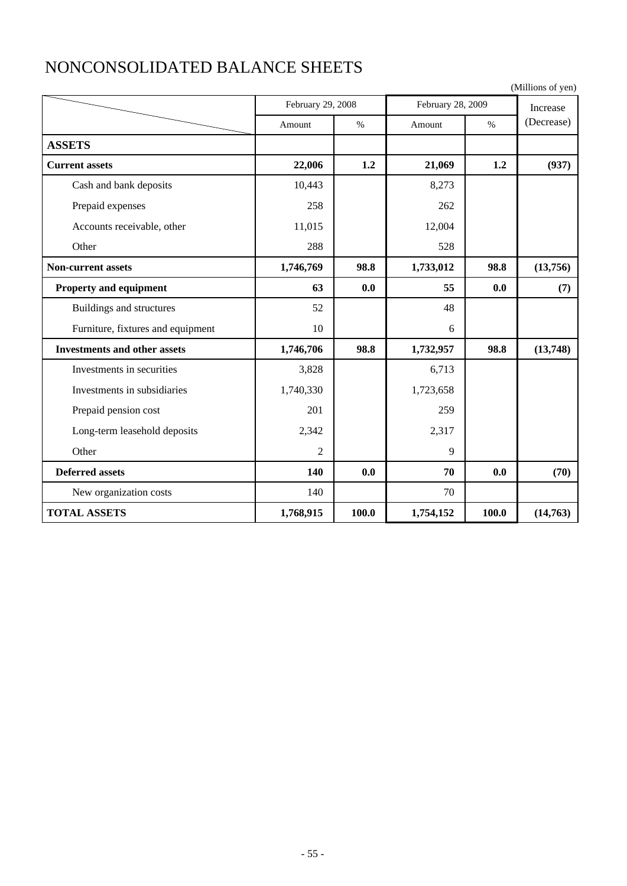# NONCONSOLIDATED BALANCE SHEETS

(Millions of yen)

| | February 29, 2008 | | February 28, 2009 | | Increase (Decrease) |
|---|---|---|---|---|---|
| | Amount | % | Amount | % | |
| **ASSETS** | | | | | |
| **Current assets** | **22,006** | **1.2** | **21,069** | **1.2** | **(937)** |
| Cash and bank deposits | 10,443 | | 8,273 | | |
| Prepaid expenses | 258 | | 262 | | |
| Accounts receivable, other | 11,015 | | 12,004 | | |
| Other | 288 | | 528 | | |
| **Non-current assets** | **1,746,769** | **98.8** | **1,733,012** | **98.8** | **(13,756)** |
| **Property and equipment** | **63** | **0.0** | **55** | **0.0** | **(7)** |
| Buildings and structures | 52 | | 48 | | |
| Furniture, fixtures and equipment | 10 | | 6 | | |
| **Investments and other assets** | **1,746,706** | **98.8** | **1,732,957** | **98.8** | **(13,748)** |
| Investments in securities | 3,828 | | 6,713 | | |
| Investments in subsidiaries | 1,740,330 | | 1,723,658 | | |
| Prepaid pension cost | 201 | | 259 | | |
| Long-term leasehold deposits | 2,342 | | 2,317 | | |
| Other | 2 | | 9 | | |
| **Deferred assets** | **140** | **0.0** | **70** | **0.0** | **(70)** |
| New organization costs | 140 | | 70 | | |
| **TOTAL ASSETS** | **1,768,915** | **100.0** | **1,754,152** | **100.0** | **(14,763)** |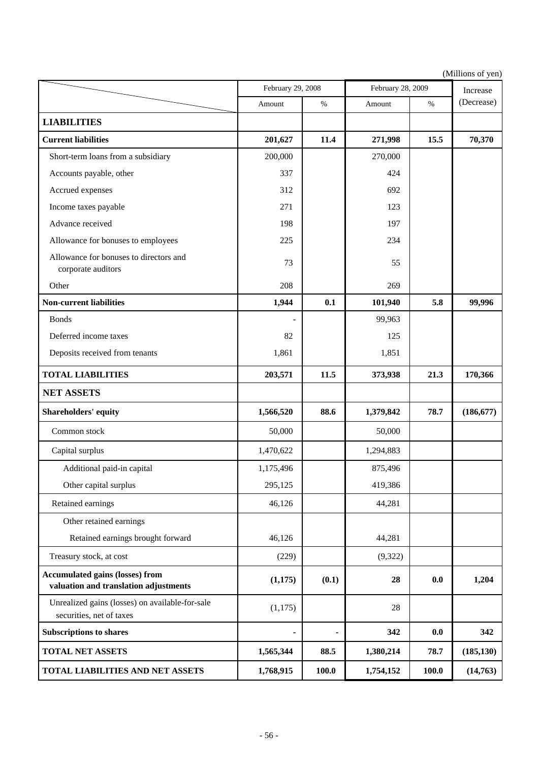(Millions of yen)

| | February 29, 2008 | | February 28, 2009 | | Increase (Decrease) |
|---|---|---|---|---|---|
| | Amount | % | Amount | % | |
| **LIABILITIES** | | | | | |
| **Current liabilities** | **201,627** | **11.4** | **271,998** | **15.5** | **70,370** |
| Short-term loans from a subsidiary | 200,000 | | 270,000 | | |
| Accounts payable, other | 337 | | 424 | | |
| Accrued expenses | 312 | | 692 | | |
| Income taxes payable | 271 | | 123 | | |
| Advance received | 198 | | 197 | | |
| Allowance for bonuses to employees | 225 | | 234 | | |
| Allowance for bonuses to directors and corporate auditors | 73 | | 55 | | |
| Other | 208 | | 269 | | |
| **Non-current liabilities** | **1,944** | **0.1** | **101,940** | **5.8** | **99,996** |
| Bonds | - | | 99,963 | | |
| Deferred income taxes | 82 | | 125 | | |
| Deposits received from tenants | 1,861 | | 1,851 | | |
| **TOTAL LIABILITIES** | **203,571** | **11.5** | **373,938** | **21.3** | **170,366** |
| **NET ASSETS** | | | | | |
| **Shareholders' equity** | **1,566,520** | **88.6** | **1,379,842** | **78.7** | **(186,677)** |
| Common stock | 50,000 | | 50,000 | | |
| Capital surplus | 1,470,622 | | 1,294,883 | | |
| Additional paid-in capital | 1,175,496 | | 875,496 | | |
| Other capital surplus | 295,125 | | 419,386 | | |
| Retained earnings | 46,126 | | 44,281 | | |
| Other retained earnings | | | | | |
| Retained earnings brought forward | 46,126 | | 44,281 | | |
| Treasury stock, at cost | (229) | | (9,322) | | |
| **Accumulated gains (losses) from valuation and translation adjustments** | **(1,175)** | **(0.1)** | **28** | **0.0** | **1,204** |
| Unrealized gains (losses) on available-for-sale securities, net of taxes | (1,175) | | 28 | | |
| **Subscriptions to shares** | **-** | **-** | **342** | **0.0** | **342** |
| **TOTAL NET ASSETS** | **1,565,344** | **88.5** | **1,380,214** | **78.7** | **(185,130)** |
| **TOTAL LIABILITIES AND NET ASSETS** | **1,768,915** | **100.0** | **1,754,152** | **100.0** | **(14,763)** |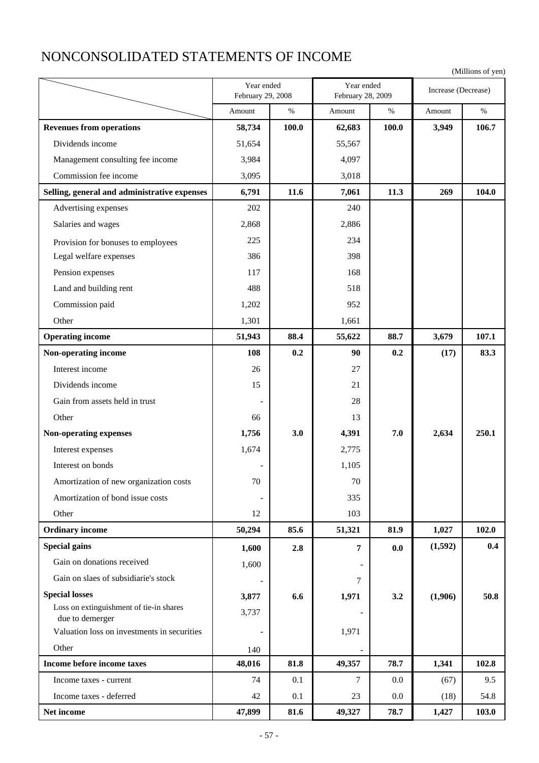# NONCONSOLIDATED STATEMENTS OF INCOME

(Millions of yen)

| | Year ended February 29, 2008 | | Year ended February 28, 2009 | | Increase (Decrease) | |
|---|---|---|---|---|---|---|
| | Amount | % | Amount | % | Amount | % |
| **Revenues from operations** | **58,734** | **100.0** | **62,683** | **100.0** | **3,949** | **106.7** |
| Dividends income | 51,654 | | 55,567 | | | |
| Management consulting fee income | 3,984 | | 4,097 | | | |
| Commission fee income | 3,095 | | 3,018 | | | |
| **Selling, general and administrative expenses** | **6,791** | **11.6** | **7,061** | **11.3** | **269** | **104.0** |
| Advertising expenses | 202 | | 240 | | | |
| Salaries and wages | 2,868 | | 2,886 | | | |
| Provision for bonuses to employees | 225 | | 234 | | | |
| Legal welfare expenses | 386 | | 398 | | | |
| Pension expenses | 117 | | 168 | | | |
| Land and building rent | 488 | | 518 | | | |
| Commission paid | 1,202 | | 952 | | | |
| Other | 1,301 | | 1,661 | | | |
| **Operating income** | **51,943** | **88.4** | **55,622** | **88.7** | **3,679** | **107.1** |
| **Non-operating income** | **108** | **0.2** | **90** | **0.2** | **(17)** | **83.3** |
| Interest income | 26 | | 27 | | | |
| Dividends income | 15 | | 21 | | | |
| Gain from assets held in trust | - | | 28 | | | |
| Other | 66 | | 13 | | | |
| **Non-operating expenses** | **1,756** | **3.0** | **4,391** | **7.0** | **2,634** | **250.1** |
| Interest expenses | 1,674 | | 2,775 | | | |
| Interest on bonds | - | | 1,105 | | | |
| Amortization of new organization costs | 70 | | 70 | | | |
| Amortization of bond issue costs | - | | 335 | | | |
| Other | 12 | | 103 | | | |
| **Ordinary income** | **50,294** | **85.6** | **51,321** | **81.9** | **1,027** | **102.0** |
| **Special gains** | **1,600** | **2.8** | **7** | **0.0** | **(1,592)** | **0.4** |
| Gain on donations received | 1,600 | | - | | | |
| Gain on slaes of subsidiarie's stock | - | | 7 | | | |
| **Special losses** | **3,877** | **6.6** | **1,971** | **3.2** | **(1,906)** | **50.8** |
| Loss on extinguishment of tie-in shares due to demerger | 3,737 | | - | | | |
| Valuation loss on investments in securities | - | | 1,971 | | | |
| Other | 140 | | - | | | |
| **Income before income taxes** | **48,016** | **81.8** | **49,357** | **78.7** | **1,341** | **102.8** |
| Income taxes - current | 74 | 0.1 | 7 | 0.0 | (67) | 9.5 |
| Income taxes - deferred | 42 | 0.1 | 23 | 0.0 | (18) | 54.8 |
| **Net income** | **47,899** | **81.6** | **49,327** | **78.7** | **1,427** | **103.0** |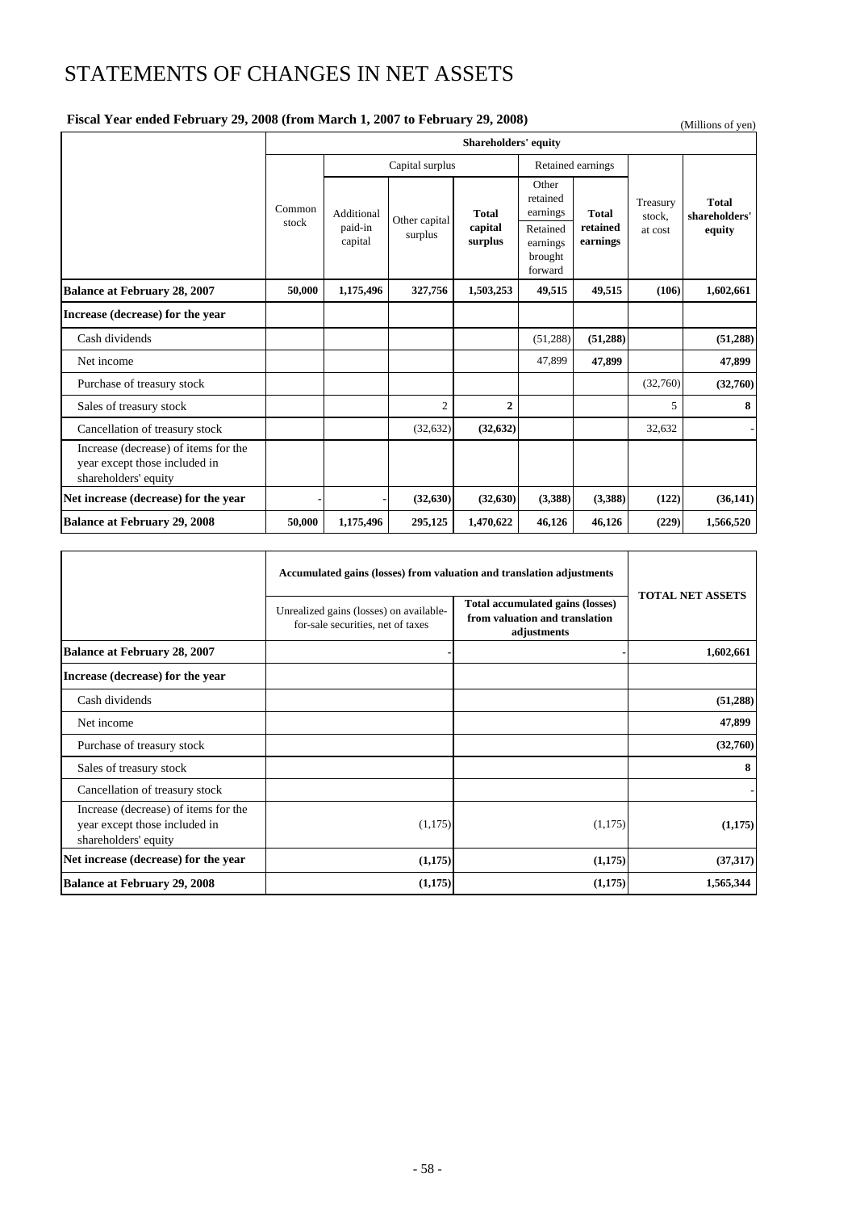# STATEMENTS OF CHANGES IN NET ASSETS

**Fiscal Year ended February 29, 2008 (from March 1, 2007 to February 29, 2008)**

(Millions of yen)

| | Shareholders' equity | | | | | | | |
|---|---|---|---|---|---|---|---|---|
| | Common stock | Capital surplus | | | Retained earnings | | Treasury stock, at cost | **Total shareholders' equity** |
| | | Additional paid-in capital | Other capital surplus | **Total capital surplus** | Other retained earnings: Retained earnings brought forward | **Total retained earnings** | | |
| **Balance at February 28, 2007** | **50,000** | **1,175,496** | **327,756** | **1,503,253** | **49,515** | **49,515** | **(106)** | **1,602,661** |
| **Increase (decrease) for the year** | | | | | | | | |
| Cash dividends | | | | | (51,288) | **(51,288)** | | **(51,288)** |
| Net income | | | | | 47,899 | **47,899** | | **47,899** |
| Purchase of treasury stock | | | | | | | (32,760) | **(32,760)** |
| Sales of treasury stock | | | 2 | **2** | | | 5 | **8** |
| Cancellation of treasury stock | | | (32,632) | **(32,632)** | | | 32,632 | **-** |
| Increase (decrease) of items for the year except those included in shareholders' equity | | | | | | | | |
| **Net increase (decrease) for the year** | **-** | **-** | **(32,630)** | **(32,630)** | **(3,388)** | **(3,388)** | **(122)** | **(36,141)** |
| **Balance at February 29, 2008** | **50,000** | **1,175,496** | **295,125** | **1,470,622** | **46,126** | **46,126** | **(229)** | **1,566,520** |

| | Accumulated gains (losses) from valuation and translation adjustments | | **TOTAL NET ASSETS** |
|---|---|---|---|
| | Unrealized gains (losses) on available-for-sale securities, net of taxes | **Total accumulated gains (losses) from valuation and translation adjustments** | |
| **Balance at February 28, 2007** | - | - | **1,602,661** |
| **Increase (decrease) for the year** | | | |
| Cash dividends | | | **(51,288)** |
| Net income | | | **47,899** |
| Purchase of treasury stock | | | **(32,760)** |
| Sales of treasury stock | | | **8** |
| Cancellation of treasury stock | | | **-** |
| Increase (decrease) of items for the year except those included in shareholders' equity | (1,175) | (1,175) | **(1,175)** |
| **Net increase (decrease) for the year** | **(1,175)** | **(1,175)** | **(37,317)** |
| **Balance at February 29, 2008** | **(1,175)** | **(1,175)** | **1,565,344** |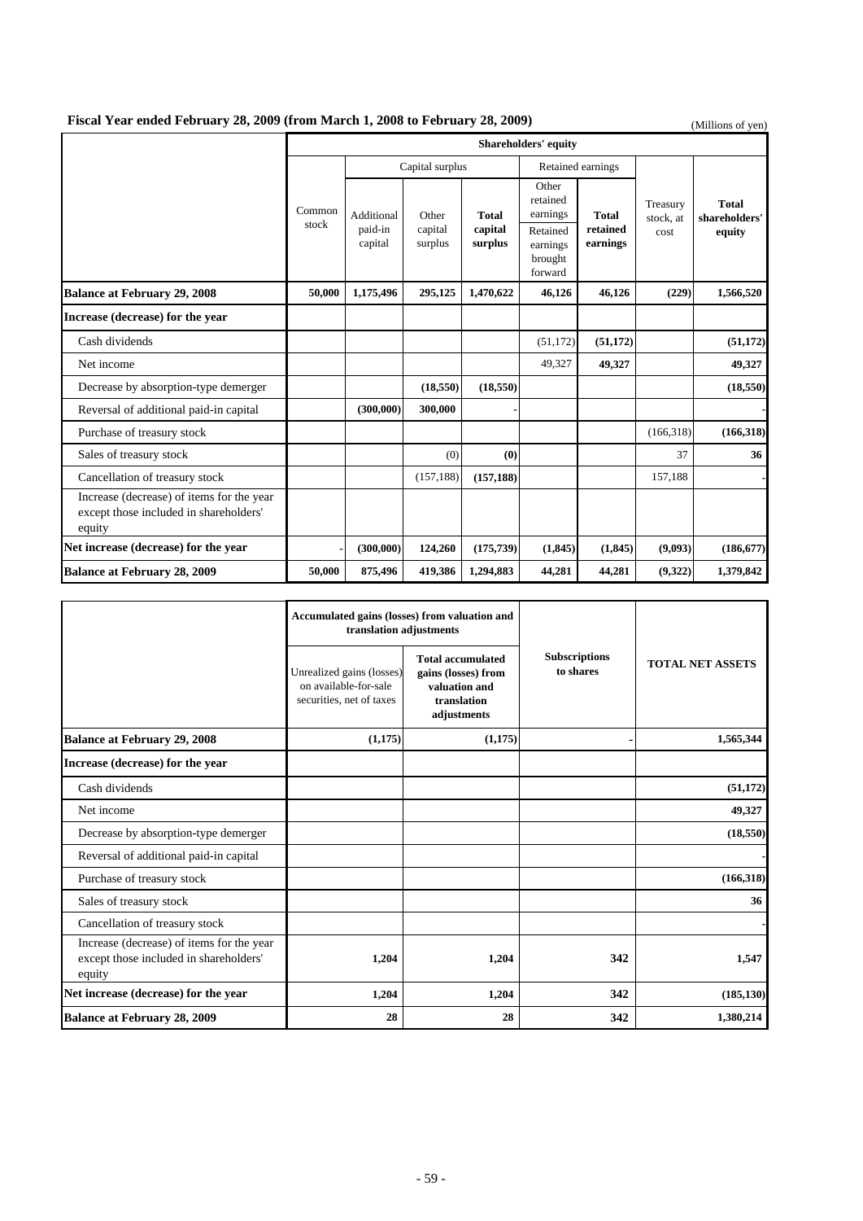## Fiscal Year ended February 28, 2009 (from March 1, 2008 to February 28, 2009)

(Millions of yen)

| | Shareholders' equity | | | | | | | |
|---|---|---|---|---|---|---|---|---|
| | Common stock | Capital surplus | | | Retained earnings | | Treasury stock, at cost | Total shareholders' equity |
| | | Additional paid-in capital | Other capital surplus | Total capital surplus | Other retained earnings: Retained earnings brought forward | Total retained earnings | | |
| **Balance at February 29, 2008** | **50,000** | **1,175,496** | **295,125** | **1,470,622** | **46,126** | **46,126** | **(229)** | **1,566,520** |
| **Increase (decrease) for the year** | | | | | | | | |
| Cash dividends | | | | | (51,172) | **(51,172)** | | **(51,172)** |
| Net income | | | | | 49,327 | **49,327** | | **49,327** |
| Decrease by absorption-type demerger | | | **(18,550)** | **(18,550)** | | | | **(18,550)** |
| Reversal of additional paid-in capital | | **(300,000)** | **300,000** | - | | | | - |
| Purchase of treasury stock | | | | | | | (166,318) | **(166,318)** |
| Sales of treasury stock | | | (0) | **(0)** | | | 37 | **36** |
| Cancellation of treasury stock | | | (157,188) | **(157,188)** | | | 157,188 | - |
| Increase (decrease) of items for the year except those included in shareholders' equity | | | | | | | | |
| **Net increase (decrease) for the year** | - | **(300,000)** | **124,260** | **(175,739)** | **(1,845)** | **(1,845)** | **(9,093)** | **(186,677)** |
| **Balance at February 28, 2009** | **50,000** | **875,496** | **419,386** | **1,294,883** | **44,281** | **44,281** | **(9,322)** | **1,379,842** |

| | Accumulated gains (losses) from valuation and translation adjustments | | Subscriptions to shares | TOTAL NET ASSETS |
|---|---|---|---|---|
| | Unrealized gains (losses) on available-for-sale securities, net of taxes | Total accumulated gains (losses) from valuation and translation adjustments | | |
| **Balance at February 29, 2008** | (1,175) | (1,175) | - | 1,565,344 |
| **Increase (decrease) for the year** | | | | |
| Cash dividends | | | | (51,172) |
| Net income | | | | 49,327 |
| Decrease by absorption-type demerger | | | | (18,550) |
| Reversal of additional paid-in capital | | | | - |
| Purchase of treasury stock | | | | (166,318) |
| Sales of treasury stock | | | | 36 |
| Cancellation of treasury stock | | | | - |
| Increase (decrease) of items for the year except those included in shareholders' equity | 1,204 | 1,204 | 342 | 1,547 |
| **Net increase (decrease) for the year** | 1,204 | 1,204 | 342 | (185,130) |
| **Balance at February 28, 2009** | 28 | 28 | 342 | 1,380,214 |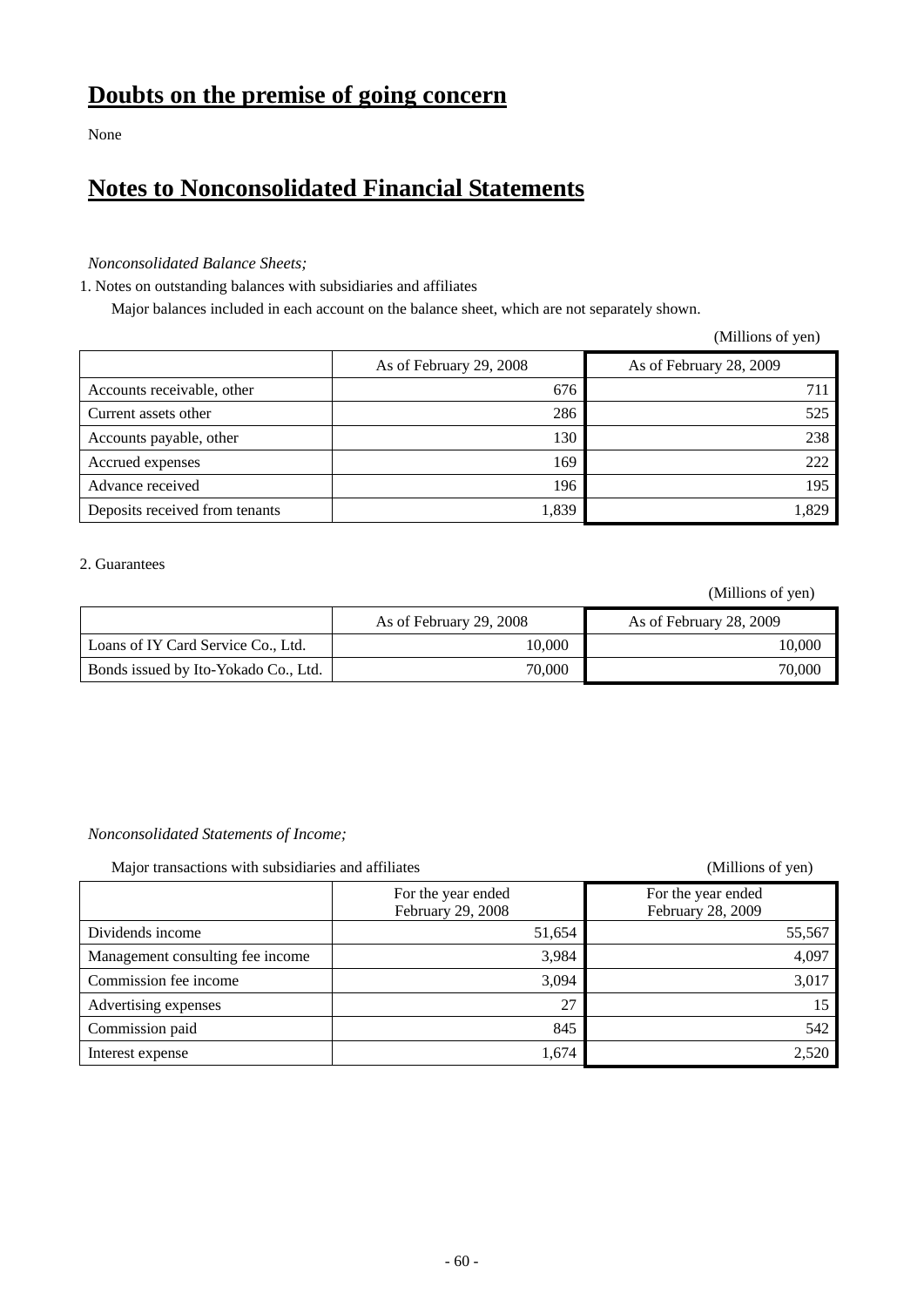# Doubts on the premise of going concern

None

# Notes to Nonconsolidated Financial Statements

*Nonconsolidated Balance Sheets;*

1. Notes on outstanding balances with subsidiaries and affiliates

Major balances included in each account on the balance sheet, which are not separately shown.

(Millions of yen)

| | As of February 29, 2008 | As of February 28, 2009 |
|---|---|---|
| Accounts receivable, other | 676 | 711 |
| Current assets other | 286 | 525 |
| Accounts payable, other | 130 | 238 |
| Accrued expenses | 169 | 222 |
| Advance received | 196 | 195 |
| Deposits received from tenants | 1,839 | 1,829 |

2. Guarantees

(Millions of yen)

| | As of February 29, 2008 | As of February 28, 2009 |
|---|---|---|
| Loans of IY Card Service Co., Ltd. | 10,000 | 10,000 |
| Bonds issued by Ito-Yokado Co., Ltd. | 70,000 | 70,000 |

*Nonconsolidated Statements of Income;*

Major transactions with subsidiaries and affiliates

(Millions of yen)

| | For the year ended February 29, 2008 | For the year ended February 28, 2009 |
|---|---|---|
| Dividends income | 51,654 | 55,567 |
| Management consulting fee income | 3,984 | 4,097 |
| Commission fee income | 3,094 | 3,017 |
| Advertising expenses | 27 | 15 |
| Commission paid | 845 | 542 |
| Interest expense | 1,674 | 2,520 |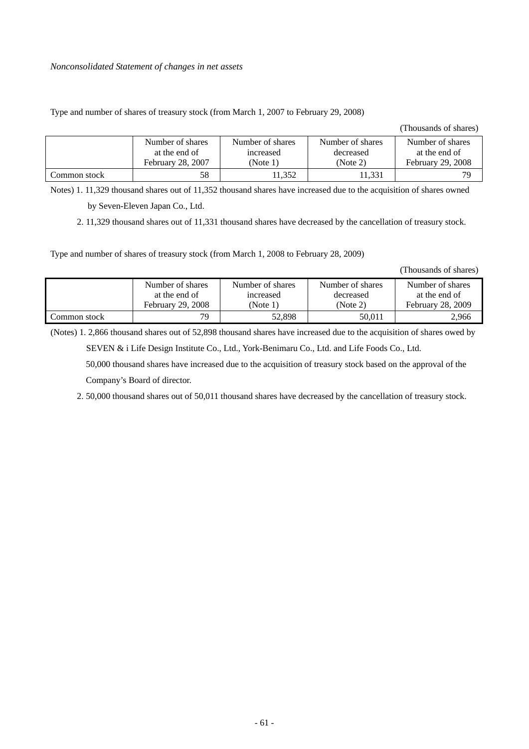*Nonconsolidated Statement of changes in net assets*

Type and number of shares of treasury stock (from March 1, 2007 to February 29, 2008)

(Thousands of shares)

| | Number of shares at the end of February 28, 2007 | Number of shares increased (Note 1) | Number of shares decreased (Note 2) | Number of shares at the end of February 29, 2008 |
|---|---|---|---|---|
| Common stock | 58 | 11,352 | 11,331 | 79 |

Notes) 1. 11,329 thousand shares out of 11,352 thousand shares have increased due to the acquisition of shares owned by Seven-Eleven Japan Co., Ltd.

2. 11,329 thousand shares out of 11,331 thousand shares have decreased by the cancellation of treasury stock.

Type and number of shares of treasury stock (from March 1, 2008 to February 28, 2009)

(Thousands of shares)

| | Number of shares at the end of February 29, 2008 | Number of shares increased (Note 1) | Number of shares decreased (Note 2) | Number of shares at the end of February 28, 2009 |
|---|---|---|---|---|
| Common stock | 79 | 52,898 | 50,011 | 2,966 |

(Notes) 1. 2,866 thousand shares out of 52,898 thousand shares have increased due to the acquisition of shares owed by SEVEN & i Life Design Institute Co., Ltd., York-Benimaru Co., Ltd. and Life Foods Co., Ltd.

50,000 thousand shares have increased due to the acquisition of treasury stock based on the approval of the Company's Board of director.

2. 50,000 thousand shares out of 50,011 thousand shares have decreased by the cancellation of treasury stock.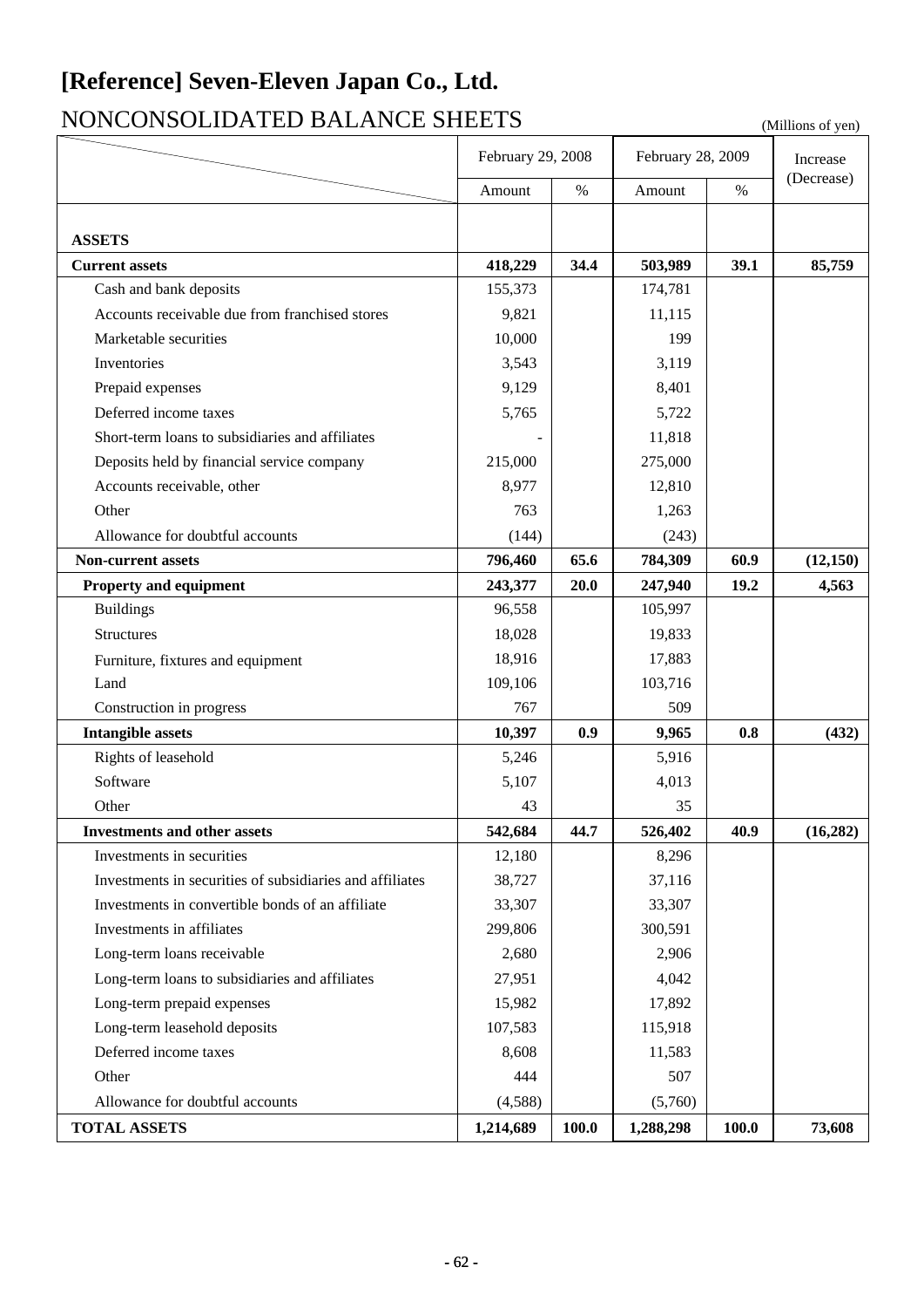# [Reference] Seven-Eleven Japan Co., Ltd.

## NONCONSOLIDATED BALANCE SHEETS

(Millions of yen)

| | February 29, 2008 | | February 28, 2009 | | Increase (Decrease) |
|---|---|---|---|---|---|
| | Amount | % | Amount | % | |
| **ASSETS** | | | | | |
| **Current assets** | **418,229** | **34.4** | **503,989** | **39.1** | **85,759** |
| Cash and bank deposits | 155,373 | | 174,781 | | |
| Accounts receivable due from franchised stores | 9,821 | | 11,115 | | |
| Marketable securities | 10,000 | | 199 | | |
| Inventories | 3,543 | | 3,119 | | |
| Prepaid expenses | 9,129 | | 8,401 | | |
| Deferred income taxes | 5,765 | | 5,722 | | |
| Short-term loans to subsidiaries and affiliates | - | | 11,818 | | |
| Deposits held by financial service company | 215,000 | | 275,000 | | |
| Accounts receivable, other | 8,977 | | 12,810 | | |
| Other | 763 | | 1,263 | | |
| Allowance for doubtful accounts | (144) | | (243) | | |
| **Non-current assets** | **796,460** | **65.6** | **784,309** | **60.9** | **(12,150)** |
| **Property and equipment** | **243,377** | **20.0** | **247,940** | **19.2** | **4,563** |
| Buildings | 96,558 | | 105,997 | | |
| Structures | 18,028 | | 19,833 | | |
| Furniture, fixtures and equipment | 18,916 | | 17,883 | | |
| Land | 109,106 | | 103,716 | | |
| Construction in progress | 767 | | 509 | | |
| **Intangible assets** | **10,397** | **0.9** | **9,965** | **0.8** | **(432)** |
| Rights of leasehold | 5,246 | | 5,916 | | |
| Software | 5,107 | | 4,013 | | |
| Other | 43 | | 35 | | |
| **Investments and other assets** | **542,684** | **44.7** | **526,402** | **40.9** | **(16,282)** |
| Investments in securities | 12,180 | | 8,296 | | |
| Investments in securities of subsidiaries and affiliates | 38,727 | | 37,116 | | |
| Investments in convertible bonds of an affiliate | 33,307 | | 33,307 | | |
| Investments in affiliates | 299,806 | | 300,591 | | |
| Long-term loans receivable | 2,680 | | 2,906 | | |
| Long-term loans to subsidiaries and affiliates | 27,951 | | 4,042 | | |
| Long-term prepaid expenses | 15,982 | | 17,892 | | |
| Long-term leasehold deposits | 107,583 | | 115,918 | | |
| Deferred income taxes | 8,608 | | 11,583 | | |
| Other | 444 | | 507 | | |
| Allowance for doubtful accounts | (4,588) | | (5,760) | | |
| **TOTAL ASSETS** | **1,214,689** | **100.0** | **1,288,298** | **100.0** | **73,608** |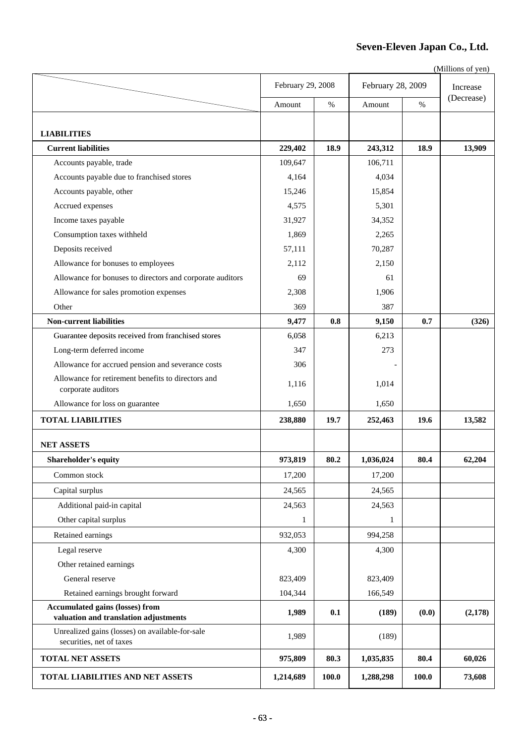(Millions of yen)

| | February 29, 2008 | | February 28, 2009 | | Increase (Decrease) |
|---|---|---|---|---|---|
| | Amount | % | Amount | % | |
| **LIABILITIES** | | | | | |
| **Current liabilities** | **229,402** | **18.9** | **243,312** | **18.9** | **13,909** |
| Accounts payable, trade | 109,647 | | 106,711 | | |
| Accounts payable due to franchised stores | 4,164 | | 4,034 | | |
| Accounts payable, other | 15,246 | | 15,854 | | |
| Accrued expenses | 4,575 | | 5,301 | | |
| Income taxes payable | 31,927 | | 34,352 | | |
| Consumption taxes withheld | 1,869 | | 2,265 | | |
| Deposits received | 57,111 | | 70,287 | | |
| Allowance for bonuses to employees | 2,112 | | 2,150 | | |
| Allowance for bonuses to directors and corporate auditors | 69 | | 61 | | |
| Allowance for sales promotion expenses | 2,308 | | 1,906 | | |
| Other | 369 | | 387 | | |
| **Non-current liabilities** | **9,477** | **0.8** | **9,150** | **0.7** | **(326)** |
| Guarantee deposits received from franchised stores | 6,058 | | 6,213 | | |
| Long-term deferred income | 347 | | 273 | | |
| Allowance for accrued pension and severance costs | 306 | | - | | |
| Allowance for retirement benefits to directors and corporate auditors | 1,116 | | 1,014 | | |
| Allowance for loss on guarantee | 1,650 | | 1,650 | | |
| **TOTAL LIABILITIES** | **238,880** | **19.7** | **252,463** | **19.6** | **13,582** |
| **NET ASSETS** | | | | | |
| **Shareholder's equity** | **973,819** | **80.2** | **1,036,024** | **80.4** | **62,204** |
| Common stock | 17,200 | | 17,200 | | |
| Capital surplus | 24,565 | | 24,565 | | |
| Additional paid-in capital | 24,563 | | 24,563 | | |
| Other capital surplus | 1 | | 1 | | |
| Retained earnings | 932,053 | | 994,258 | | |
| Legal reserve | 4,300 | | 4,300 | | |
| Other retained earnings | | | | | |
| General reserve | 823,409 | | 823,409 | | |
| Retained earnings brought forward | 104,344 | | 166,549 | | |
| **Accumulated gains (losses) from valuation and translation adjustments** | **1,989** | **0.1** | **(189)** | **(0.0)** | **(2,178)** |
| Unrealized gains (losses) on available-for-sale securities, net of taxes | 1,989 | | (189) | | |
| **TOTAL NET ASSETS** | **975,809** | **80.3** | **1,035,835** | **80.4** | **60,026** |
| **TOTAL LIABILITIES AND NET ASSETS** | **1,214,689** | **100.0** | **1,288,298** | **100.0** | **73,608** |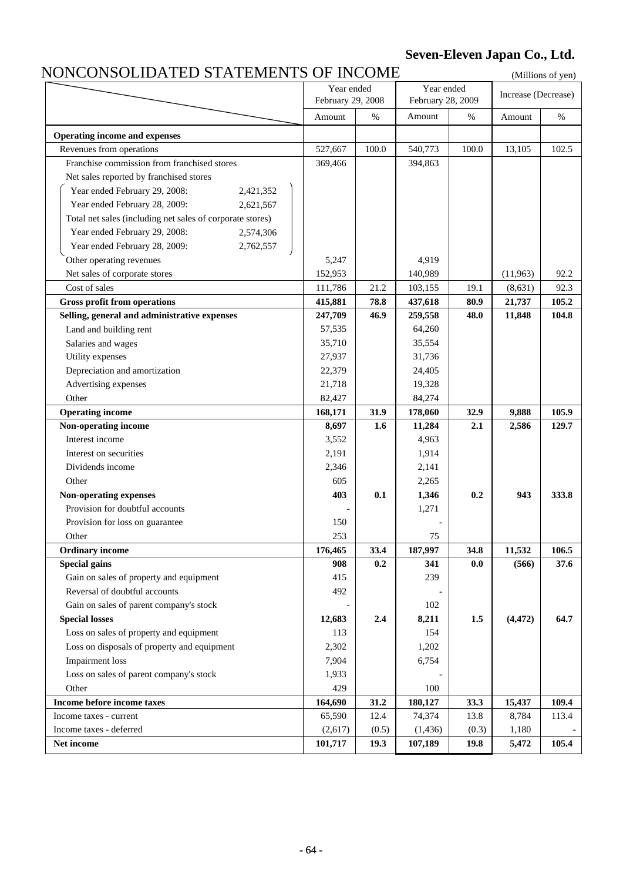**Seven-Eleven Japan Co., Ltd.**

# NONCONSOLIDATED STATEMENTS OF INCOME

(Millions of yen)

| | Year ended February 29, 2008 | | Year ended February 28, 2009 | | Increase (Decrease) | |
|---|---|---|---|---|---|---|
| | Amount | % | Amount | % | Amount | % |
| **Operating income and expenses** | | | | | | |
| Revenues from operations | 527,667 | 100.0 | 540,773 | 100.0 | 13,105 | 102.5 |
| Franchise commission from franchised stores | 369,466 | | 394,863 | | | |
| Net sales reported by franchised stores | | | | | | |
| Year ended February 29, 2008: 2,421,352 | | | | | | |
| Year ended February 28, 2009: 2,621,567 | | | | | | |
| Total net sales (including net sales of corporate stores) | | | | | | |
| Year ended February 29, 2008: 2,574,306 | | | | | | |
| Year ended February 28, 2009: 2,762,557 | | | | | | |
| Other operating revenues | 5,247 | | 4,919 | | | |
| Net sales of corporate stores | 152,953 | | 140,989 | | (11,963) | 92.2 |
| Cost of sales | 111,786 | 21.2 | 103,155 | 19.1 | (8,631) | 92.3 |
| **Gross profit from operations** | **415,881** | **78.8** | **437,618** | **80.9** | **21,737** | **105.2** |
| **Selling, general and administrative expenses** | **247,709** | **46.9** | **259,558** | **48.0** | **11,848** | **104.8** |
| Land and building rent | 57,535 | | 64,260 | | | |
| Salaries and wages | 35,710 | | 35,554 | | | |
| Utility expenses | 27,937 | | 31,736 | | | |
| Depreciation and amortization | 22,379 | | 24,405 | | | |
| Advertising expenses | 21,718 | | 19,328 | | | |
| Other | 82,427 | | 84,274 | | | |
| **Operating income** | **168,171** | **31.9** | **178,060** | **32.9** | **9,888** | **105.9** |
| **Non-operating income** | **8,697** | **1.6** | **11,284** | **2.1** | **2,586** | **129.7** |
| Interest income | 3,552 | | 4,963 | | | |
| Interest on securities | 2,191 | | 1,914 | | | |
| Dividends income | 2,346 | | 2,141 | | | |
| Other | 605 | | 2,265 | | | |
| **Non-operating expenses** | **403** | **0.1** | **1,346** | **0.2** | **943** | **333.8** |
| Provision for doubtful accounts | - | | 1,271 | | | |
| Provision for loss on guarantee | 150 | | - | | | |
| Other | 253 | | 75 | | | |
| **Ordinary income** | **176,465** | **33.4** | **187,997** | **34.8** | **11,532** | **106.5** |
| **Special gains** | **908** | **0.2** | **341** | **0.0** | **(566)** | **37.6** |
| Gain on sales of property and equipment | 415 | | 239 | | | |
| Reversal of doubtful accounts | 492 | | - | | | |
| Gain on sales of parent company's stock | - | | 102 | | | |
| **Special losses** | **12,683** | **2.4** | **8,211** | **1.5** | **(4,472)** | **64.7** |
| Loss on sales of property and equipment | 113 | | 154 | | | |
| Loss on disposals of property and equipment | 2,302 | | 1,202 | | | |
| Impairment loss | 7,904 | | 6,754 | | | |
| Loss on sales of parent company's stock | 1,933 | | - | | | |
| Other | 429 | | 100 | | | |
| **Income before income taxes** | **164,690** | **31.2** | **180,127** | **33.3** | **15,437** | **109.4** |
| Income taxes - current | 65,590 | 12.4 | 74,374 | 13.8 | 8,784 | 113.4 |
| Income taxes - deferred | (2,617) | (0.5) | (1,436) | (0.3) | 1,180 | - |
| **Net income** | **101,717** | **19.3** | **107,189** | **19.8** | **5,472** | **105.4** |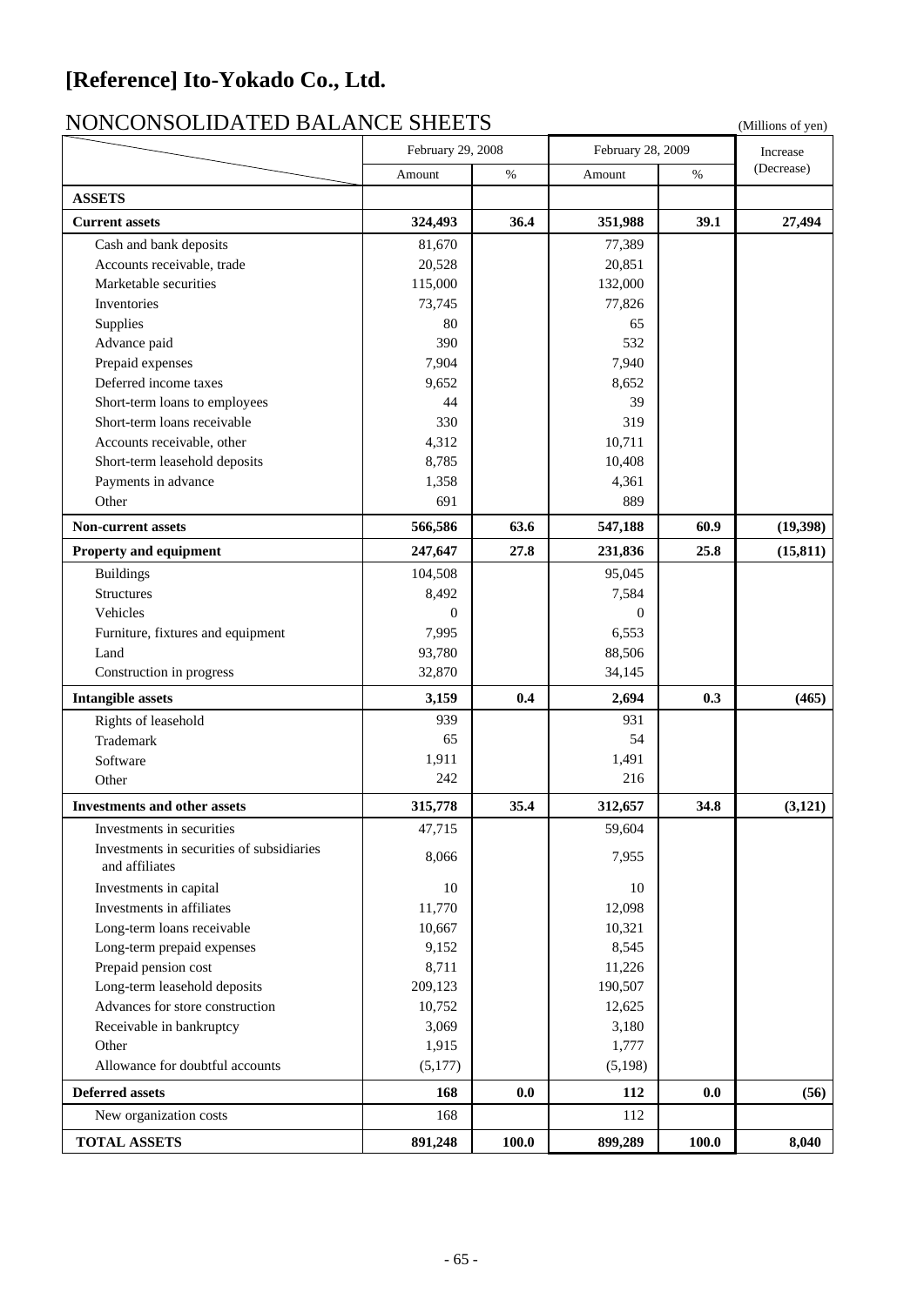# [Reference] Ito-Yokado Co., Ltd.

## NONCONSOLIDATED BALANCE SHEETS

(Millions of yen)

| | February 29, 2008 | | February 28, 2009 | | Increase (Decrease) |
|---|---|---|---|---|---|
| | Amount | % | Amount | % | |
| **ASSETS** | | | | | |
| **Current assets** | **324,493** | **36.4** | **351,988** | **39.1** | **27,494** |
| Cash and bank deposits | 81,670 | | 77,389 | | |
| Accounts receivable, trade | 20,528 | | 20,851 | | |
| Marketable securities | 115,000 | | 132,000 | | |
| Inventories | 73,745 | | 77,826 | | |
| Supplies | 80 | | 65 | | |
| Advance paid | 390 | | 532 | | |
| Prepaid expenses | 7,904 | | 7,940 | | |
| Deferred income taxes | 9,652 | | 8,652 | | |
| Short-term loans to employees | 44 | | 39 | | |
| Short-term loans receivable | 330 | | 319 | | |
| Accounts receivable, other | 4,312 | | 10,711 | | |
| Short-term leasehold deposits | 8,785 | | 10,408 | | |
| Payments in advance | 1,358 | | 4,361 | | |
| Other | 691 | | 889 | | |
| **Non-current assets** | **566,586** | **63.6** | **547,188** | **60.9** | **(19,398)** |
| **Property and equipment** | **247,647** | **27.8** | **231,836** | **25.8** | **(15,811)** |
| Buildings | 104,508 | | 95,045 | | |
| Structures | 8,492 | | 7,584 | | |
| Vehicles | 0 | | 0 | | |
| Furniture, fixtures and equipment | 7,995 | | 6,553 | | |
| Land | 93,780 | | 88,506 | | |
| Construction in progress | 32,870 | | 34,145 | | |
| **Intangible assets** | **3,159** | **0.4** | **2,694** | **0.3** | **(465)** |
| Rights of leasehold | 939 | | 931 | | |
| Trademark | 65 | | 54 | | |
| Software | 1,911 | | 1,491 | | |
| Other | 242 | | 216 | | |
| **Investments and other assets** | **315,778** | **35.4** | **312,657** | **34.8** | **(3,121)** |
| Investments in securities | 47,715 | | 59,604 | | |
| Investments in securities of subsidiaries and affiliates | 8,066 | | 7,955 | | |
| Investments in capital | 10 | | 10 | | |
| Investments in affiliates | 11,770 | | 12,098 | | |
| Long-term loans receivable | 10,667 | | 10,321 | | |
| Long-term prepaid expenses | 9,152 | | 8,545 | | |
| Prepaid pension cost | 8,711 | | 11,226 | | |
| Long-term leasehold deposits | 209,123 | | 190,507 | | |
| Advances for store construction | 10,752 | | 12,625 | | |
| Receivable in bankruptcy | 3,069 | | 3,180 | | |
| Other | 1,915 | | 1,777 | | |
| Allowance for doubtful accounts | (5,177) | | (5,198) | | |
| **Deferred assets** | **168** | **0.0** | **112** | **0.0** | **(56)** |
| New organization costs | 168 | | 112 | | |
| **TOTAL ASSETS** | **891,248** | **100.0** | **899,289** | **100.0** | **8,040** |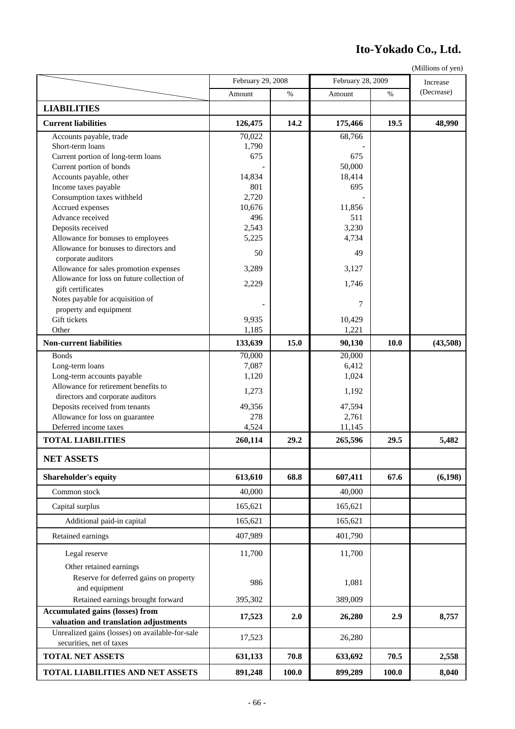# Ito-Yokado Co., Ltd.

(Millions of yen)

| | February 29, 2008 | | February 28, 2009 | | Increase (Decrease) |
|---|---|---|---|---|---|
| | Amount | % | Amount | % | |
| **LIABILITIES** | | | | | |
| **Current liabilities** | **126,475** | **14.2** | **175,466** | **19.5** | **48,990** |
| Accounts payable, trade | 70,022 | | 68,766 | | |
| Short-term loans | 1,790 | | - | | |
| Current portion of long-term loans | 675 | | 675 | | |
| Current portion of bonds | - | | 50,000 | | |
| Accounts payable, other | 14,834 | | 18,414 | | |
| Income taxes payable | 801 | | 695 | | |
| Consumption taxes withheld | 2,720 | | - | | |
| Accrued expenses | 10,676 | | 11,856 | | |
| Advance received | 496 | | 511 | | |
| Deposits received | 2,543 | | 3,230 | | |
| Allowance for bonuses to employees | 5,225 | | 4,734 | | |
| Allowance for bonuses to directors and corporate auditors | 50 | | 49 | | |
| Allowance for sales promotion expenses | 3,289 | | 3,127 | | |
| Allowance for loss on future collection of gift certificates | 2,229 | | 1,746 | | |
| Notes payable for acquisition of property and equipment | - | | 7 | | |
| Gift tickets | 9,935 | | 10,429 | | |
| Other | 1,185 | | 1,221 | | |
| **Non-current liabilities** | **133,639** | **15.0** | **90,130** | **10.0** | **(43,508)** |
| Bonds | 70,000 | | 20,000 | | |
| Long-term loans | 7,087 | | 6,412 | | |
| Long-term accounts payable | 1,120 | | 1,024 | | |
| Allowance for retirement benefits to directors and corporate auditors | 1,273 | | 1,192 | | |
| Deposits received from tenants | 49,356 | | 47,594 | | |
| Allowance for loss on guarantee | 278 | | 2,761 | | |
| Deferred income taxes | 4,524 | | 11,145 | | |
| **TOTAL LIABILITIES** | **260,114** | **29.2** | **265,596** | **29.5** | **5,482** |
| **NET ASSETS** | | | | | |
| **Shareholder's equity** | **613,610** | **68.8** | **607,411** | **67.6** | **(6,198)** |
| Common stock | 40,000 | | 40,000 | | |
| Capital surplus | 165,621 | | 165,621 | | |
| Additional paid-in capital | 165,621 | | 165,621 | | |
| Retained earnings | 407,989 | | 401,790 | | |
| Legal reserve | 11,700 | | 11,700 | | |
| Other retained earnings | | | | | |
| Reserve for deferred gains on property and equipment | 986 | | 1,081 | | |
| Retained earnings brought forward | 395,302 | | 389,009 | | |
| **Accumulated gains (losses) from valuation and translation adjustments** | **17,523** | **2.0** | **26,280** | **2.9** | **8,757** |
| Unrealized gains (losses) on available-for-sale securities, net of taxes | 17,523 | | 26,280 | | |
| **TOTAL NET ASSETS** | **631,133** | **70.8** | **633,692** | **70.5** | **2,558** |
| **TOTAL LIABILITIES AND NET ASSETS** | **891,248** | **100.0** | **899,289** | **100.0** | **8,040** |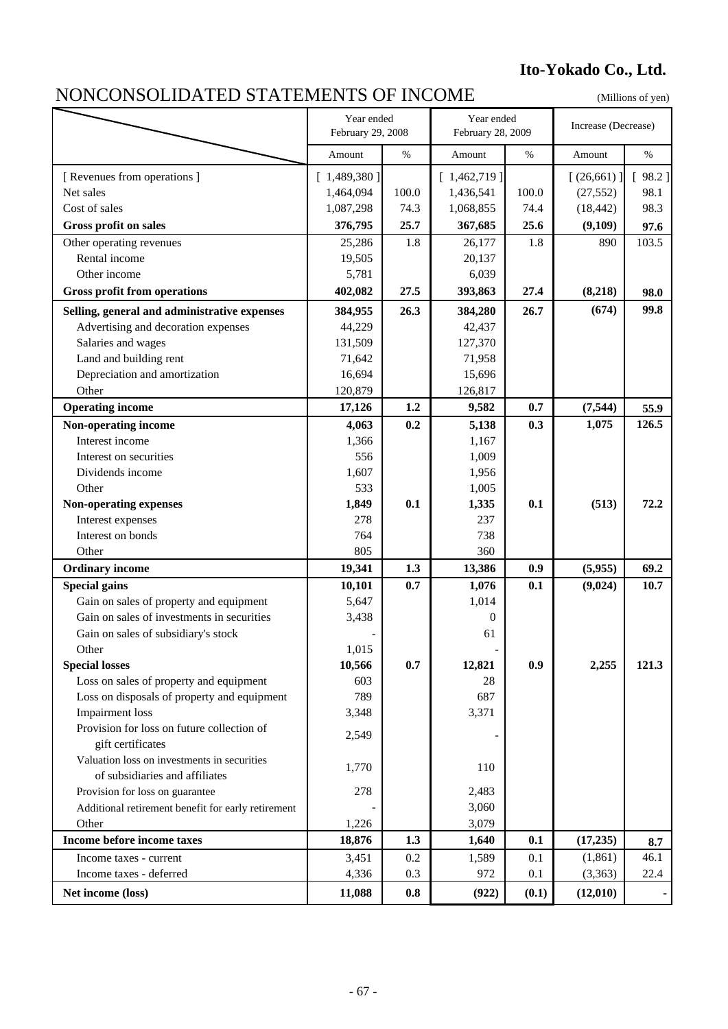**Ito-Yokado Co., Ltd.**

# NONCONSOLIDATED STATEMENTS OF INCOME

(Millions of yen)

| | Year ended February 29, 2008 | | Year ended February 28, 2009 | | Increase (Decrease) | |
|---|---|---|---|---|---|---|
| | Amount | % | Amount | % | Amount | % |
| [ Revenues from operations ] | [ 1,489,380 ] | | [ 1,462,719 ] | | [ (26,661) ] | [ 98.2 ] |
| Net sales | 1,464,094 | 100.0 | 1,436,541 | 100.0 | (27,552) | 98.1 |
| Cost of sales | 1,087,298 | 74.3 | 1,068,855 | 74.4 | (18,442) | 98.3 |
| **Gross profit on sales** | **376,795** | **25.7** | **367,685** | **25.6** | **(9,109)** | **97.6** |
| Other operating revenues | 25,286 | 1.8 | 26,177 | 1.8 | 890 | 103.5 |
| Rental income | 19,505 | | 20,137 | | | |
| Other income | 5,781 | | 6,039 | | | |
| **Gross profit from operations** | **402,082** | **27.5** | **393,863** | **27.4** | **(8,218)** | **98.0** |
| **Selling, general and administrative expenses** | **384,955** | **26.3** | **384,280** | **26.7** | **(674)** | **99.8** |
| Advertising and decoration expenses | 44,229 | | 42,437 | | | |
| Salaries and wages | 131,509 | | 127,370 | | | |
| Land and building rent | 71,642 | | 71,958 | | | |
| Depreciation and amortization | 16,694 | | 15,696 | | | |
| Other | 120,879 | | 126,817 | | | |
| **Operating income** | **17,126** | **1.2** | **9,582** | **0.7** | **(7,544)** | **55.9** |
| **Non-operating income** | **4,063** | **0.2** | **5,138** | **0.3** | **1,075** | **126.5** |
| Interest income | 1,366 | | 1,167 | | | |
| Interest on securities | 556 | | 1,009 | | | |
| Dividends income | 1,607 | | 1,956 | | | |
| Other | 533 | | 1,005 | | | |
| **Non-operating expenses** | **1,849** | **0.1** | **1,335** | **0.1** | **(513)** | **72.2** |
| Interest expenses | 278 | | 237 | | | |
| Interest on bonds | 764 | | 738 | | | |
| Other | 805 | | 360 | | | |
| **Ordinary income** | **19,341** | **1.3** | **13,386** | **0.9** | **(5,955)** | **69.2** |
| **Special gains** | **10,101** | **0.7** | **1,076** | **0.1** | **(9,024)** | **10.7** |
| Gain on sales of property and equipment | 5,647 | | 1,014 | | | |
| Gain on sales of investments in securities | 3,438 | | 0 | | | |
| Gain on sales of subsidiary's stock | - | | 61 | | | |
| Other | 1,015 | | - | | | |
| **Special losses** | **10,566** | **0.7** | **12,821** | **0.9** | **2,255** | **121.3** |
| Loss on sales of property and equipment | 603 | | 28 | | | |
| Loss on disposals of property and equipment | 789 | | 687 | | | |
| Impairment loss | 3,348 | | 3,371 | | | |
| Provision for loss on future collection of gift certificates | 2,549 | | - | | | |
| Valuation loss on investments in securities of subsidiaries and affiliates | 1,770 | | 110 | | | |
| Provision for loss on guarantee | 278 | | 2,483 | | | |
| Additional retirement benefit for early retirement | - | | 3,060 | | | |
| Other | 1,226 | | 3,079 | | | |
| **Income before income taxes** | **18,876** | **1.3** | **1,640** | **0.1** | **(17,235)** | **8.7** |
| Income taxes - current | 3,451 | 0.2 | 1,589 | 0.1 | (1,861) | 46.1 |
| Income taxes - deferred | 4,336 | 0.3 | 972 | 0.1 | (3,363) | 22.4 |
| **Net income (loss)** | **11,088** | **0.8** | **(922)** | **(0.1)** | **(12,010)** | **-** |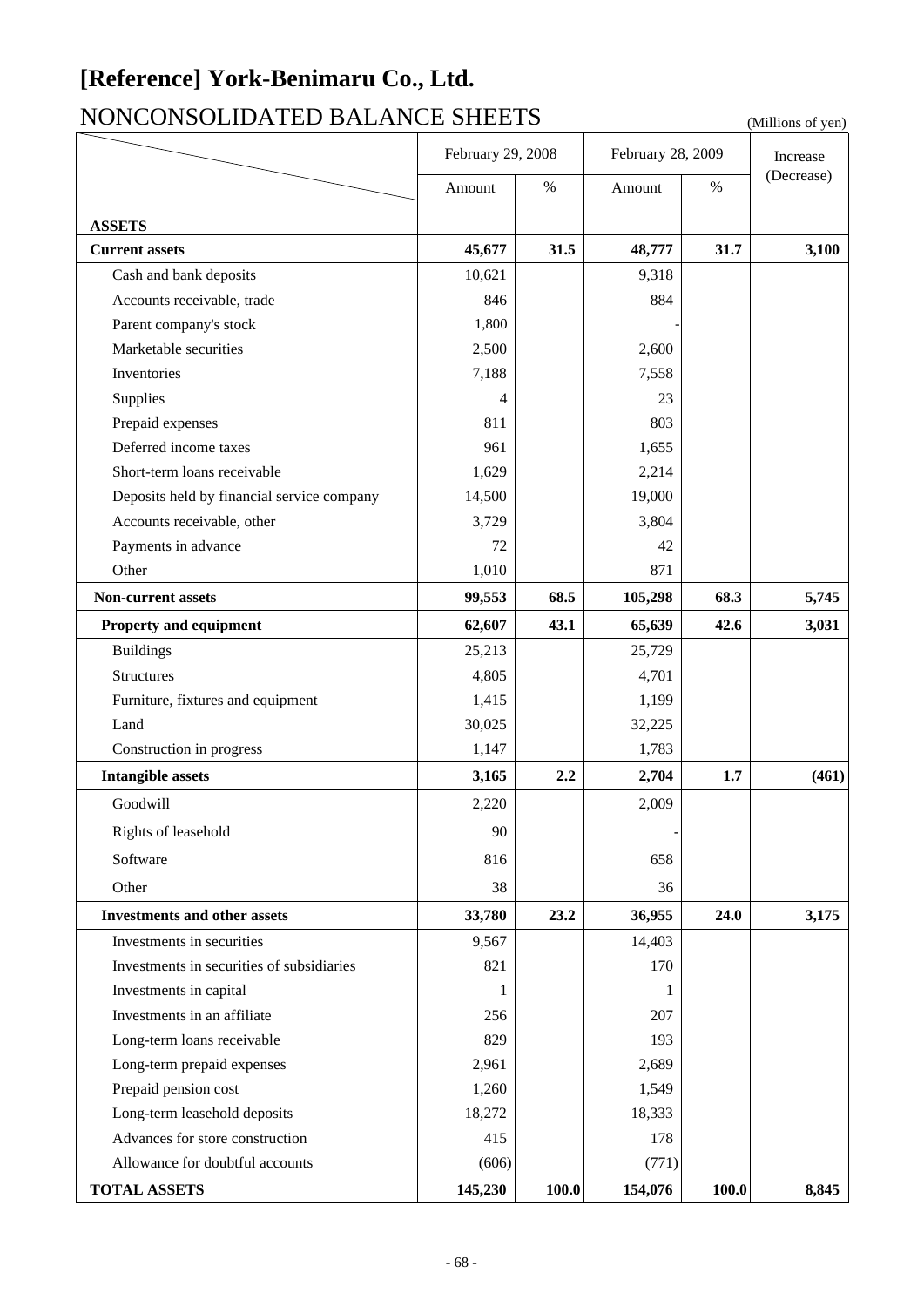# [Reference] York-Benimaru Co., Ltd.

## NONCONSOLIDATED BALANCE SHEETS

(Millions of yen)

| | February 29, 2008 | | February 28, 2009 | | Increase (Decrease) |
|---|---|---|---|---|---|
| | Amount | % | Amount | % | |
| **ASSETS** | | | | | |
| **Current assets** | **45,677** | **31.5** | **48,777** | **31.7** | **3,100** |
| Cash and bank deposits | 10,621 | | 9,318 | | |
| Accounts receivable, trade | 846 | | 884 | | |
| Parent company's stock | 1,800 | | - | | |
| Marketable securities | 2,500 | | 2,600 | | |
| Inventories | 7,188 | | 7,558 | | |
| Supplies | 4 | | 23 | | |
| Prepaid expenses | 811 | | 803 | | |
| Deferred income taxes | 961 | | 1,655 | | |
| Short-term loans receivable | 1,629 | | 2,214 | | |
| Deposits held by financial service company | 14,500 | | 19,000 | | |
| Accounts receivable, other | 3,729 | | 3,804 | | |
| Payments in advance | 72 | | 42 | | |
| Other | 1,010 | | 871 | | |
| **Non-current assets** | **99,553** | **68.5** | **105,298** | **68.3** | **5,745** |
| **Property and equipment** | **62,607** | **43.1** | **65,639** | **42.6** | **3,031** |
| Buildings | 25,213 | | 25,729 | | |
| Structures | 4,805 | | 4,701 | | |
| Furniture, fixtures and equipment | 1,415 | | 1,199 | | |
| Land | 30,025 | | 32,225 | | |
| Construction in progress | 1,147 | | 1,783 | | |
| **Intangible assets** | **3,165** | **2.2** | **2,704** | **1.7** | **(461)** |
| Goodwill | 2,220 | | 2,009 | | |
| Rights of leasehold | 90 | | - | | |
| Software | 816 | | 658 | | |
| Other | 38 | | 36 | | |
| **Investments and other assets** | **33,780** | **23.2** | **36,955** | **24.0** | **3,175** |
| Investments in securities | 9,567 | | 14,403 | | |
| Investments in securities of subsidiaries | 821 | | 170 | | |
| Investments in capital | 1 | | 1 | | |
| Investments in an affiliate | 256 | | 207 | | |
| Long-term loans receivable | 829 | | 193 | | |
| Long-term prepaid expenses | 2,961 | | 2,689 | | |
| Prepaid pension cost | 1,260 | | 1,549 | | |
| Long-term leasehold deposits | 18,272 | | 18,333 | | |
| Advances for store construction | 415 | | 178 | | |
| Allowance for doubtful accounts | (606) | | (771) | | |
| **TOTAL ASSETS** | **145,230** | **100.0** | **154,076** | **100.0** | **8,845** |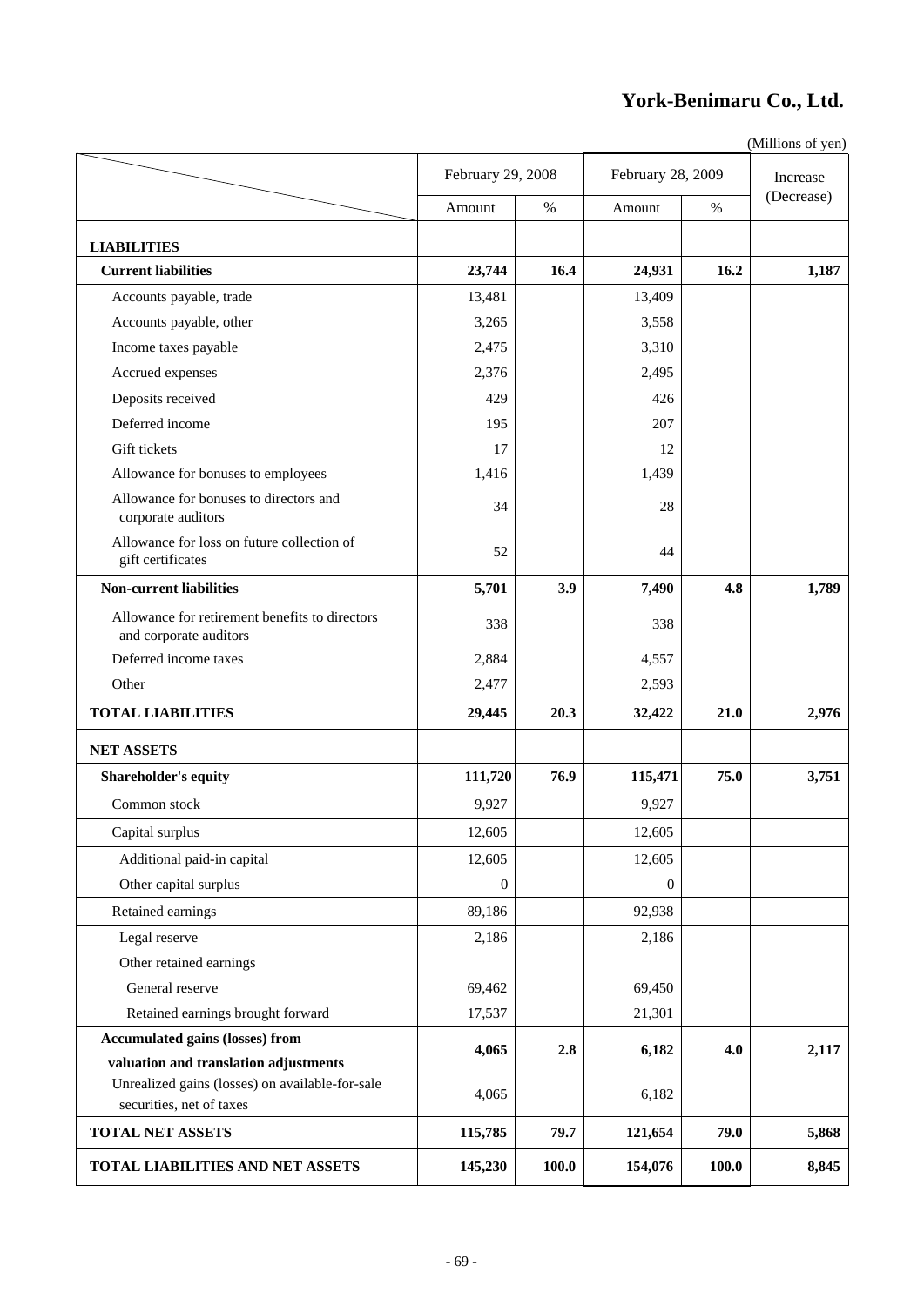# York-Benimaru Co., Ltd.

(Millions of yen)

| | February 29, 2008 | | February 28, 2009 | | Increase (Decrease) |
|---|---|---|---|---|---|
| | Amount | % | Amount | % | |
| **LIABILITIES** | | | | | |
| **Current liabilities** | **23,744** | **16.4** | **24,931** | **16.2** | **1,187** |
| Accounts payable, trade | 13,481 | | 13,409 | | |
| Accounts payable, other | 3,265 | | 3,558 | | |
| Income taxes payable | 2,475 | | 3,310 | | |
| Accrued expenses | 2,376 | | 2,495 | | |
| Deposits received | 429 | | 426 | | |
| Deferred income | 195 | | 207 | | |
| Gift tickets | 17 | | 12 | | |
| Allowance for bonuses to employees | 1,416 | | 1,439 | | |
| Allowance for bonuses to directors and corporate auditors | 34 | | 28 | | |
| Allowance for loss on future collection of gift certificates | 52 | | 44 | | |
| **Non-current liabilities** | **5,701** | **3.9** | **7,490** | **4.8** | **1,789** |
| Allowance for retirement benefits to directors and corporate auditors | 338 | | 338 | | |
| Deferred income taxes | 2,884 | | 4,557 | | |
| Other | 2,477 | | 2,593 | | |
| **TOTAL LIABILITIES** | **29,445** | **20.3** | **32,422** | **21.0** | **2,976** |
| **NET ASSETS** | | | | | |
| **Shareholder's equity** | **111,720** | **76.9** | **115,471** | **75.0** | **3,751** |
| Common stock | 9,927 | | 9,927 | | |
| Capital surplus | 12,605 | | 12,605 | | |
| Additional paid-in capital | 12,605 | | 12,605 | | |
| Other capital surplus | 0 | | 0 | | |
| Retained earnings | 89,186 | | 92,938 | | |
| Legal reserve | 2,186 | | 2,186 | | |
| Other retained earnings | | | | | |
| General reserve | 69,462 | | 69,450 | | |
| Retained earnings brought forward | 17,537 | | 21,301 | | |
| **Accumulated gains (losses) from valuation and translation adjustments** | **4,065** | **2.8** | **6,182** | **4.0** | **2,117** |
| Unrealized gains (losses) on available-for-sale securities, net of taxes | 4,065 | | 6,182 | | |
| **TOTAL NET ASSETS** | **115,785** | **79.7** | **121,654** | **79.0** | **5,868** |
| **TOTAL LIABILITIES AND NET ASSETS** | **145,230** | **100.0** | **154,076** | **100.0** | **8,845** |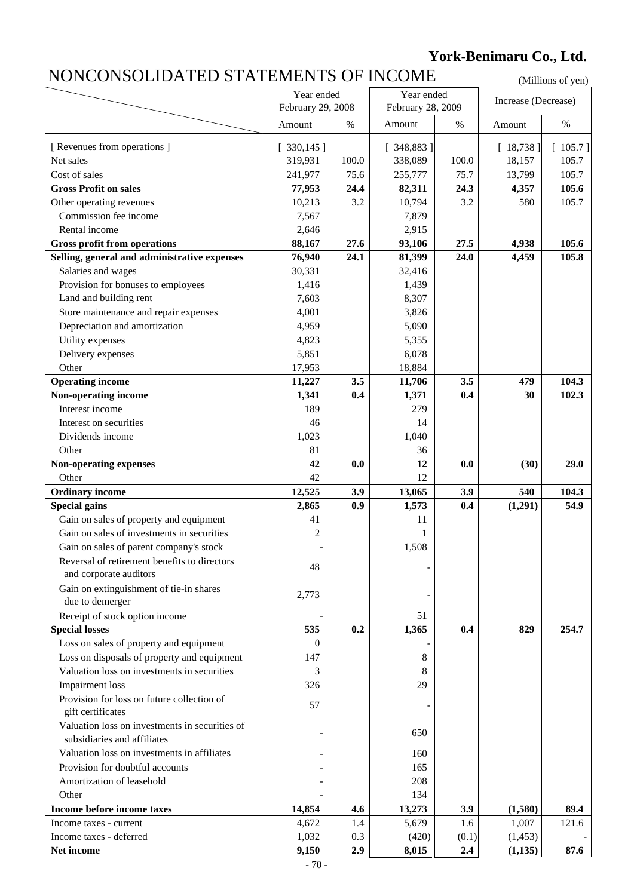**York-Benimaru Co., Ltd.**

# NONCONSOLIDATED STATEMENTS OF INCOME

(Millions of yen)

| | Year ended February 29, 2008 | | Year ended February 28, 2009 | | Increase (Decrease) | |
|---|---|---|---|---|---|---|
| | Amount | % | Amount | % | Amount | % |
| [ Revenues from operations ] | [ 330,145 ] | | [ 348,883 ] | | [ 18,738 ] | [ 105.7 ] |
| Net sales | 319,931 | 100.0 | 338,089 | 100.0 | 18,157 | 105.7 |
| Cost of sales | 241,977 | 75.6 | 255,777 | 75.7 | 13,799 | 105.7 |
| **Gross Profit on sales** | **77,953** | **24.4** | **82,311** | **24.3** | **4,357** | **105.6** |
| Other operating revenues | 10,213 | 3.2 | 10,794 | 3.2 | 580 | 105.7 |
| Commission fee income | 7,567 | | 7,879 | | | |
| Rental income | 2,646 | | 2,915 | | | |
| **Gross profit from operations** | **88,167** | **27.6** | **93,106** | **27.5** | **4,938** | **105.6** |
| **Selling, general and administrative expenses** | **76,940** | **24.1** | **81,399** | **24.0** | **4,459** | **105.8** |
| Salaries and wages | 30,331 | | 32,416 | | | |
| Provision for bonuses to employees | 1,416 | | 1,439 | | | |
| Land and building rent | 7,603 | | 8,307 | | | |
| Store maintenance and repair expenses | 4,001 | | 3,826 | | | |
| Depreciation and amortization | 4,959 | | 5,090 | | | |
| Utility expenses | 4,823 | | 5,355 | | | |
| Delivery expenses | 5,851 | | 6,078 | | | |
| Other | 17,953 | | 18,884 | | | |
| **Operating income** | **11,227** | **3.5** | **11,706** | **3.5** | **479** | **104.3** |
| **Non-operating income** | **1,341** | **0.4** | **1,371** | **0.4** | **30** | **102.3** |
| Interest income | 189 | | 279 | | | |
| Interest on securities | 46 | | 14 | | | |
| Dividends income | 1,023 | | 1,040 | | | |
| Other | 81 | | 36 | | | |
| **Non-operating expenses** | **42** | **0.0** | **12** | **0.0** | **(30)** | **29.0** |
| Other | 42 | | 12 | | | |
| **Ordinary income** | **12,525** | **3.9** | **13,065** | **3.9** | **540** | **104.3** |
| **Special gains** | **2,865** | **0.9** | **1,573** | **0.4** | **(1,291)** | **54.9** |
| Gain on sales of property and equipment | 41 | | 11 | | | |
| Gain on sales of investments in securities | 2 | | 1 | | | |
| Gain on sales of parent company's stock | - | | 1,508 | | | |
| Reversal of retirement benefits to directors and corporate auditors | 48 | | - | | | |
| Gain on extinguishment of tie-in shares due to demerger | 2,773 | | - | | | |
| Receipt of stock option income | - | | 51 | | | |
| **Special losses** | **535** | **0.2** | **1,365** | **0.4** | **829** | **254.7** |
| Loss on sales of property and equipment | 0 | | - | | | |
| Loss on disposals of property and equipment | 147 | | 8 | | | |
| Valuation loss on investments in securities | 3 | | 8 | | | |
| Impairment loss | 326 | | 29 | | | |
| Provision for loss on future collection of gift certificates | 57 | | - | | | |
| Valuation loss on investments in securities of subsidiaries and affiliates | - | | 650 | | | |
| Valuation loss on investments in affiliates | - | | 160 | | | |
| Provision for doubtful accounts | - | | 165 | | | |
| Amortization of leasehold | - | | 208 | | | |
| Other | - | | 134 | | | |
| **Income before income taxes** | **14,854** | **4.6** | **13,273** | **3.9** | **(1,580)** | **89.4** |
| Income taxes - current | 4,672 | 1.4 | 5,679 | 1.6 | 1,007 | 121.6 |
| Income taxes - deferred | 1,032 | 0.3 | (420) | (0.1) | (1,453) | - |
| **Net income** | **9,150** | **2.9** | **8,015** | **2.4** | **(1,135)** | **87.6** |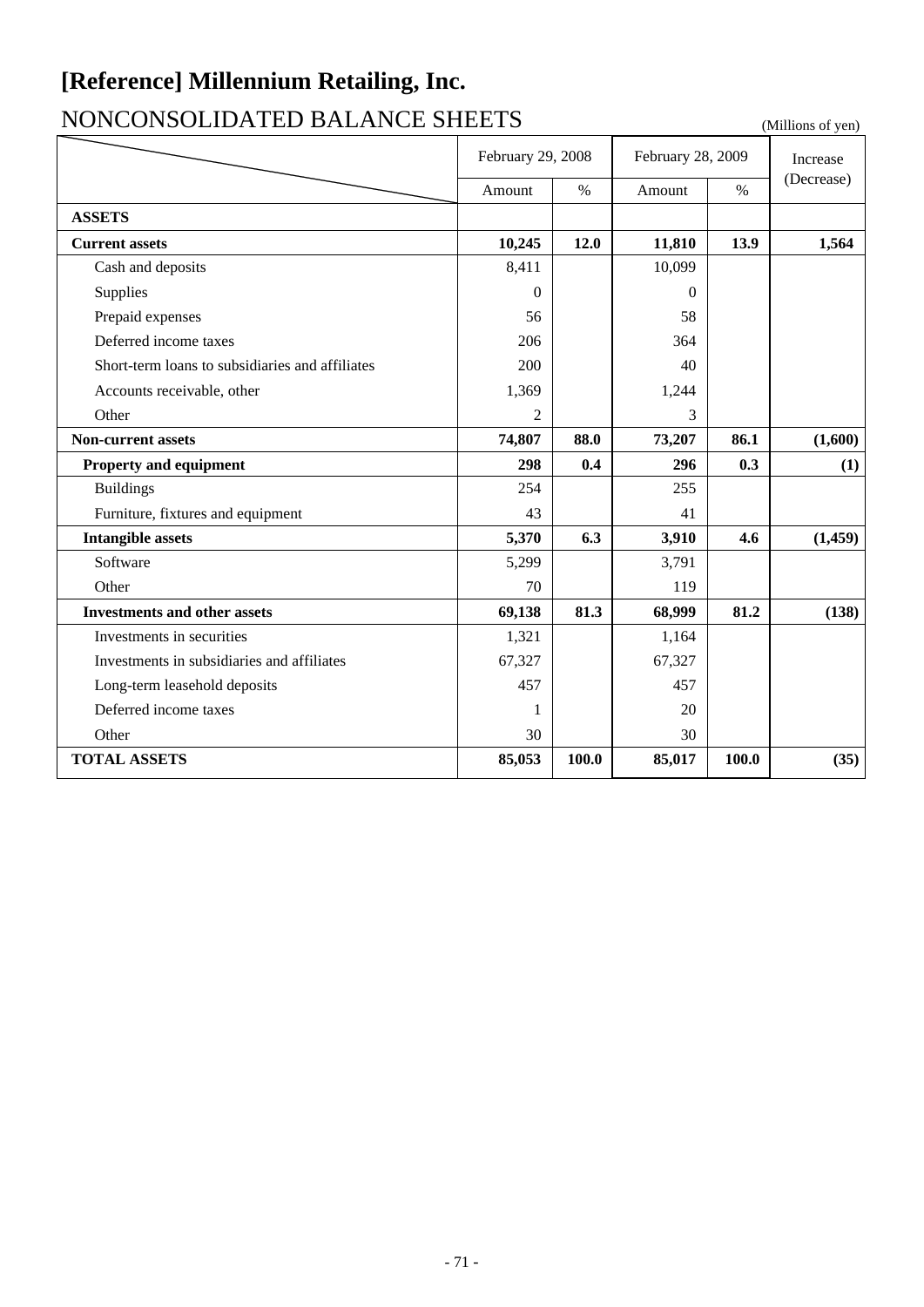# [Reference] Millennium Retailing, Inc.

## NONCONSOLIDATED BALANCE SHEETS

(Millions of yen)

| | February 29, 2008 | | February 28, 2009 | | Increase (Decrease) |
|---|---|---|---|---|---|
| | Amount | % | Amount | % | |
| **ASSETS** | | | | | |
| **Current assets** | **10,245** | **12.0** | **11,810** | **13.9** | **1,564** |
| Cash and deposits | 8,411 | | 10,099 | | |
| Supplies | 0 | | 0 | | |
| Prepaid expenses | 56 | | 58 | | |
| Deferred income taxes | 206 | | 364 | | |
| Short-term loans to subsidiaries and affiliates | 200 | | 40 | | |
| Accounts receivable, other | 1,369 | | 1,244 | | |
| Other | 2 | | 3 | | |
| **Non-current assets** | **74,807** | **88.0** | **73,207** | **86.1** | **(1,600)** |
| **Property and equipment** | **298** | **0.4** | **296** | **0.3** | **(1)** |
| Buildings | 254 | | 255 | | |
| Furniture, fixtures and equipment | 43 | | 41 | | |
| **Intangible assets** | **5,370** | **6.3** | **3,910** | **4.6** | **(1,459)** |
| Software | 5,299 | | 3,791 | | |
| Other | 70 | | 119 | | |
| **Investments and other assets** | **69,138** | **81.3** | **68,999** | **81.2** | **(138)** |
| Investments in securities | 1,321 | | 1,164 | | |
| Investments in subsidiaries and affiliates | 67,327 | | 67,327 | | |
| Long-term leasehold deposits | 457 | | 457 | | |
| Deferred income taxes | 1 | | 20 | | |
| Other | 30 | | 30 | | |
| **TOTAL ASSETS** | **85,053** | **100.0** | **85,017** | **100.0** | **(35)** |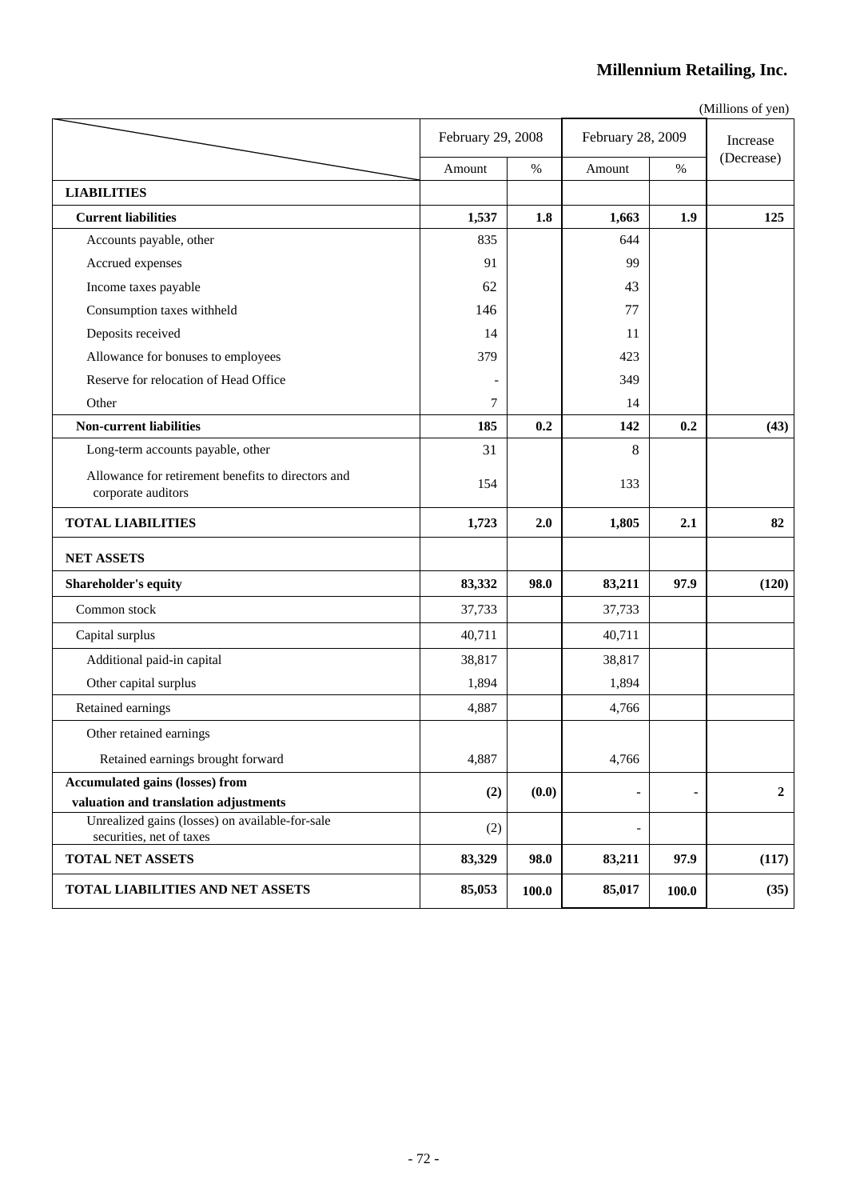**Millennium Retailing, Inc.**

(Millions of yen)

| | February 29, 2008 | | February 28, 2009 | | Increase (Decrease) |
|---|---|---|---|---|---|
| | Amount | % | Amount | % | |
| **LIABILITIES** | | | | | |
| **Current liabilities** | **1,537** | **1.8** | **1,663** | **1.9** | **125** |
| Accounts payable, other | 835 | | 644 | | |
| Accrued expenses | 91 | | 99 | | |
| Income taxes payable | 62 | | 43 | | |
| Consumption taxes withheld | 146 | | 77 | | |
| Deposits received | 14 | | 11 | | |
| Allowance for bonuses to employees | 379 | | 423 | | |
| Reserve for relocation of Head Office | - | | 349 | | |
| Other | 7 | | 14 | | |
| **Non-current liabilities** | **185** | **0.2** | **142** | **0.2** | **(43)** |
| Long-term accounts payable, other | 31 | | 8 | | |
| Allowance for retirement benefits to directors and corporate auditors | 154 | | 133 | | |
| **TOTAL LIABILITIES** | **1,723** | **2.0** | **1,805** | **2.1** | **82** |
| **NET ASSETS** | | | | | |
| **Shareholder's equity** | **83,332** | **98.0** | **83,211** | **97.9** | **(120)** |
| Common stock | 37,733 | | 37,733 | | |
| Capital surplus | 40,711 | | 40,711 | | |
| Additional paid-in capital | 38,817 | | 38,817 | | |
| Other capital surplus | 1,894 | | 1,894 | | |
| Retained earnings | 4,887 | | 4,766 | | |
| Other retained earnings | | | | | |
| Retained earnings brought forward | 4,887 | | 4,766 | | |
| **Accumulated gains (losses) from valuation and translation adjustments** | **(2)** | **(0.0)** | **-** | **-** | **2** |
| Unrealized gains (losses) on available-for-sale securities, net of taxes | (2) | | - | | |
| **TOTAL NET ASSETS** | **83,329** | **98.0** | **83,211** | **97.9** | **(117)** |
| **TOTAL LIABILITIES AND NET ASSETS** | **85,053** | **100.0** | **85,017** | **100.0** | **(35)** |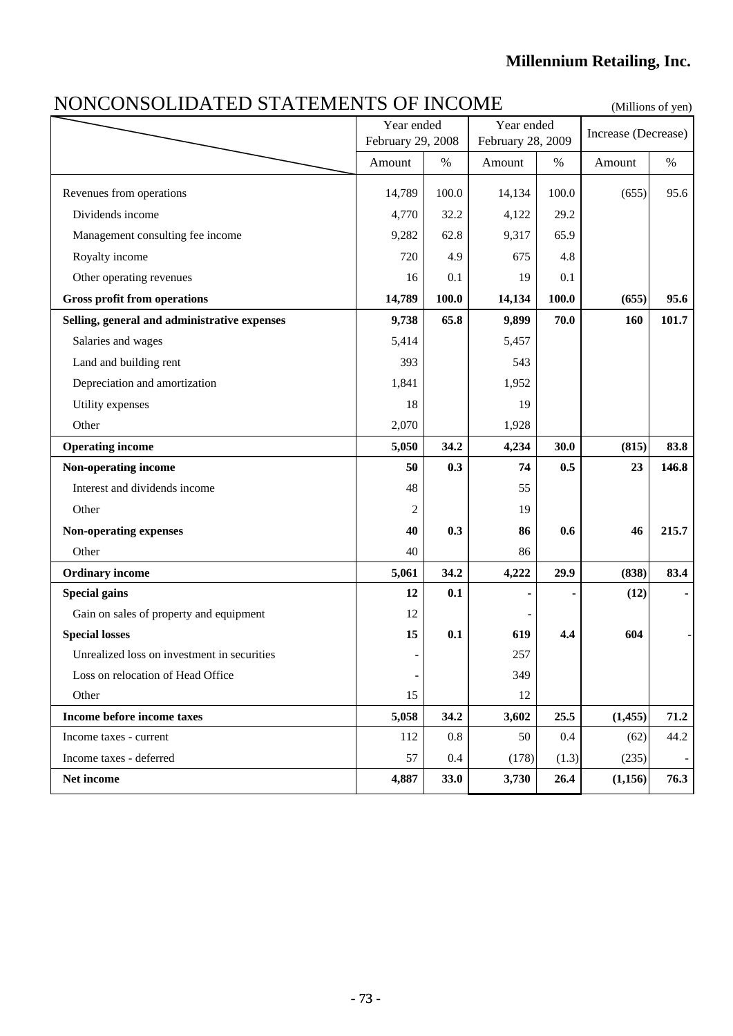**Millennium Retailing, Inc.**

# NONCONSOLIDATED STATEMENTS OF INCOME

(Millions of yen)

| | Year ended February 29, 2008 | | Year ended February 28, 2009 | | Increase (Decrease) | |
|---|---|---|---|---|---|---|
| | Amount | % | Amount | % | Amount | % |
| Revenues from operations | 14,789 | 100.0 | 14,134 | 100.0 | (655) | 95.6 |
| Dividends income | 4,770 | 32.2 | 4,122 | 29.2 | | |
| Management consulting fee income | 9,282 | 62.8 | 9,317 | 65.9 | | |
| Royalty income | 720 | 4.9 | 675 | 4.8 | | |
| Other operating revenues | 16 | 0.1 | 19 | 0.1 | | |
| **Gross profit from operations** | **14,789** | **100.0** | **14,134** | **100.0** | **(655)** | **95.6** |
| **Selling, general and administrative expenses** | **9,738** | **65.8** | **9,899** | **70.0** | **160** | **101.7** |
| Salaries and wages | 5,414 | | 5,457 | | | |
| Land and building rent | 393 | | 543 | | | |
| Depreciation and amortization | 1,841 | | 1,952 | | | |
| Utility expenses | 18 | | 19 | | | |
| Other | 2,070 | | 1,928 | | | |
| **Operating income** | **5,050** | **34.2** | **4,234** | **30.0** | **(815)** | **83.8** |
| **Non-operating income** | **50** | **0.3** | **74** | **0.5** | **23** | **146.8** |
| Interest and dividends income | 48 | | 55 | | | |
| Other | 2 | | 19 | | | |
| **Non-operating expenses** | **40** | **0.3** | **86** | **0.6** | **46** | **215.7** |
| Other | 40 | | 86 | | | |
| **Ordinary income** | **5,061** | **34.2** | **4,222** | **29.9** | **(838)** | **83.4** |
| **Special gains** | **12** | **0.1** | **-** | **-** | **(12)** | **-** |
| Gain on sales of property and equipment | 12 | | - | | | |
| **Special losses** | **15** | **0.1** | **619** | **4.4** | **604** | **-** |
| Unrealized loss on investment in securities | - | | 257 | | | |
| Loss on relocation of Head Office | - | | 349 | | | |
| Other | 15 | | 12 | | | |
| **Income before income taxes** | **5,058** | **34.2** | **3,602** | **25.5** | **(1,455)** | **71.2** |
| Income taxes - current | 112 | 0.8 | 50 | 0.4 | (62) | 44.2 |
| Income taxes - deferred | 57 | 0.4 | (178) | (1.3) | (235) | - |
| **Net income** | **4,887** | **33.0** | **3,730** | **26.4** | **(1,156)** | **76.3** |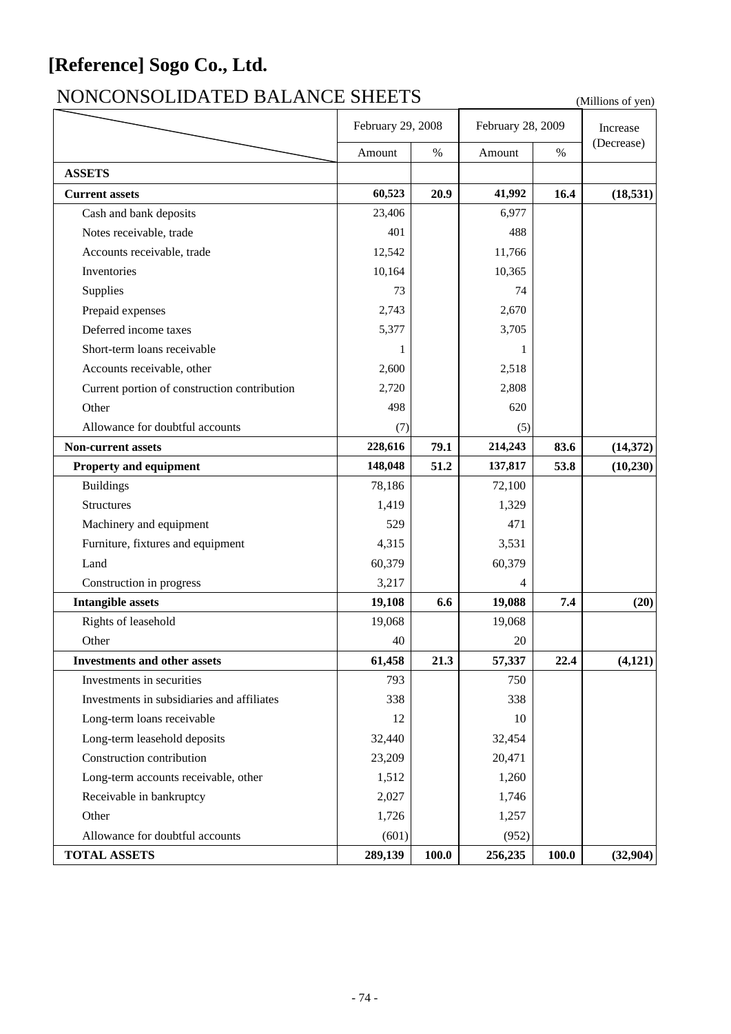# [Reference] Sogo Co., Ltd.

## NONCONSOLIDATED BALANCE SHEETS

(Millions of yen)

| | February 29, 2008 | | February 28, 2009 | | Increase (Decrease) |
|---|---|---|---|---|---|
| | Amount | % | Amount | % | |
| **ASSETS** | | | | | |
| **Current assets** | **60,523** | **20.9** | **41,992** | **16.4** | **(18,531)** |
| Cash and bank deposits | 23,406 | | 6,977 | | |
| Notes receivable, trade | 401 | | 488 | | |
| Accounts receivable, trade | 12,542 | | 11,766 | | |
| Inventories | 10,164 | | 10,365 | | |
| Supplies | 73 | | 74 | | |
| Prepaid expenses | 2,743 | | 2,670 | | |
| Deferred income taxes | 5,377 | | 3,705 | | |
| Short-term loans receivable | 1 | | 1 | | |
| Accounts receivable, other | 2,600 | | 2,518 | | |
| Current portion of construction contribution | 2,720 | | 2,808 | | |
| Other | 498 | | 620 | | |
| Allowance for doubtful accounts | (7) | | (5) | | |
| **Non-current assets** | **228,616** | **79.1** | **214,243** | **83.6** | **(14,372)** |
| **Property and equipment** | **148,048** | **51.2** | **137,817** | **53.8** | **(10,230)** |
| Buildings | 78,186 | | 72,100 | | |
| Structures | 1,419 | | 1,329 | | |
| Machinery and equipment | 529 | | 471 | | |
| Furniture, fixtures and equipment | 4,315 | | 3,531 | | |
| Land | 60,379 | | 60,379 | | |
| Construction in progress | 3,217 | | 4 | | |
| **Intangible assets** | **19,108** | **6.6** | **19,088** | **7.4** | **(20)** |
| Rights of leasehold | 19,068 | | 19,068 | | |
| Other | 40 | | 20 | | |
| **Investments and other assets** | **61,458** | **21.3** | **57,337** | **22.4** | **(4,121)** |
| Investments in securities | 793 | | 750 | | |
| Investments in subsidiaries and affiliates | 338 | | 338 | | |
| Long-term loans receivable | 12 | | 10 | | |
| Long-term leasehold deposits | 32,440 | | 32,454 | | |
| Construction contribution | 23,209 | | 20,471 | | |
| Long-term accounts receivable, other | 1,512 | | 1,260 | | |
| Receivable in bankruptcy | 2,027 | | 1,746 | | |
| Other | 1,726 | | 1,257 | | |
| Allowance for doubtful accounts | (601) | | (952) | | |
| **TOTAL ASSETS** | **289,139** | **100.0** | **256,235** | **100.0** | **(32,904)** |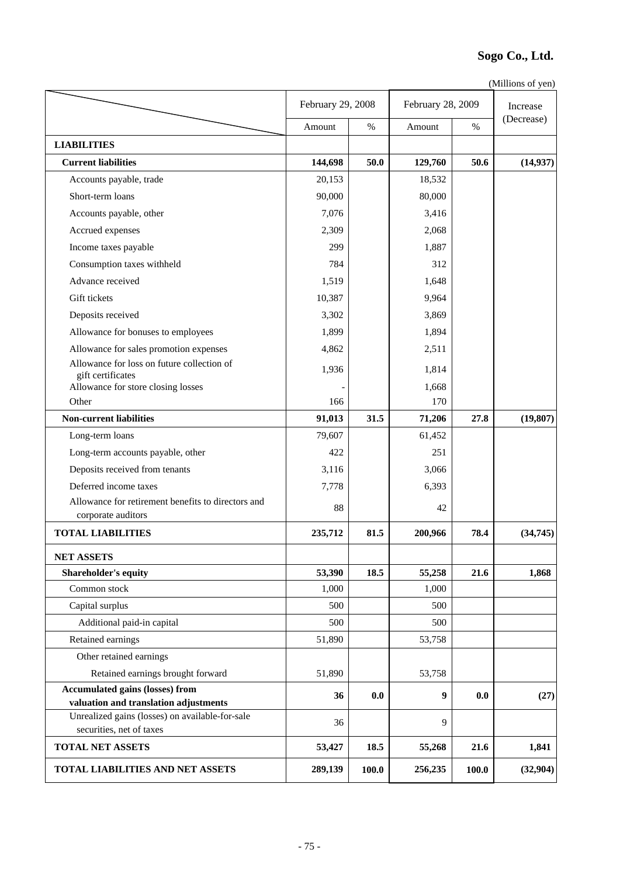**Sogo Co., Ltd.**

(Millions of yen)

| | February 29, 2008 | | February 28, 2009 | | Increase (Decrease) |
|---|---|---|---|---|---|
| | Amount | % | Amount | % | |
| **LIABILITIES** | | | | | |
| **Current liabilities** | **144,698** | **50.0** | **129,760** | **50.6** | **(14,937)** |
| Accounts payable, trade | 20,153 | | 18,532 | | |
| Short-term loans | 90,000 | | 80,000 | | |
| Accounts payable, other | 7,076 | | 3,416 | | |
| Accrued expenses | 2,309 | | 2,068 | | |
| Income taxes payable | 299 | | 1,887 | | |
| Consumption taxes withheld | 784 | | 312 | | |
| Advance received | 1,519 | | 1,648 | | |
| Gift tickets | 10,387 | | 9,964 | | |
| Deposits received | 3,302 | | 3,869 | | |
| Allowance for bonuses to employees | 1,899 | | 1,894 | | |
| Allowance for sales promotion expenses | 4,862 | | 2,511 | | |
| Allowance for loss on future collection of gift certificates | 1,936 | | 1,814 | | |
| Allowance for store closing losses | - | | 1,668 | | |
| Other | 166 | | 170 | | |
| **Non-current liabilities** | **91,013** | **31.5** | **71,206** | **27.8** | **(19,807)** |
| Long-term loans | 79,607 | | 61,452 | | |
| Long-term accounts payable, other | 422 | | 251 | | |
| Deposits received from tenants | 3,116 | | 3,066 | | |
| Deferred income taxes | 7,778 | | 6,393 | | |
| Allowance for retirement benefits to directors and corporate auditors | 88 | | 42 | | |
| **TOTAL LIABILITIES** | **235,712** | **81.5** | **200,966** | **78.4** | **(34,745)** |
| **NET ASSETS** | | | | | |
| **Shareholder's equity** | **53,390** | **18.5** | **55,258** | **21.6** | **1,868** |
| Common stock | 1,000 | | 1,000 | | |
| Capital surplus | 500 | | 500 | | |
| Additional paid-in capital | 500 | | 500 | | |
| Retained earnings | 51,890 | | 53,758 | | |
| Other retained earnings | | | | | |
| Retained earnings brought forward | 51,890 | | 53,758 | | |
| **Accumulated gains (losses) from valuation and translation adjustments** | **36** | **0.0** | **9** | **0.0** | **(27)** |
| Unrealized gains (losses) on available-for-sale securities, net of taxes | 36 | | 9 | | |
| **TOTAL NET ASSETS** | **53,427** | **18.5** | **55,268** | **21.6** | **1,841** |
| **TOTAL LIABILITIES AND NET ASSETS** | **289,139** | **100.0** | **256,235** | **100.0** | **(32,904)** |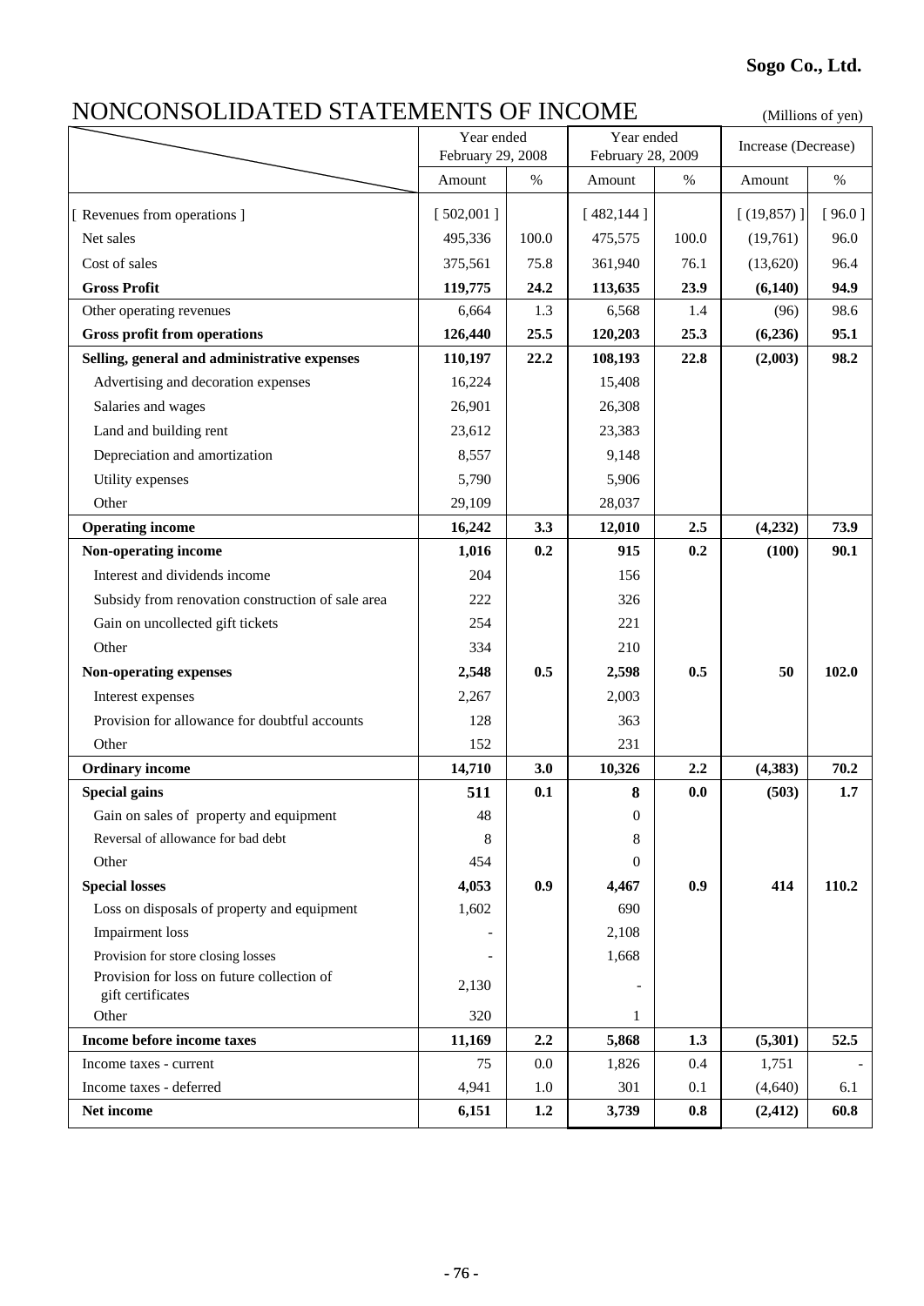**Sogo Co., Ltd.**

# NONCONSOLIDATED STATEMENTS OF INCOME

(Millions of yen)

| | Year ended February 29, 2008 | | Year ended February 28, 2009 | | Increase (Decrease) | |
|---|---|---|---|---|---|---|
| | Amount | % | Amount | % | Amount | % |
| [ Revenues from operations ] | [ 502,001 ] | | [ 482,144 ] | | [ (19,857) ] | [ 96.0 ] |
| Net sales | 495,336 | 100.0 | 475,575 | 100.0 | (19,761) | 96.0 |
| Cost of sales | 375,561 | 75.8 | 361,940 | 76.1 | (13,620) | 96.4 |
| **Gross Profit** | **119,775** | **24.2** | **113,635** | **23.9** | **(6,140)** | **94.9** |
| Other operating revenues | 6,664 | 1.3 | 6,568 | 1.4 | (96) | 98.6 |
| **Gross profit from operations** | **126,440** | **25.5** | **120,203** | **25.3** | **(6,236)** | **95.1** |
| **Selling, general and administrative expenses** | **110,197** | **22.2** | **108,193** | **22.8** | **(2,003)** | **98.2** |
| Advertising and decoration expenses | 16,224 | | 15,408 | | | |
| Salaries and wages | 26,901 | | 26,308 | | | |
| Land and building rent | 23,612 | | 23,383 | | | |
| Depreciation and amortization | 8,557 | | 9,148 | | | |
| Utility expenses | 5,790 | | 5,906 | | | |
| Other | 29,109 | | 28,037 | | | |
| **Operating income** | **16,242** | **3.3** | **12,010** | **2.5** | **(4,232)** | **73.9** |
| **Non-operating income** | **1,016** | **0.2** | **915** | **0.2** | **(100)** | **90.1** |
| Interest and dividends income | 204 | | 156 | | | |
| Subsidy from renovation construction of sale area | 222 | | 326 | | | |
| Gain on uncollected gift tickets | 254 | | 221 | | | |
| Other | 334 | | 210 | | | |
| **Non-operating expenses** | **2,548** | **0.5** | **2,598** | **0.5** | **50** | **102.0** |
| Interest expenses | 2,267 | | 2,003 | | | |
| Provision for allowance for doubtful accounts | 128 | | 363 | | | |
| Other | 152 | | 231 | | | |
| **Ordinary income** | **14,710** | **3.0** | **10,326** | **2.2** | **(4,383)** | **70.2** |
| **Special gains** | **511** | **0.1** | **8** | **0.0** | **(503)** | **1.7** |
| Gain on sales of property and equipment | 48 | | 0 | | | |
| Reversal of allowance for bad debt | 8 | | 8 | | | |
| Other | 454 | | 0 | | | |
| **Special losses** | **4,053** | **0.9** | **4,467** | **0.9** | **414** | **110.2** |
| Loss on disposals of property and equipment | 1,602 | | 690 | | | |
| Impairment loss | - | | 2,108 | | | |
| Provision for store closing losses | - | | 1,668 | | | |
| Provision for loss on future collection of gift certificates | 2,130 | | - | | | |
| Other | 320 | | 1 | | | |
| **Income before income taxes** | **11,169** | **2.2** | **5,868** | **1.3** | **(5,301)** | **52.5** |
| Income taxes - current | 75 | 0.0 | 1,826 | 0.4 | 1,751 | - |
| Income taxes - deferred | 4,941 | 1.0 | 301 | 0.1 | (4,640) | 6.1 |
| **Net income** | **6,151** | **1.2** | **3,739** | **0.8** | **(2,412)** | **60.8** |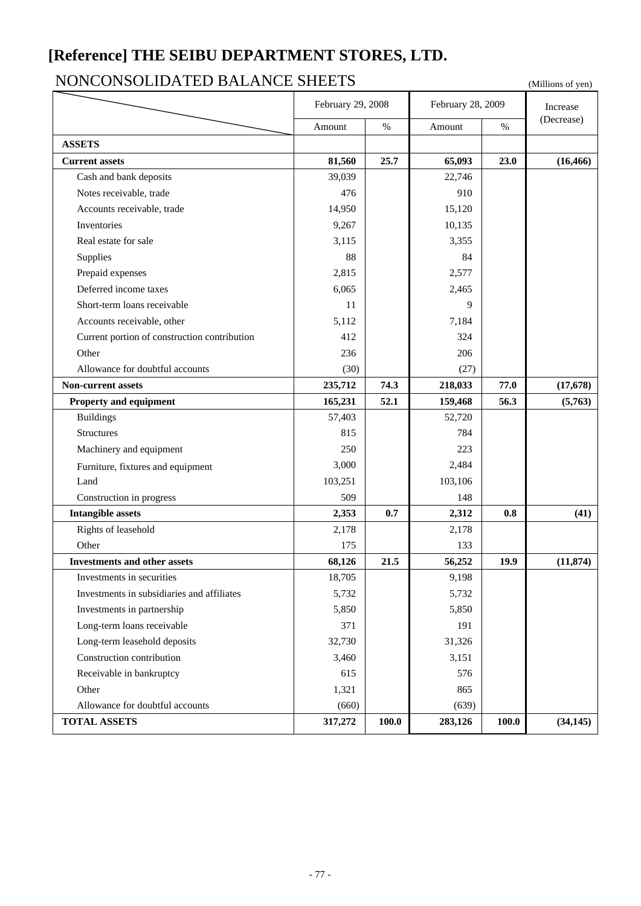# [Reference] THE SEIBU DEPARTMENT STORES, LTD.

## NONCONSOLIDATED BALANCE SHEETS

(Millions of yen)

| | February 29, 2008 | | February 28, 2009 | | Increase (Decrease) |
|---|---|---|---|---|---|
| | Amount | % | Amount | % | |
| **ASSETS** | | | | | |
| **Current assets** | **81,560** | **25.7** | **65,093** | **23.0** | **(16,466)** |
| Cash and bank deposits | 39,039 | | 22,746 | | |
| Notes receivable, trade | 476 | | 910 | | |
| Accounts receivable, trade | 14,950 | | 15,120 | | |
| Inventories | 9,267 | | 10,135 | | |
| Real estate for sale | 3,115 | | 3,355 | | |
| Supplies | 88 | | 84 | | |
| Prepaid expenses | 2,815 | | 2,577 | | |
| Deferred income taxes | 6,065 | | 2,465 | | |
| Short-term loans receivable | 11 | | 9 | | |
| Accounts receivable, other | 5,112 | | 7,184 | | |
| Current portion of construction contribution | 412 | | 324 | | |
| Other | 236 | | 206 | | |
| Allowance for doubtful accounts | (30) | | (27) | | |
| **Non-current assets** | **235,712** | **74.3** | **218,033** | **77.0** | **(17,678)** |
| **Property and equipment** | **165,231** | **52.1** | **159,468** | **56.3** | **(5,763)** |
| Buildings | 57,403 | | 52,720 | | |
| Structures | 815 | | 784 | | |
| Machinery and equipment | 250 | | 223 | | |
| Furniture, fixtures and equipment | 3,000 | | 2,484 | | |
| Land | 103,251 | | 103,106 | | |
| Construction in progress | 509 | | 148 | | |
| **Intangible assets** | **2,353** | **0.7** | **2,312** | **0.8** | **(41)** |
| Rights of leasehold | 2,178 | | 2,178 | | |
| Other | 175 | | 133 | | |
| **Investments and other assets** | **68,126** | **21.5** | **56,252** | **19.9** | **(11,874)** |
| Investments in securities | 18,705 | | 9,198 | | |
| Investments in subsidiaries and affiliates | 5,732 | | 5,732 | | |
| Investments in partnership | 5,850 | | 5,850 | | |
| Long-term loans receivable | 371 | | 191 | | |
| Long-term leasehold deposits | 32,730 | | 31,326 | | |
| Construction contribution | 3,460 | | 3,151 | | |
| Receivable in bankruptcy | 615 | | 576 | | |
| Other | 1,321 | | 865 | | |
| Allowance for doubtful accounts | (660) | | (639) | | |
| **TOTAL ASSETS** | **317,272** | **100.0** | **283,126** | **100.0** | **(34,145)** |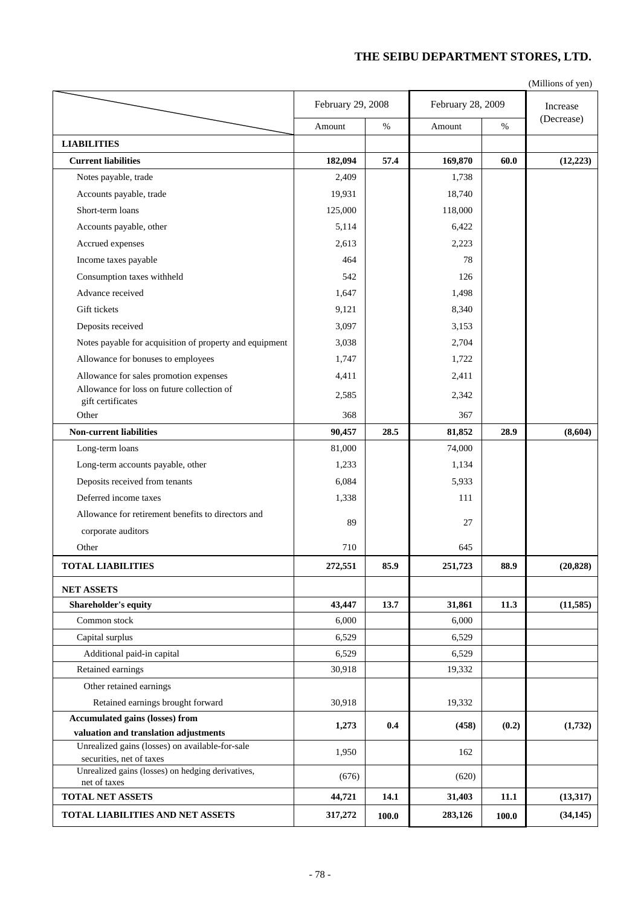**THE SEIBU DEPARTMENT STORES, LTD.**

(Millions of yen)

| | February 29, 2008 | | February 28, 2009 | | Increase (Decrease) |
|---|---|---|---|---|---|
| | Amount | % | Amount | % | |
| **LIABILITIES** | | | | | |
| **Current liabilities** | **182,094** | **57.4** | **169,870** | **60.0** | **(12,223)** |
| Notes payable, trade | 2,409 | | 1,738 | | |
| Accounts payable, trade | 19,931 | | 18,740 | | |
| Short-term loans | 125,000 | | 118,000 | | |
| Accounts payable, other | 5,114 | | 6,422 | | |
| Accrued expenses | 2,613 | | 2,223 | | |
| Income taxes payable | 464 | | 78 | | |
| Consumption taxes withheld | 542 | | 126 | | |
| Advance received | 1,647 | | 1,498 | | |
| Gift tickets | 9,121 | | 8,340 | | |
| Deposits received | 3,097 | | 3,153 | | |
| Notes payable for acquisition of property and equipment | 3,038 | | 2,704 | | |
| Allowance for bonuses to employees | 1,747 | | 1,722 | | |
| Allowance for sales promotion expenses | 4,411 | | 2,411 | | |
| Allowance for loss on future collection of gift certificates | 2,585 | | 2,342 | | |
| Other | 368 | | 367 | | |
| **Non-current liabilities** | **90,457** | **28.5** | **81,852** | **28.9** | **(8,604)** |
| Long-term loans | 81,000 | | 74,000 | | |
| Long-term accounts payable, other | 1,233 | | 1,134 | | |
| Deposits received from tenants | 6,084 | | 5,933 | | |
| Deferred income taxes | 1,338 | | 111 | | |
| Allowance for retirement benefits to directors and corporate auditors | 89 | | 27 | | |
| Other | 710 | | 645 | | |
| **TOTAL LIABILITIES** | **272,551** | **85.9** | **251,723** | **88.9** | **(20,828)** |
| **NET ASSETS** | | | | | |
| **Shareholder's equity** | **43,447** | **13.7** | **31,861** | **11.3** | **(11,585)** |
| Common stock | 6,000 | | 6,000 | | |
| Capital surplus | 6,529 | | 6,529 | | |
| Additional paid-in capital | 6,529 | | 6,529 | | |
| Retained earnings | 30,918 | | 19,332 | | |
| Other retained earnings | | | | | |
| Retained earnings brought forward | 30,918 | | 19,332 | | |
| **Accumulated gains (losses) from valuation and translation adjustments** | **1,273** | **0.4** | **(458)** | **(0.2)** | **(1,732)** |
| Unrealized gains (losses) on available-for-sale securities, net of taxes | 1,950 | | 162 | | |
| Unrealized gains (losses) on hedging derivatives, net of taxes | (676) | | (620) | | |
| **TOTAL NET ASSETS** | **44,721** | **14.1** | **31,403** | **11.1** | **(13,317)** |
| **TOTAL LIABILITIES AND NET ASSETS** | **317,272** | **100.0** | **283,126** | **100.0** | **(34,145)** |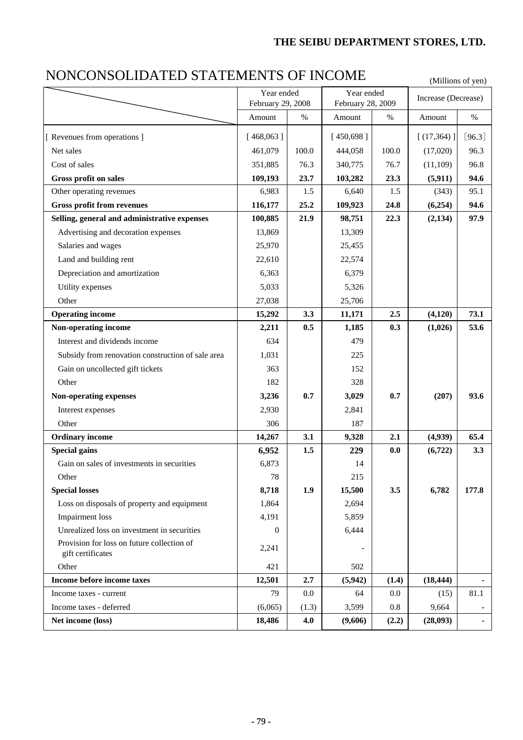THE SEIBU DEPARTMENT STORES, LTD.

# NONCONSOLIDATED STATEMENTS OF INCOME

(Millions of yen)

| | Year ended February 29, 2008 | | Year ended February 28, 2009 | | Increase (Decrease) | |
|---|---|---|---|---|---|---|
| | Amount | % | Amount | % | Amount | % |
| [ Revenues from operations ] | [ 468,063 ] | | [ 450,698 ] | | [ (17,364) ] | [96.3] |
| Net sales | 461,079 | 100.0 | 444,058 | 100.0 | (17,020) | 96.3 |
| Cost of sales | 351,885 | 76.3 | 340,775 | 76.7 | (11,109) | 96.8 |
| **Gross profit on sales** | **109,193** | **23.7** | **103,282** | **23.3** | **(5,911)** | **94.6** |
| Other operating revenues | 6,983 | 1.5 | 6,640 | 1.5 | (343) | 95.1 |
| **Gross profit from revenues** | **116,177** | **25.2** | **109,923** | **24.8** | **(6,254)** | **94.6** |
| **Selling, general and administrative expenses** | **100,885** | **21.9** | **98,751** | **22.3** | **(2,134)** | **97.9** |
| Advertising and decoration expenses | 13,869 | | 13,309 | | | |
| Salaries and wages | 25,970 | | 25,455 | | | |
| Land and building rent | 22,610 | | 22,574 | | | |
| Depreciation and amortization | 6,363 | | 6,379 | | | |
| Utility expenses | 5,033 | | 5,326 | | | |
| Other | 27,038 | | 25,706 | | | |
| **Operating income** | **15,292** | **3.3** | **11,171** | **2.5** | **(4,120)** | **73.1** |
| **Non-operating income** | **2,211** | **0.5** | **1,185** | **0.3** | **(1,026)** | **53.6** |
| Interest and dividends income | 634 | | 479 | | | |
| Subsidy from renovation construction of sale area | 1,031 | | 225 | | | |
| Gain on uncollected gift tickets | 363 | | 152 | | | |
| Other | 182 | | 328 | | | |
| **Non-operating expenses** | **3,236** | **0.7** | **3,029** | **0.7** | **(207)** | **93.6** |
| Interest expenses | 2,930 | | 2,841 | | | |
| Other | 306 | | 187 | | | |
| **Ordinary income** | **14,267** | **3.1** | **9,328** | **2.1** | **(4,939)** | **65.4** |
| **Special gains** | **6,952** | **1.5** | **229** | **0.0** | **(6,722)** | **3.3** |
| Gain on sales of investments in securities | 6,873 | | 14 | | | |
| Other | 78 | | 215 | | | |
| **Special losses** | **8,718** | **1.9** | **15,500** | **3.5** | **6,782** | **177.8** |
| Loss on disposals of property and equipment | 1,864 | | 2,694 | | | |
| Impairment loss | 4,191 | | 5,859 | | | |
| Unrealized loss on investment in securities | 0 | | 6,444 | | | |
| Provision for loss on future collection of gift certificates | 2,241 | | - | | | |
| Other | 421 | | 502 | | | |
| **Income before income taxes** | **12,501** | **2.7** | **(5,942)** | **(1.4)** | **(18,444)** | **-** |
| Income taxes - current | 79 | 0.0 | 64 | 0.0 | (15) | 81.1 |
| Income taxes - deferred | (6,065) | (1.3) | 3,599 | 0.8 | 9,664 | - |
| **Net income (loss)** | **18,486** | **4.0** | **(9,606)** | **(2.2)** | **(28,093)** | **-** |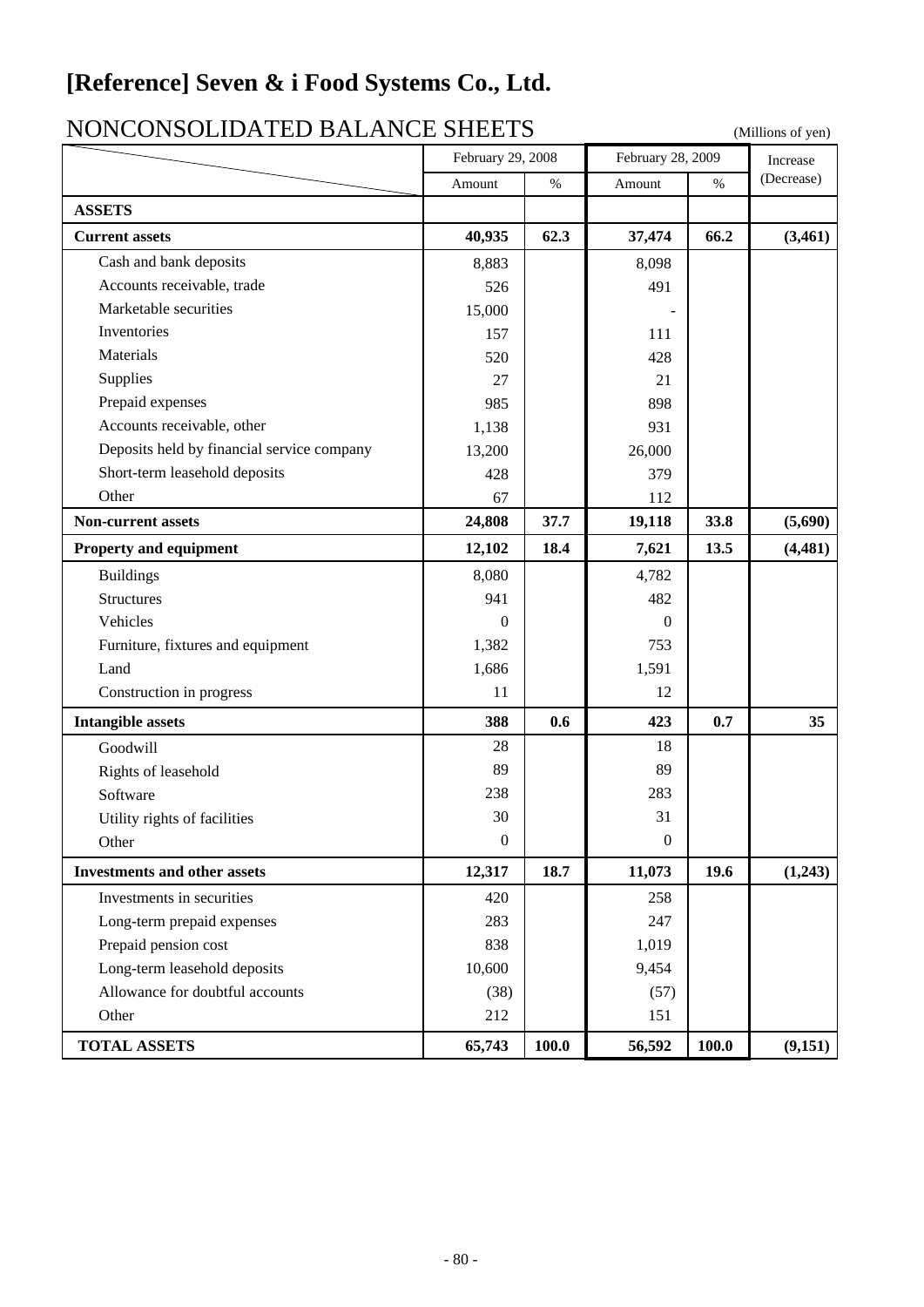# [Reference] Seven & i Food Systems Co., Ltd.

## NONCONSOLIDATED BALANCE SHEETS

(Millions of yen)

| | February 29, 2008 | | February 28, 2009 | | Increase (Decrease) |
|---|---|---|---|---|---|
| | Amount | % | Amount | % | |
| **ASSETS** | | | | | |
| **Current assets** | **40,935** | **62.3** | **37,474** | **66.2** | **(3,461)** |
| Cash and bank deposits | 8,883 | | 8,098 | | |
| Accounts receivable, trade | 526 | | 491 | | |
| Marketable securities | 15,000 | | - | | |
| Inventories | 157 | | 111 | | |
| Materials | 520 | | 428 | | |
| Supplies | 27 | | 21 | | |
| Prepaid expenses | 985 | | 898 | | |
| Accounts receivable, other | 1,138 | | 931 | | |
| Deposits held by financial service company | 13,200 | | 26,000 | | |
| Short-term leasehold deposits | 428 | | 379 | | |
| Other | 67 | | 112 | | |
| **Non-current assets** | **24,808** | **37.7** | **19,118** | **33.8** | **(5,690)** |
| **Property and equipment** | **12,102** | **18.4** | **7,621** | **13.5** | **(4,481)** |
| Buildings | 8,080 | | 4,782 | | |
| Structures | 941 | | 482 | | |
| Vehicles | 0 | | 0 | | |
| Furniture, fixtures and equipment | 1,382 | | 753 | | |
| Land | 1,686 | | 1,591 | | |
| Construction in progress | 11 | | 12 | | |
| **Intangible assets** | **388** | **0.6** | **423** | **0.7** | **35** |
| Goodwill | 28 | | 18 | | |
| Rights of leasehold | 89 | | 89 | | |
| Software | 238 | | 283 | | |
| Utility rights of facilities | 30 | | 31 | | |
| Other | 0 | | 0 | | |
| **Investments and other assets** | **12,317** | **18.7** | **11,073** | **19.6** | **(1,243)** |
| Investments in securities | 420 | | 258 | | |
| Long-term prepaid expenses | 283 | | 247 | | |
| Prepaid pension cost | 838 | | 1,019 | | |
| Long-term leasehold deposits | 10,600 | | 9,454 | | |
| Allowance for doubtful accounts | (38) | | (57) | | |
| Other | 212 | | 151 | | |
| **TOTAL ASSETS** | **65,743** | **100.0** | **56,592** | **100.0** | **(9,151)** |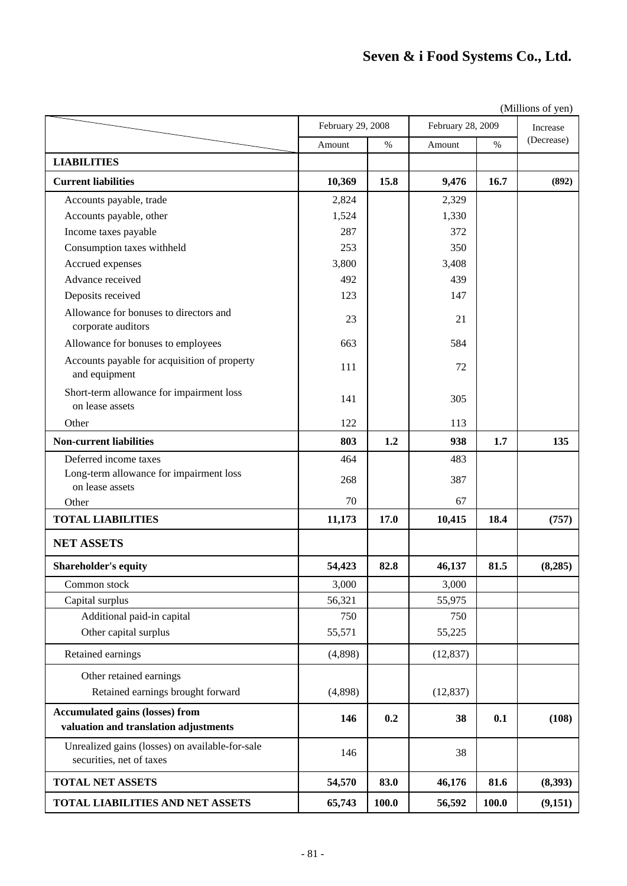# Seven & i Food Systems Co., Ltd.

(Millions of yen)

| | February 29, 2008 | | February 28, 2009 | | Increase (Decrease) |
|---|---|---|---|---|---|
| | Amount | % | Amount | % | |
| **LIABILITIES** | | | | | |
| **Current liabilities** | **10,369** | **15.8** | **9,476** | **16.7** | **(892)** |
| Accounts payable, trade | 2,824 | | 2,329 | | |
| Accounts payable, other | 1,524 | | 1,330 | | |
| Income taxes payable | 287 | | 372 | | |
| Consumption taxes withheld | 253 | | 350 | | |
| Accrued expenses | 3,800 | | 3,408 | | |
| Advance received | 492 | | 439 | | |
| Deposits received | 123 | | 147 | | |
| Allowance for bonuses to directors and corporate auditors | 23 | | 21 | | |
| Allowance for bonuses to employees | 663 | | 584 | | |
| Accounts payable for acquisition of property and equipment | 111 | | 72 | | |
| Short-term allowance for impairment loss on lease assets | 141 | | 305 | | |
| Other | 122 | | 113 | | |
| **Non-current liabilities** | **803** | **1.2** | **938** | **1.7** | **135** |
| Deferred income taxes | 464 | | 483 | | |
| Long-term allowance for impairment loss on lease assets | 268 | | 387 | | |
| Other | 70 | | 67 | | |
| **TOTAL LIABILITIES** | **11,173** | **17.0** | **10,415** | **18.4** | **(757)** |
| **NET ASSETS** | | | | | |
| **Shareholder's equity** | **54,423** | **82.8** | **46,137** | **81.5** | **(8,285)** |
| Common stock | 3,000 | | 3,000 | | |
| Capital surplus | 56,321 | | 55,975 | | |
| Additional paid-in capital | 750 | | 750 | | |
| Other capital surplus | 55,571 | | 55,225 | | |
| Retained earnings | (4,898) | | (12,837) | | |
| Other retained earnings | | | | | |
| Retained earnings brought forward | (4,898) | | (12,837) | | |
| **Accumulated gains (losses) from valuation and translation adjustments** | **146** | **0.2** | **38** | **0.1** | **(108)** |
| Unrealized gains (losses) on available-for-sale securities, net of taxes | 146 | | 38 | | |
| **TOTAL NET ASSETS** | **54,570** | **83.0** | **46,176** | **81.6** | **(8,393)** |
| **TOTAL LIABILITIES AND NET ASSETS** | **65,743** | **100.0** | **56,592** | **100.0** | **(9,151)** |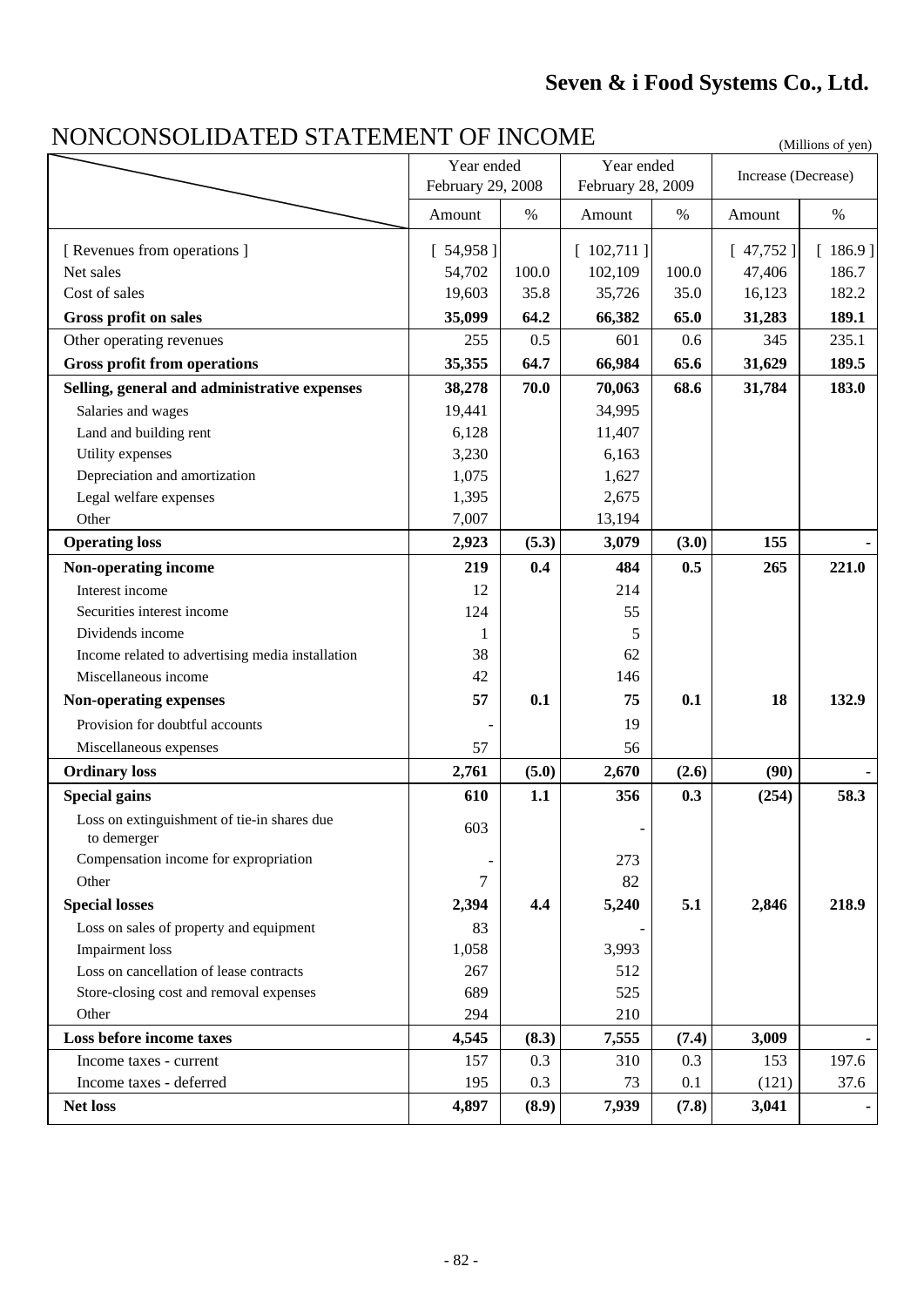## Seven & i Food Systems Co., Ltd.

# NONCONSOLIDATED STATEMENT OF INCOME

(Millions of yen)

| | Year ended February 29, 2008 | | Year ended February 28, 2009 | | Increase (Decrease) | |
|---|---|---|---|---|---|---|
| | Amount | % | Amount | % | Amount | % |
| [ Revenues from operations ] | [ 54,958 ] | | [ 102,711 ] | | [ 47,752 ] | [ 186.9 ] |
| Net sales | 54,702 | 100.0 | 102,109 | 100.0 | 47,406 | 186.7 |
| Cost of sales | 19,603 | 35.8 | 35,726 | 35.0 | 16,123 | 182.2 |
| **Gross profit on sales** | **35,099** | **64.2** | **66,382** | **65.0** | **31,283** | **189.1** |
| Other operating revenues | 255 | 0.5 | 601 | 0.6 | 345 | 235.1 |
| **Gross profit from operations** | **35,355** | **64.7** | **66,984** | **65.6** | **31,629** | **189.5** |
| **Selling, general and administrative expenses** | **38,278** | **70.0** | **70,063** | **68.6** | **31,784** | **183.0** |
| Salaries and wages | 19,441 | | 34,995 | | | |
| Land and building rent | 6,128 | | 11,407 | | | |
| Utility expenses | 3,230 | | 6,163 | | | |
| Depreciation and amortization | 1,075 | | 1,627 | | | |
| Legal welfare expenses | 1,395 | | 2,675 | | | |
| Other | 7,007 | | 13,194 | | | |
| **Operating loss** | **2,923** | **(5.3)** | **3,079** | **(3.0)** | **155** | **-** |
| **Non-operating income** | **219** | **0.4** | **484** | **0.5** | **265** | **221.0** |
| Interest income | 12 | | 214 | | | |
| Securities interest income | 124 | | 55 | | | |
| Dividends income | 1 | | 5 | | | |
| Income related to advertising media installation | 38 | | 62 | | | |
| Miscellaneous income | 42 | | 146 | | | |
| **Non-operating expenses** | **57** | **0.1** | **75** | **0.1** | **18** | **132.9** |
| Provision for doubtful accounts | - | | 19 | | | |
| Miscellaneous expenses | 57 | | 56 | | | |
| **Ordinary loss** | **2,761** | **(5.0)** | **2,670** | **(2.6)** | **(90)** | **-** |
| **Special gains** | **610** | **1.1** | **356** | **0.3** | **(254)** | **58.3** |
| Loss on extinguishment of tie-in shares due to demerger | 603 | | - | | | |
| Compensation income for expropriation | - | | 273 | | | |
| Other | 7 | | 82 | | | |
| **Special losses** | **2,394** | **4.4** | **5,240** | **5.1** | **2,846** | **218.9** |
| Loss on sales of property and equipment | 83 | | - | | | |
| Impairment loss | 1,058 | | 3,993 | | | |
| Loss on cancellation of lease contracts | 267 | | 512 | | | |
| Store-closing cost and removal expenses | 689 | | 525 | | | |
| Other | 294 | | 210 | | | |
| **Loss before income taxes** | **4,545** | **(8.3)** | **7,555** | **(7.4)** | **3,009** | **-** |
| Income taxes - current | 157 | 0.3 | 310 | 0.3 | 153 | 197.6 |
| Income taxes - deferred | 195 | 0.3 | 73 | 0.1 | (121) | 37.6 |
| **Net loss** | **4,897** | **(8.9)** | **7,939** | **(7.8)** | **3,041** | **-** |